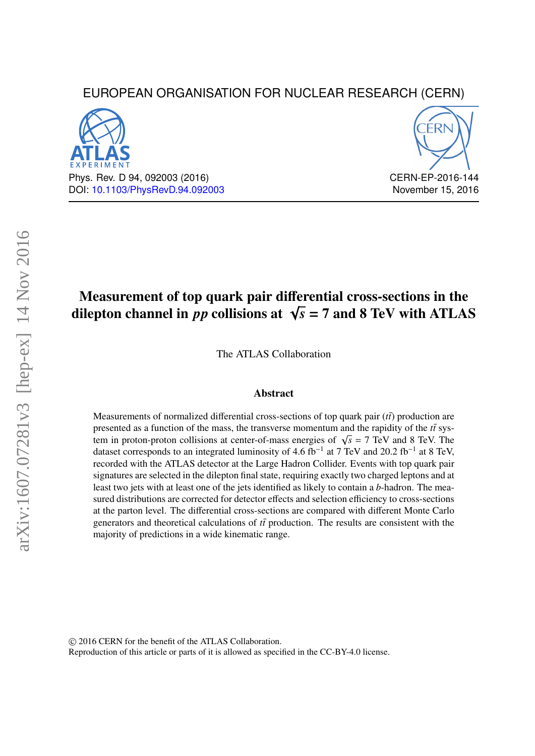EUROPEAN ORGANISATION FOR NUCLEAR RESEARCH (CERN)

Phys. Rev. D 94, 092003 (2016)
DOI: 10.1103/PhysRevD.94.092003

CERN-EP-2016-144
November 15, 2016

# Measurement of top quark pair differential cross-sections in the dilepton channel in $pp$ collisions at $\sqrt{s}$ = 7 and 8 TeV with ATLAS

The ATLAS Collaboration

## Abstract

Measurements of normalized differential cross-sections of top quark pair ($t\bar{t}$) production are presented as a function of the mass, the transverse momentum and the rapidity of the $t\bar{t}$ system in proton-proton collisions at center-of-mass energies of $\sqrt{s}$ = 7 TeV and 8 TeV. The dataset corresponds to an integrated luminosity of 4.6 fb$^{-1}$ at 7 TeV and 20.2 fb$^{-1}$ at 8 TeV, recorded with the ATLAS detector at the Large Hadron Collider. Events with top quark pair signatures are selected in the dilepton final state, requiring exactly two charged leptons and at least two jets with at least one of the jets identified as likely to contain a $b$-hadron. The measured distributions are corrected for detector effects and selection efficiency to cross-sections at the parton level. The differential cross-sections are compared with different Monte Carlo generators and theoretical calculations of $t\bar{t}$ production. The results are consistent with the majority of predictions in a wide kinematic range.

© 2016 CERN for the benefit of the ATLAS Collaboration.
Reproduction of this article or parts of it is allowed as specified in the CC-BY-4.0 license.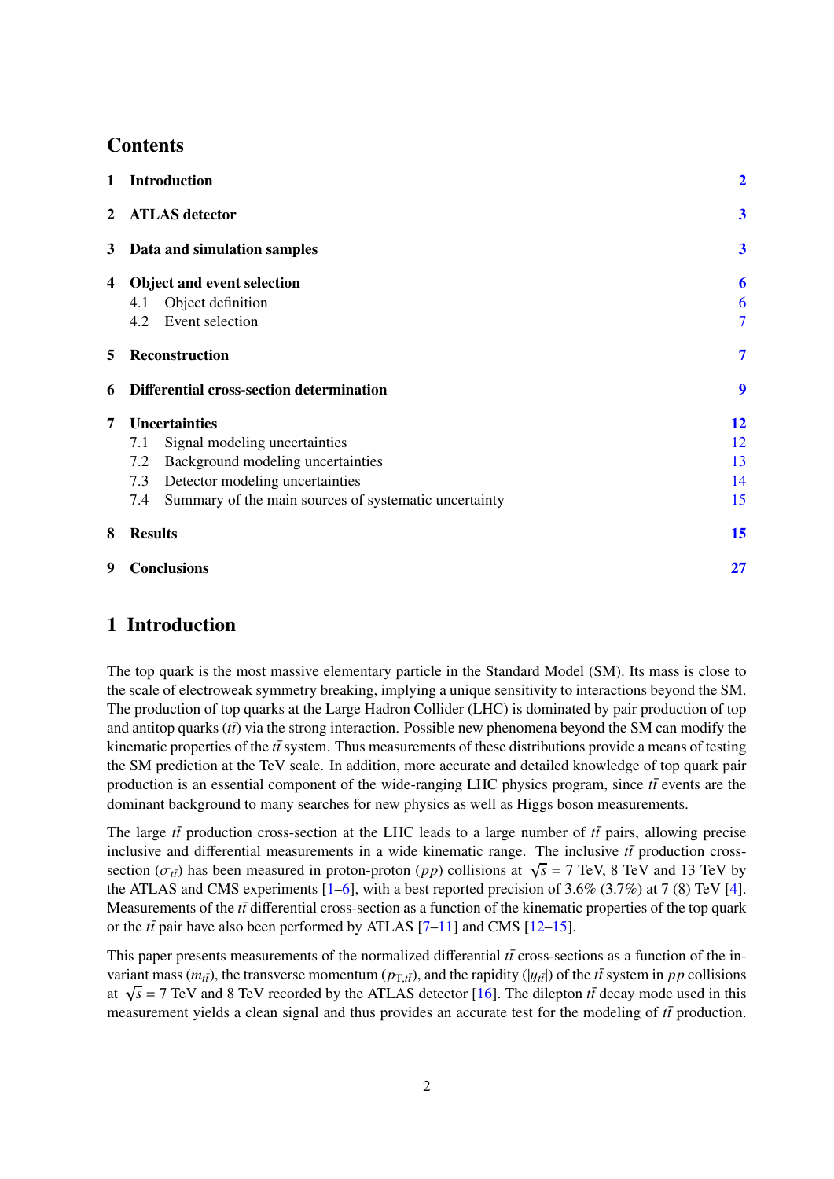## Contents

| | | |
|---|---|---|
| **1** | **Introduction** | **2** |
| **2** | **ATLAS detector** | **3** |
| **3** | **Data and simulation samples** | **3** |
| **4** | **Object and event selection** | **6** |
| | 4.1 Object definition | 6 |
| | 4.2 Event selection | 7 |
| **5** | **Reconstruction** | **7** |
| **6** | **Differential cross-section determination** | **9** |
| **7** | **Uncertainties** | **12** |
| | 7.1 Signal modeling uncertainties | 12 |
| | 7.2 Background modeling uncertainties | 13 |
| | 7.3 Detector modeling uncertainties | 14 |
| | 7.4 Summary of the main sources of systematic uncertainty | 15 |
| **8** | **Results** | **15** |
| **9** | **Conclusions** | **27** |

# 1 Introduction

The top quark is the most massive elementary particle in the Standard Model (SM). Its mass is close to the scale of electroweak symmetry breaking, implying a unique sensitivity to interactions beyond the SM. The production of top quarks at the Large Hadron Collider (LHC) is dominated by pair production of top and antitop quarks ($t\bar{t}$) via the strong interaction. Possible new phenomena beyond the SM can modify the kinematic properties of the $t\bar{t}$ system. Thus measurements of these distributions provide a means of testing the SM prediction at the TeV scale. In addition, more accurate and detailed knowledge of top quark pair production is an essential component of the wide-ranging LHC physics program, since $t\bar{t}$ events are the dominant background to many searches for new physics as well as Higgs boson measurements.

The large $t\bar{t}$ production cross-section at the LHC leads to a large number of $t\bar{t}$ pairs, allowing precise inclusive and differential measurements in a wide kinematic range. The inclusive $t\bar{t}$ production cross-section ($\sigma_{t\bar{t}}$) has been measured in proton-proton ($pp$) collisions at $\sqrt{s}$ = 7 TeV, 8 TeV and 13 TeV by the ATLAS and CMS experiments [1–6], with a best reported precision of 3.6% (3.7%) at 7 (8) TeV [4]. Measurements of the $t\bar{t}$ differential cross-section as a function of the kinematic properties of the top quark or the $t\bar{t}$ pair have also been performed by ATLAS [7–11] and CMS [12–15].

This paper presents measurements of the normalized differential $t\bar{t}$ cross-sections as a function of the invariant mass ($m_{t\bar{t}}$), the transverse momentum ($p_{\mathrm{T},t\bar{t}}$), and the rapidity ($|y_{t\bar{t}}|$) of the $t\bar{t}$ system in $pp$ collisions at $\sqrt{s}$ = 7 TeV and 8 TeV recorded by the ATLAS detector [16]. The dilepton $t\bar{t}$ decay mode used in this measurement yields a clean signal and thus provides an accurate test for the modeling of $t\bar{t}$ production.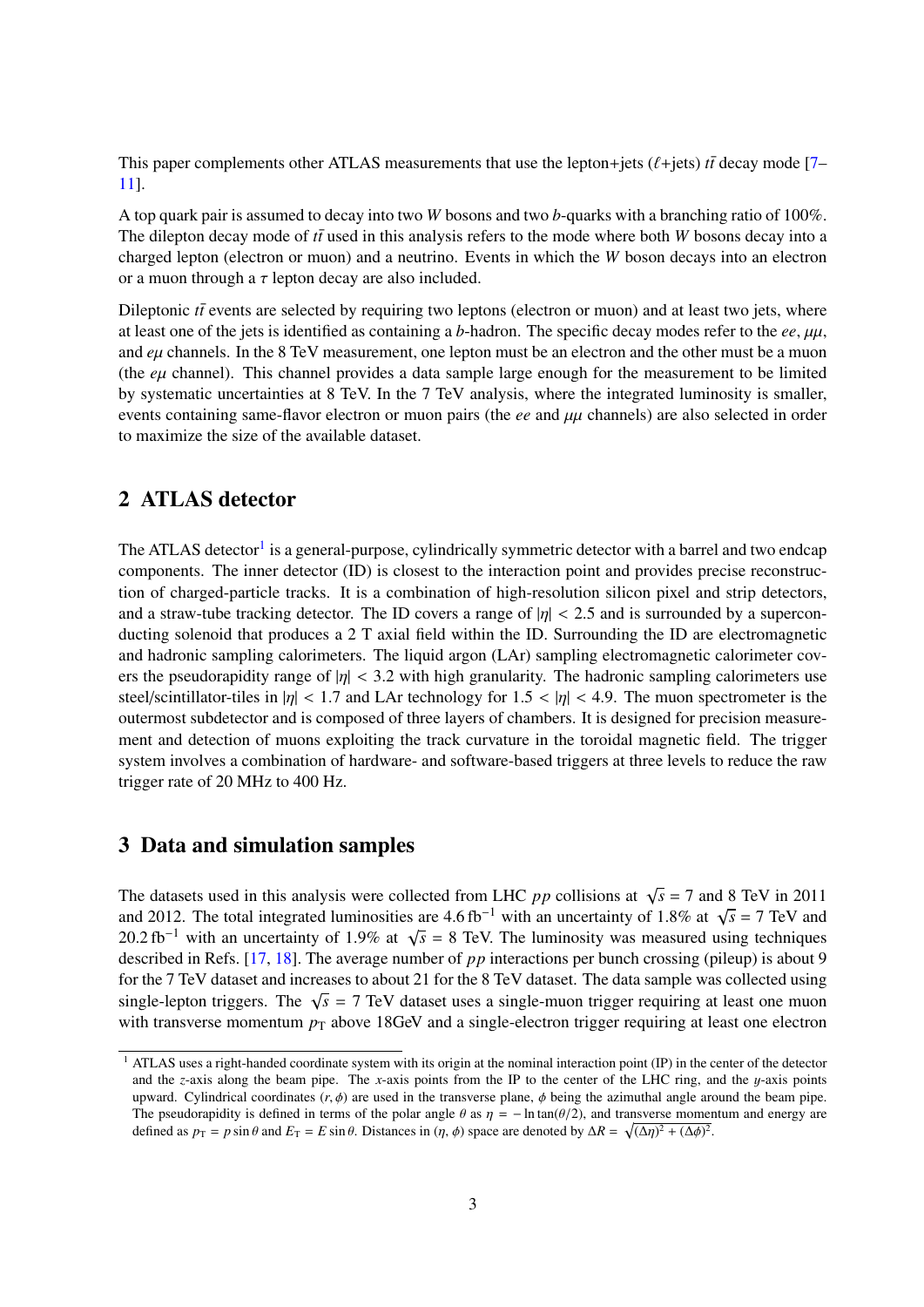This paper complements other ATLAS measurements that use the lepton+jets ($\ell$+jets) $t\bar{t}$ decay mode [7–11].

A top quark pair is assumed to decay into two $W$ bosons and two $b$-quarks with a branching ratio of 100%. The dilepton decay mode of $t\bar{t}$ used in this analysis refers to the mode where both $W$ bosons decay into a charged lepton (electron or muon) and a neutrino. Events in which the $W$ boson decays into an electron or a muon through a $\tau$ lepton decay are also included.

Dileptonic $t\bar{t}$ events are selected by requiring two leptons (electron or muon) and at least two jets, where at least one of the jets is identified as containing a $b$-hadron. The specific decay modes refer to the $ee$, $\mu\mu$, and $e\mu$ channels. In the 8 TeV measurement, one lepton must be an electron and the other must be a muon (the $e\mu$ channel). This channel provides a data sample large enough for the measurement to be limited by systematic uncertainties at 8 TeV. In the 7 TeV analysis, where the integrated luminosity is smaller, events containing same-flavor electron or muon pairs (the $ee$ and $\mu\mu$ channels) are also selected in order to maximize the size of the available dataset.

## 2 ATLAS detector

The ATLAS detector[1] is a general-purpose, cylindrically symmetric detector with a barrel and two endcap components. The inner detector (ID) is closest to the interaction point and provides precise reconstruction of charged-particle tracks. It is a combination of high-resolution silicon pixel and strip detectors, and a straw-tube tracking detector. The ID covers a range of $|\eta| < 2.5$ and is surrounded by a superconducting solenoid that produces a 2 T axial field within the ID. Surrounding the ID are electromagnetic and hadronic sampling calorimeters. The liquid argon (LAr) sampling electromagnetic calorimeter covers the pseudorapidity range of $|\eta| < 3.2$ with high granularity. The hadronic sampling calorimeters use steel/scintillator-tiles in $|\eta| < 1.7$ and LAr technology for $1.5 < |\eta| < 4.9$. The muon spectrometer is the outermost subdetector and is composed of three layers of chambers. It is designed for precision measurement and detection of muons exploiting the track curvature in the toroidal magnetic field. The trigger system involves a combination of hardware- and software-based triggers at three levels to reduce the raw trigger rate of 20 MHz to 400 Hz.

## 3 Data and simulation samples

The datasets used in this analysis were collected from LHC $pp$ collisions at $\sqrt{s} = 7$ and 8 TeV in 2011 and 2012. The total integrated luminosities are 4.6 fb$^{-1}$ with an uncertainty of 1.8% at $\sqrt{s} = 7$ TeV and 20.2 fb$^{-1}$ with an uncertainty of 1.9% at $\sqrt{s} = 8$ TeV. The luminosity was measured using techniques described in Refs. [17, 18]. The average number of $pp$ interactions per bunch crossing (pileup) is about 9 for the 7 TeV dataset and increases to about 21 for the 8 TeV dataset. The data sample was collected using single-lepton triggers. The $\sqrt{s} = 7$ TeV dataset uses a single-muon trigger requiring at least one muon with transverse momentum $p_{\mathrm{T}}$ above 18GeV and a single-electron trigger requiring at least one electron

[1] ATLAS uses a right-handed coordinate system with its origin at the nominal interaction point (IP) in the center of the detector and the $z$-axis along the beam pipe. The $x$-axis points from the IP to the center of the LHC ring, and the $y$-axis points upward. Cylindrical coordinates $(r, \phi)$ are used in the transverse plane, $\phi$ being the azimuthal angle around the beam pipe. The pseudorapidity is defined in terms of the polar angle $\theta$ as $\eta = -\ln\tan(\theta/2)$, and transverse momentum and energy are defined as $p_{\mathrm{T}} = p\sin\theta$ and $E_{\mathrm{T}} = E\sin\theta$. Distances in $(\eta, \phi)$ space are denoted by $\Delta R = \sqrt{(\Delta\eta)^2 + (\Delta\phi)^2}$.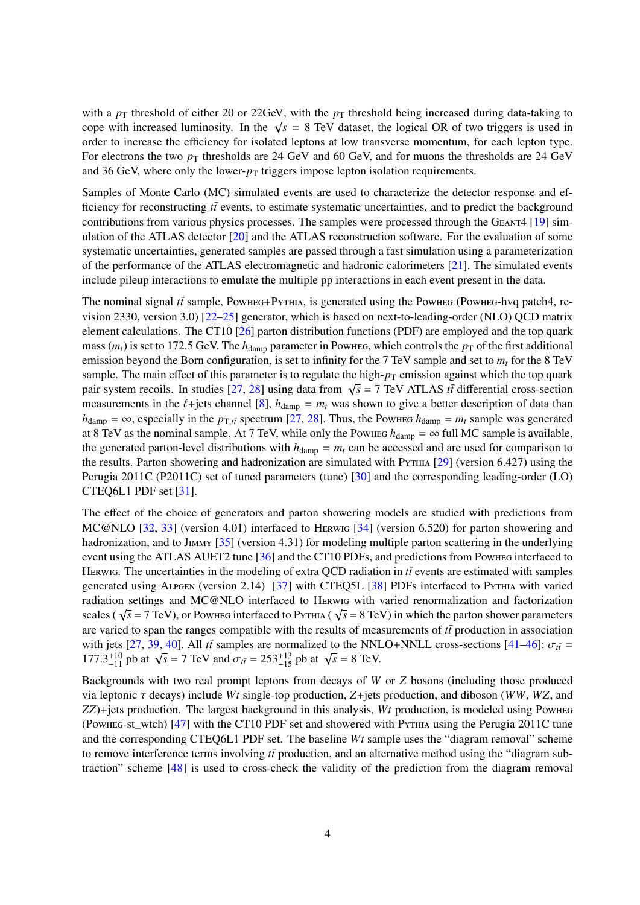with a $p_{\mathrm{T}}$ threshold of either 20 or 22GeV, with the $p_{\mathrm{T}}$ threshold being increased during data-taking to cope with increased luminosity. In the $\sqrt{s}$ = 8 TeV dataset, the logical OR of two triggers is used in order to increase the efficiency for isolated leptons at low transverse momentum, for each lepton type. For electrons the two $p_{\mathrm{T}}$ thresholds are 24 GeV and 60 GeV, and for muons the thresholds are 24 GeV and 36 GeV, where only the lower-$p_{\mathrm{T}}$ triggers impose lepton isolation requirements.

Samples of Monte Carlo (MC) simulated events are used to characterize the detector response and efficiency for reconstructing $t\bar{t}$ events, to estimate systematic uncertainties, and to predict the background contributions from various physics processes. The samples were processed through the Geant4 [19] simulation of the ATLAS detector [20] and the ATLAS reconstruction software. For the evaluation of some systematic uncertainties, generated samples are passed through a fast simulation using a parameterization of the performance of the ATLAS electromagnetic and hadronic calorimeters [21]. The simulated events include pileup interactions to emulate the multiple pp interactions in each event present in the data.

The nominal signal $t\bar{t}$ sample, Powheg+Pythia, is generated using the Powheg (Powheg-hvq patch4, revision 2330, version 3.0) [22–25] generator, which is based on next-to-leading-order (NLO) QCD matrix element calculations. The CT10 [26] parton distribution functions (PDF) are employed and the top quark mass ($m_t$) is set to 172.5 GeV. The $h_{\mathrm{damp}}$ parameter in Powheg, which controls the $p_{\mathrm{T}}$ of the first additional emission beyond the Born configuration, is set to infinity for the 7 TeV sample and set to $m_t$ for the 8 TeV sample. The main effect of this parameter is to regulate the high-$p_{\mathrm{T}}$ emission against which the top quark pair system recoils. In studies [27, 28] using data from $\sqrt{s}$ = 7 TeV ATLAS $t\bar{t}$ differential cross-section measurements in the $\ell$+jets channel [8], $h_{\mathrm{damp}} = m_t$ was shown to give a better description of data than $h_{\mathrm{damp}} = \infty$, especially in the $p_{\mathrm{T},t\bar{t}}$ spectrum [27, 28]. Thus, the Powheg $h_{\mathrm{damp}} = m_t$ sample was generated at 8 TeV as the nominal sample. At 7 TeV, while only the Powheg $h_{\mathrm{damp}} = \infty$ full MC sample is available, the generated parton-level distributions with $h_{\mathrm{damp}} = m_t$ can be accessed and are used for comparison to the results. Parton showering and hadronization are simulated with Pythia [29] (version 6.427) using the Perugia 2011C (P2011C) set of tuned parameters (tune) [30] and the corresponding leading-order (LO) CTEQ6L1 PDF set [31].

The effect of the choice of generators and parton showering models are studied with predictions from MC@NLO [32, 33] (version 4.01) interfaced to Herwig [34] (version 6.520) for parton showering and hadronization, and to Jimmy [35] (version 4.31) for modeling multiple parton scattering in the underlying event using the ATLAS AUET2 tune [36] and the CT10 PDFs, and predictions from Powheg interfaced to Herwig. The uncertainties in the modeling of extra QCD radiation in $t\bar{t}$ events are estimated with samples generated using Alpgen (version 2.14) [37] with CTEQ5L [38] PDFs interfaced to Pythia with varied radiation settings and MC@NLO interfaced to Herwig with varied renormalization and factorization scales ($\sqrt{s}$ = 7 TeV), or Powheg interfaced to Pythia ($\sqrt{s}$ = 8 TeV) in which the parton shower parameters are varied to span the ranges compatible with the results of measurements of $t\bar{t}$ production in association with jets [27, 39, 40]. All $t\bar{t}$ samples are normalized to the NNLO+NNLL cross-sections [41–46]: $\sigma_{t\bar{t}} = 177.3^{+10}_{-11}$ pb at $\sqrt{s}$ = 7 TeV and $\sigma_{t\bar{t}} = 253^{+13}_{-15}$ pb at $\sqrt{s}$ = 8 TeV.

Backgrounds with two real prompt leptons from decays of $W$ or $Z$ bosons (including those produced via leptonic $\tau$ decays) include $Wt$ single-top production, $Z$+jets production, and diboson ($WW$, $WZ$, and $ZZ$)+jets production. The largest background in this analysis, $Wt$ production, is modeled using Powheg (Powheg-st_wtch) [47] with the CT10 PDF set and showered with Pythia using the Perugia 2011C tune and the corresponding CTEQ6L1 PDF set. The baseline $Wt$ sample uses the "diagram removal" scheme to remove interference terms involving $t\bar{t}$ production, and an alternative method using the "diagram subtraction" scheme [48] is used to cross-check the validity of the prediction from the diagram removal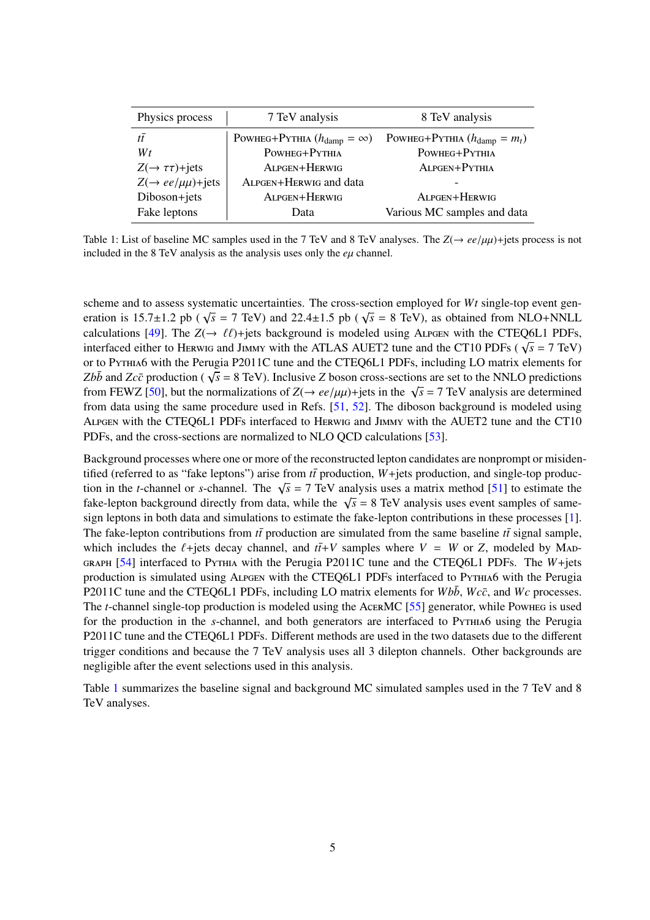| Physics process | 7 TeV analysis | 8 TeV analysis |
|---|---|---|
| $t\bar{t}$ | POWHEG+PYTHIA ($h_{\mathrm{damp}} = \infty$) | POWHEG+PYTHIA ($h_{\mathrm{damp}} = m_t$) |
| $Wt$ | POWHEG+PYTHIA | POWHEG+PYTHIA |
| $Z(\rightarrow \tau\tau)$+jets | ALPGEN+HERWIG | ALPGEN+PYTHIA |
| $Z(\rightarrow ee/\mu\mu)$+jets | ALPGEN+HERWIG and data | - |
| Diboson+jets | ALPGEN+HERWIG | ALPGEN+HERWIG |
| Fake leptons | Data | Various MC samples and data |

Table 1: List of baseline MC samples used in the 7 TeV and 8 TeV analyses. The $Z(\rightarrow ee/\mu\mu)$+jets process is not included in the 8 TeV analysis as the analysis uses only the $e\mu$ channel.

scheme and to assess systematic uncertainties. The cross-section employed for $Wt$ single-top event generation is 15.7±1.2 pb ($\sqrt{s}$ = 7 TeV) and 22.4±1.5 pb ($\sqrt{s}$ = 8 TeV), as obtained from NLO+NNLL calculations [49]. The $Z(\rightarrow \ell\ell)$+jets background is modeled using ALPGEN with the CTEQ6L1 PDFs, interfaced either to HERWIG and JIMMY with the ATLAS AUET2 tune and the CT10 PDFs ($\sqrt{s}$ = 7 TeV) or to PYTHIA6 with the Perugia P2011C tune and the CTEQ6L1 PDFs, including LO matrix elements for $Zb\bar{b}$ and $Zc\bar{c}$ production ($\sqrt{s}$ = 8 TeV). Inclusive $Z$ boson cross-sections are set to the NNLO predictions from FEWZ [50], but the normalizations of $Z(\rightarrow ee/\mu\mu)$+jets in the $\sqrt{s}$ = 7 TeV analysis are determined from data using the same procedure used in Refs. [51, 52]. The diboson background is modeled using ALPGEN with the CTEQ6L1 PDFs interfaced to HERWIG and JIMMY with the AUET2 tune and the CT10 PDFs, and the cross-sections are normalized to NLO QCD calculations [53].

Background processes where one or more of the reconstructed lepton candidates are nonprompt or misidentified (referred to as "fake leptons") arise from $t\bar{t}$ production, $W$+jets production, and single-top production in the $t$-channel or $s$-channel. The $\sqrt{s}$ = 7 TeV analysis uses a matrix method [51] to estimate the fake-lepton background directly from data, while the $\sqrt{s}$ = 8 TeV analysis uses event samples of same-sign leptons in both data and simulations to estimate the fake-lepton contributions in these processes [1]. The fake-lepton contributions from $t\bar{t}$ production are simulated from the same baseline $t\bar{t}$ signal sample, which includes the $\ell$+jets decay channel, and $t\bar{t}$+$V$ samples where $V$ = $W$ or $Z$, modeled by MADGRAPH [54] interfaced to PYTHIA with the Perugia P2011C tune and the CTEQ6L1 PDFs. The $W$+jets production is simulated using ALPGEN with the CTEQ6L1 PDFs interfaced to PYTHIA6 with the Perugia P2011C tune and the CTEQ6L1 PDFs, including LO matrix elements for $Wb\bar{b}$, $Wc\bar{c}$, and $Wc$ processes. The $t$-channel single-top production is modeled using the ACERMC [55] generator, while POWHEG is used for the production in the $s$-channel, and both generators are interfaced to PYTHIA6 using the Perugia P2011C tune and the CTEQ6L1 PDFs. Different methods are used in the two datasets due to the different trigger conditions and because the 7 TeV analysis uses all 3 dilepton channels. Other backgrounds are negligible after the event selections used in this analysis.

Table 1 summarizes the baseline signal and background MC simulated samples used in the 7 TeV and 8 TeV analyses.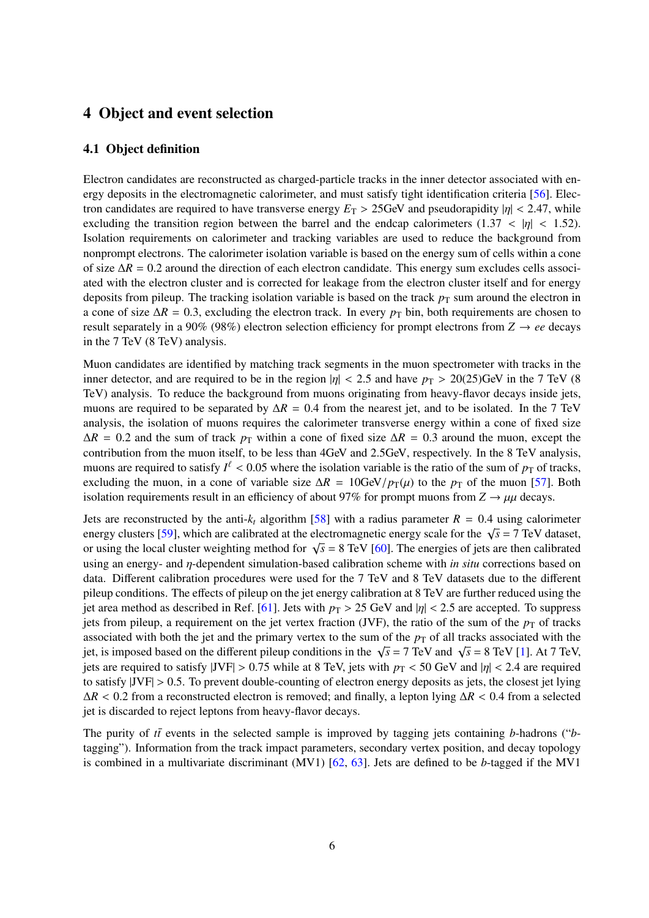## 4 Object and event selection

### 4.1 Object definition

Electron candidates are reconstructed as charged-particle tracks in the inner detector associated with energy deposits in the electromagnetic calorimeter, and must satisfy tight identification criteria [56]. Electron candidates are required to have transverse energy $E_{\mathrm{T}} > 25$GeV and pseudorapidity $|\eta| < 2.47$, while excluding the transition region between the barrel and the endcap calorimeters ($1.37 < |\eta| < 1.52$). Isolation requirements on calorimeter and tracking variables are used to reduce the background from nonprompt electrons. The calorimeter isolation variable is based on the energy sum of cells within a cone of size $\Delta R = 0.2$ around the direction of each electron candidate. This energy sum excludes cells associated with the electron cluster and is corrected for leakage from the electron cluster itself and for energy deposits from pileup. The tracking isolation variable is based on the track $p_{\mathrm{T}}$ sum around the electron in a cone of size $\Delta R = 0.3$, excluding the electron track. In every $p_{\mathrm{T}}$ bin, both requirements are chosen to result separately in a 90% (98%) electron selection efficiency for prompt electrons from $Z \to ee$ decays in the 7 TeV (8 TeV) analysis.

Muon candidates are identified by matching track segments in the muon spectrometer with tracks in the inner detector, and are required to be in the region $|\eta| < 2.5$ and have $p_{\mathrm{T}} > 20(25)$GeV in the 7 TeV (8 TeV) analysis. To reduce the background from muons originating from heavy-flavor decays inside jets, muons are required to be separated by $\Delta R = 0.4$ from the nearest jet, and to be isolated. In the 7 TeV analysis, the isolation of muons requires the calorimeter transverse energy within a cone of fixed size $\Delta R = 0.2$ and the sum of track $p_{\mathrm{T}}$ within a cone of fixed size $\Delta R = 0.3$ around the muon, except the contribution from the muon itself, to be less than 4GeV and 2.5GeV, respectively. In the 8 TeV analysis, muons are required to satisfy $I^{\ell} < 0.05$ where the isolation variable is the ratio of the sum of $p_{\mathrm{T}}$ of tracks, excluding the muon, in a cone of variable size $\Delta R = 10\mathrm{GeV}/p_{\mathrm{T}}(\mu)$ to the $p_{\mathrm{T}}$ of the muon [57]. Both isolation requirements result in an efficiency of about 97% for prompt muons from $Z \to \mu\mu$ decays.

Jets are reconstructed by the anti-$k_t$ algorithm [58] with a radius parameter $R = 0.4$ using calorimeter energy clusters [59], which are calibrated at the electromagnetic energy scale for the $\sqrt{s} = 7$ TeV dataset, or using the local cluster weighting method for $\sqrt{s} = 8$ TeV [60]. The energies of jets are then calibrated using an energy- and $\eta$-dependent simulation-based calibration scheme with *in situ* corrections based on data. Different calibration procedures were used for the 7 TeV and 8 TeV datasets due to the different pileup conditions. The effects of pileup on the jet energy calibration at 8 TeV are further reduced using the jet area method as described in Ref. [61]. Jets with $p_{\mathrm{T}} > 25$ GeV and $|\eta| < 2.5$ are accepted. To suppress jets from pileup, a requirement on the jet vertex fraction (JVF), the ratio of the sum of the $p_{\mathrm{T}}$ of tracks associated with both the jet and the primary vertex to the sum of the $p_{\mathrm{T}}$ of all tracks associated with the jet, is imposed based on the different pileup conditions in the $\sqrt{s} = 7$ TeV and $\sqrt{s} = 8$ TeV [1]. At 7 TeV, jets are required to satisfy $|\mathrm{JVF}| > 0.75$ while at 8 TeV, jets with $p_{\mathrm{T}} < 50$ GeV and $|\eta| < 2.4$ are required to satisfy $|\mathrm{JVF}| > 0.5$. To prevent double-counting of electron energy deposits as jets, the closest jet lying $\Delta R < 0.2$ from a reconstructed electron is removed; and finally, a lepton lying $\Delta R < 0.4$ from a selected jet is discarded to reject leptons from heavy-flavor decays.

The purity of $t\bar{t}$ events in the selected sample is improved by tagging jets containing $b$-hadrons ("$b$-tagging"). Information from the track impact parameters, secondary vertex position, and decay topology is combined in a multivariate discriminant (MV1) [62, 63]. Jets are defined to be $b$-tagged if the MV1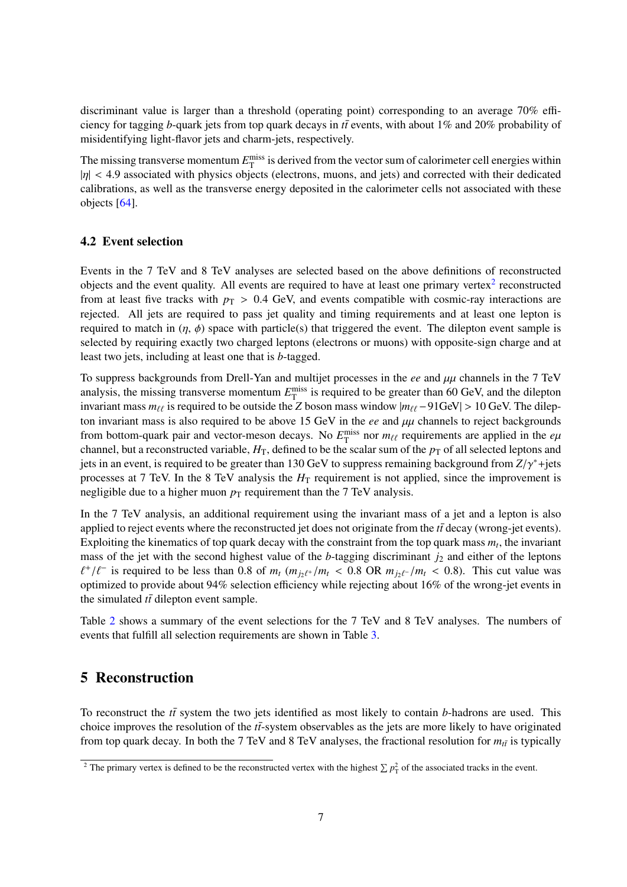discriminant value is larger than a threshold (operating point) corresponding to an average 70% efficiency for tagging $b$-quark jets from top quark decays in $t\bar{t}$ events, with about 1% and 20% probability of misidentifying light-flavor jets and charm-jets, respectively.

The missing transverse momentum $E_{\mathrm{T}}^{\mathrm{miss}}$ is derived from the vector sum of calorimeter cell energies within $|\eta| < 4.9$ associated with physics objects (electrons, muons, and jets) and corrected with their dedicated calibrations, as well as the transverse energy deposited in the calorimeter cells not associated with these objects [64].

### 4.2 Event selection

Events in the 7 TeV and 8 TeV analyses are selected based on the above definitions of reconstructed objects and the event quality. All events are required to have at least one primary vertex[2] reconstructed from at least five tracks with $p_{\mathrm{T}} > 0.4$ GeV, and events compatible with cosmic-ray interactions are rejected. All jets are required to pass jet quality and timing requirements and at least one lepton is required to match in ($\eta$, $\phi$) space with particle(s) that triggered the event. The dilepton event sample is selected by requiring exactly two charged leptons (electrons or muons) with opposite-sign charge and at least two jets, including at least one that is $b$-tagged.

To suppress backgrounds from Drell-Yan and multijet processes in the $ee$ and $\mu\mu$ channels in the 7 TeV analysis, the missing transverse momentum $E_{\mathrm{T}}^{\mathrm{miss}}$ is required to be greater than 60 GeV, and the dilepton invariant mass $m_{\ell\ell}$ is required to be outside the $Z$ boson mass window $|m_{\ell\ell} - 91\mathrm{GeV}| > 10$ GeV. The dilepton invariant mass is also required to be above 15 GeV in the $ee$ and $\mu\mu$ channels to reject backgrounds from bottom-quark pair and vector-meson decays. No $E_{\mathrm{T}}^{\mathrm{miss}}$ nor $m_{\ell\ell}$ requirements are applied in the $e\mu$ channel, but a reconstructed variable, $H_{\mathrm{T}}$, defined to be the scalar sum of the $p_{\mathrm{T}}$ of all selected leptons and jets in an event, is required to be greater than 130 GeV to suppress remaining background from $Z/\gamma^*$+jets processes at 7 TeV. In the 8 TeV analysis the $H_{\mathrm{T}}$ requirement is not applied, since the improvement is negligible due to a higher muon $p_{\mathrm{T}}$ requirement than the 7 TeV analysis.

In the 7 TeV analysis, an additional requirement using the invariant mass of a jet and a lepton is also applied to reject events where the reconstructed jet does not originate from the $t\bar{t}$ decay (wrong-jet events). Exploiting the kinematics of top quark decay with the constraint from the top quark mass $m_t$, the invariant mass of the jet with the second highest value of the $b$-tagging discriminant $j_2$ and either of the leptons $\ell^+/\ell^-$ is required to be less than 0.8 of $m_t$ ($m_{j_2\ell^+}/m_t < 0.8$ OR $m_{j_2\ell^-}/m_t < 0.8$). This cut value was optimized to provide about 94% selection efficiency while rejecting about 16% of the wrong-jet events in the simulated $t\bar{t}$ dilepton event sample.

Table 2 shows a summary of the event selections for the 7 TeV and 8 TeV analyses. The numbers of events that fulfill all selection requirements are shown in Table 3.

## 5 Reconstruction

To reconstruct the $t\bar{t}$ system the two jets identified as most likely to contain $b$-hadrons are used. This choice improves the resolution of the $t\bar{t}$-system observables as the jets are more likely to have originated from top quark decay. In both the 7 TeV and 8 TeV analyses, the fractional resolution for $m_{t\bar{t}}$ is typically

[2] The primary vertex is defined to be the reconstructed vertex with the highest $\sum p_{\mathrm{T}}^2$ of the associated tracks in the event.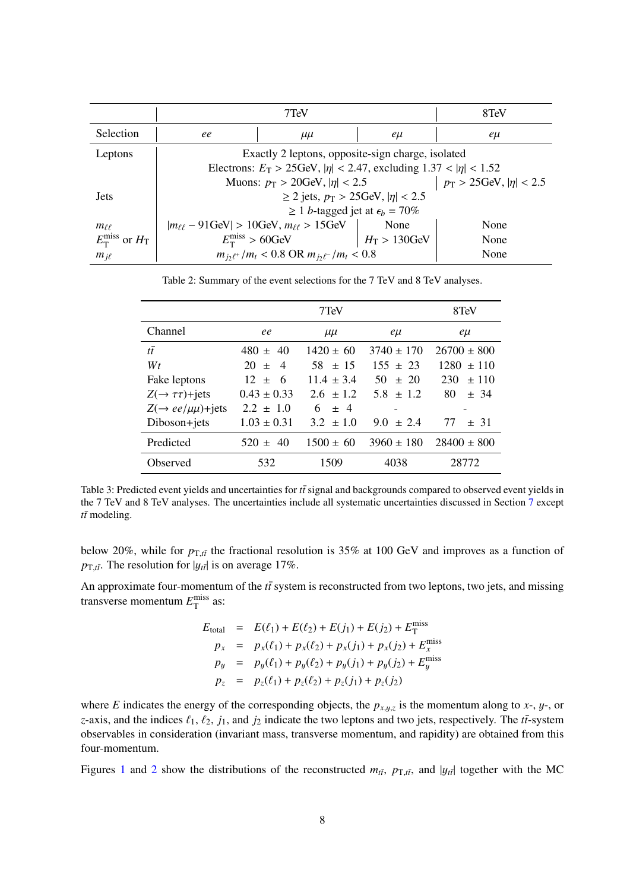| | 7TeV | | | 8TeV |
|---|---|---|---|---|
| Selection | $ee$ | $\mu\mu$ | $e\mu$ | $e\mu$ |
| Leptons | Exactly 2 leptons, opposite-sign charge, isolated | | | |
| | Electrons: $E_{\mathrm{T}} > 25\mathrm{GeV}$, $\lvert\eta\rvert < 2.47$, excluding $1.37 < \lvert\eta\rvert < 1.52$ | | | |
| | Muons: $p_{\mathrm{T}} > 20\mathrm{GeV}$, $\lvert\eta\rvert < 2.5$ | | | $p_{\mathrm{T}} > 25\mathrm{GeV}$, $\lvert\eta\rvert < 2.5$ |
| Jets | $\geq 2$ jets, $p_{\mathrm{T}} > 25\mathrm{GeV}$, $\lvert\eta\rvert < 2.5$ | | | |
| | $\geq 1$ $b$-tagged jet at $\epsilon_b = 70\%$ | | | |
| $m_{\ell\ell}$ | $\lvert m_{\ell\ell} - 91\mathrm{GeV}\rvert > 10\mathrm{GeV}$, $m_{\ell\ell} > 15\mathrm{GeV}$ | | None | None |
| $E_{\mathrm{T}}^{\mathrm{miss}}$ or $H_{\mathrm{T}}$ | $E_{\mathrm{T}}^{\mathrm{miss}} > 60\mathrm{GeV}$ | | $H_{\mathrm{T}} > 130\mathrm{GeV}$ | None |
| $m_{j\ell}$ | $m_{j_2\ell^+}/m_t < 0.8$ OR $m_{j_2\ell^-}/m_t < 0.8$ | | | None |

Table 2: Summary of the event selections for the 7 TeV and 8 TeV analyses.

| | 7TeV | | | 8TeV |
|---|---|---|---|---|
| Channel | $ee$ | $\mu\mu$ | $e\mu$ | $e\mu$ |
| $t\bar{t}$ | 480 ± 40 | 1420 ± 60 | 3740 ± 170 | 26700 ± 800 |
| $Wt$ | 20 ± 4 | 58 ± 15 | 155 ± 23 | 1280 ± 110 |
| Fake leptons | 12 ± 6 | 11.4 ± 3.4 | 50 ± 20 | 230 ± 110 |
| $Z(\rightarrow \tau\tau)$+jets | 0.43 ± 0.33 | 2.6 ± 1.2 | 5.8 ± 1.2 | 80 ± 34 |
| $Z(\rightarrow ee/\mu\mu)$+jets | 2.2 ± 1.0 | 6 ± 4 | - | - |
| Diboson+jets | 1.03 ± 0.31 | 3.2 ± 1.0 | 9.0 ± 2.4 | 77 ± 31 |
| Predicted | 520 ± 40 | 1500 ± 60 | 3960 ± 180 | 28400 ± 800 |
| Observed | 532 | 1509 | 4038 | 28772 |

Table 3: Predicted event yields and uncertainties for $t\bar{t}$ signal and backgrounds compared to observed event yields in the 7 TeV and 8 TeV analyses. The uncertainties include all systematic uncertainties discussed in Section 7 except $t\bar{t}$ modeling.

below 20%, while for $p_{\mathrm{T},t\bar{t}}$ the fractional resolution is 35% at 100 GeV and improves as a function of $p_{\mathrm{T},t\bar{t}}$. The resolution for $|y_{t\bar{t}}|$ is on average 17%.

An approximate four-momentum of the $t\bar{t}$ system is reconstructed from two leptons, two jets, and missing transverse momentum $E_{\mathrm{T}}^{\mathrm{miss}}$ as:

$$
\begin{aligned}
E_{\mathrm{total}} &= E(\ell_1) + E(\ell_2) + E(j_1) + E(j_2) + E_{\mathrm{T}}^{\mathrm{miss}} \\
p_x &= p_x(\ell_1) + p_x(\ell_2) + p_x(j_1) + p_x(j_2) + E_x^{\mathrm{miss}} \\
p_y &= p_y(\ell_1) + p_y(\ell_2) + p_y(j_1) + p_y(j_2) + E_y^{\mathrm{miss}} \\
p_z &= p_z(\ell_1) + p_z(\ell_2) + p_z(j_1) + p_z(j_2)
\end{aligned}
$$

where $E$ indicates the energy of the corresponding objects, the $p_{x,y,z}$ is the momentum along to $x$-, $y$-, or $z$-axis, and the indices $\ell_1$, $\ell_2$, $j_1$, and $j_2$ indicate the two leptons and two jets, respectively. The $t\bar{t}$-system observables in consideration (invariant mass, transverse momentum, and rapidity) are obtained from this four-momentum.

Figures 1 and 2 show the distributions of the reconstructed $m_{t\bar{t}}$, $p_{\mathrm{T},t\bar{t}}$, and $|y_{t\bar{t}}|$ together with the MC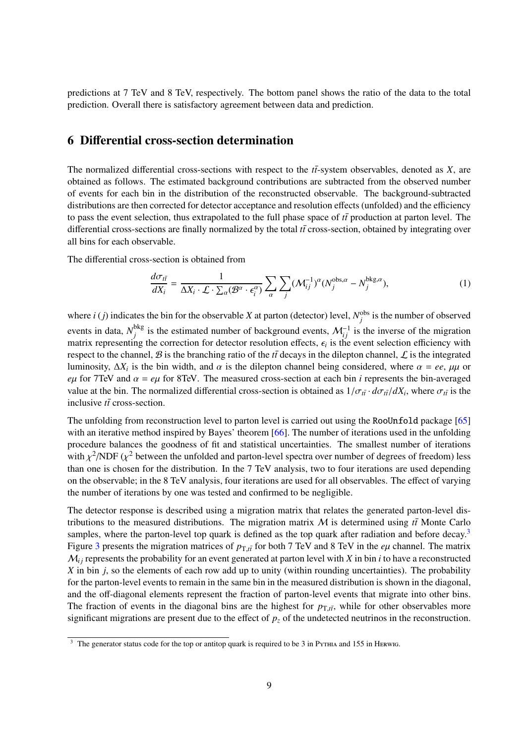predictions at 7 TeV and 8 TeV, respectively. The bottom panel shows the ratio of the data to the total prediction. Overall there is satisfactory agreement between data and prediction.

## 6 Differential cross-section determination

The normalized differential cross-sections with respect to the $t\bar{t}$-system observables, denoted as $X$, are obtained as follows. The estimated background contributions are subtracted from the observed number of events for each bin in the distribution of the reconstructed observable. The background-subtracted distributions are then corrected for detector acceptance and resolution effects (unfolded) and the efficiency to pass the event selection, thus extrapolated to the full phase space of $t\bar{t}$ production at parton level. The differential cross-sections are finally normalized by the total $t\bar{t}$ cross-section, obtained by integrating over all bins for each observable.

The differential cross-section is obtained from

$$\frac{d\sigma_{t\bar{t}}}{dX_i} = \frac{1}{\Delta X_i \cdot \mathcal{L} \cdot \sum_{\alpha}(\mathcal{B}^{\alpha} \cdot \epsilon_i^{\alpha})} \sum_{\alpha} \sum_{j} (\mathcal{M}_{ij}^{-1})^{\alpha} (N_j^{\mathrm{obs},\alpha} - N_j^{\mathrm{bkg},\alpha}), \tag{1}$$

where $i$ ($j$) indicates the bin for the observable $X$ at parton (detector) level, $N_j^{\mathrm{obs}}$ is the number of observed events in data, $N_j^{\mathrm{bkg}}$ is the estimated number of background events, $\mathcal{M}_{ij}^{-1}$ is the inverse of the migration matrix representing the correction for detector resolution effects, $\epsilon_i$ is the event selection efficiency with respect to the channel, $\mathcal{B}$ is the branching ratio of the $t\bar{t}$ decays in the dilepton channel, $\mathcal{L}$ is the integrated luminosity, $\Delta X_i$ is the bin width, and $\alpha$ is the dilepton channel being considered, where $\alpha = ee$, $\mu\mu$ or $e\mu$ for 7TeV and $\alpha = e\mu$ for 8TeV. The measured cross-section at each bin $i$ represents the bin-averaged value at the bin. The normalized differential cross-section is obtained as $1/\sigma_{t\bar{t}} \cdot d\sigma_{t\bar{t}}/dX_i$, where $\sigma_{t\bar{t}}$ is the inclusive $t\bar{t}$ cross-section.

The unfolding from reconstruction level to parton level is carried out using the `RooUnfold` package [65] with an iterative method inspired by Bayes' theorem [66]. The number of iterations used in the unfolding procedure balances the goodness of fit and statistical uncertainties. The smallest number of iterations with $\chi^2$/NDF ($\chi^2$ between the unfolded and parton-level spectra over number of degrees of freedom) less than one is chosen for the distribution. In the 7 TeV analysis, two to four iterations are used depending on the observable; in the 8 TeV analysis, four iterations are used for all observables. The effect of varying the number of iterations by one was tested and confirmed to be negligible.

The detector response is described using a migration matrix that relates the generated parton-level distributions to the measured distributions. The migration matrix $\mathcal{M}$ is determined using $t\bar{t}$ Monte Carlo samples, where the parton-level top quark is defined as the top quark after radiation and before decay.[3] Figure 3 presents the migration matrices of $p_{\mathrm{T},t\bar{t}}$ for both 7 TeV and 8 TeV in the $e\mu$ channel. The matrix $\mathcal{M}_{ij}$ represents the probability for an event generated at parton level with $X$ in bin $i$ to have a reconstructed $X$ in bin $j$, so the elements of each row add up to unity (within rounding uncertainties). The probability for the parton-level events to remain in the same bin in the measured distribution is shown in the diagonal, and the off-diagonal elements represent the fraction of parton-level events that migrate into other bins. The fraction of events in the diagonal bins are the highest for $p_{\mathrm{T},t\bar{t}}$, while for other observables more significant migrations are present due to the effect of $p_z$ of the undetected neutrinos in the reconstruction.

[3] The generator status code for the top or antitop quark is required to be 3 in Pythia and 155 in Herwig.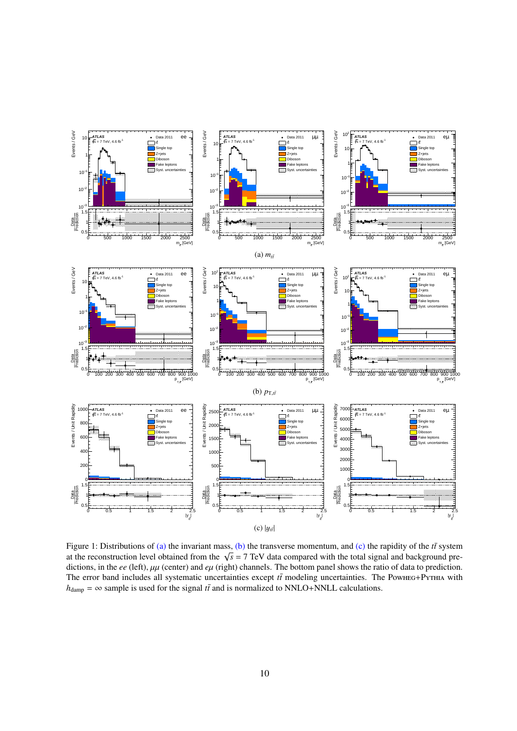(a) $m_{t\bar{t}}$

(b) $p_{\mathrm{T},t\bar{t}}$

(c) $|y_{t\bar{t}}|$

Figure 1: Distributions of (a) the invariant mass, (b) the transverse momentum, and (c) the rapidity of the $t\bar{t}$ system at the reconstruction level obtained from the $\sqrt{s} = 7$ TeV data compared with the total signal and background predictions, in the $ee$ (left), $\mu\mu$ (center) and $e\mu$ (right) channels. The bottom panel shows the ratio of data to prediction. The error band includes all systematic uncertainties except $t\bar{t}$ modeling uncertainties. The Powheg+Pythia with $h_{\mathrm{damp}} = \infty$ sample is used for the signal $t\bar{t}$ and is normalized to NNLO+NNLL calculations.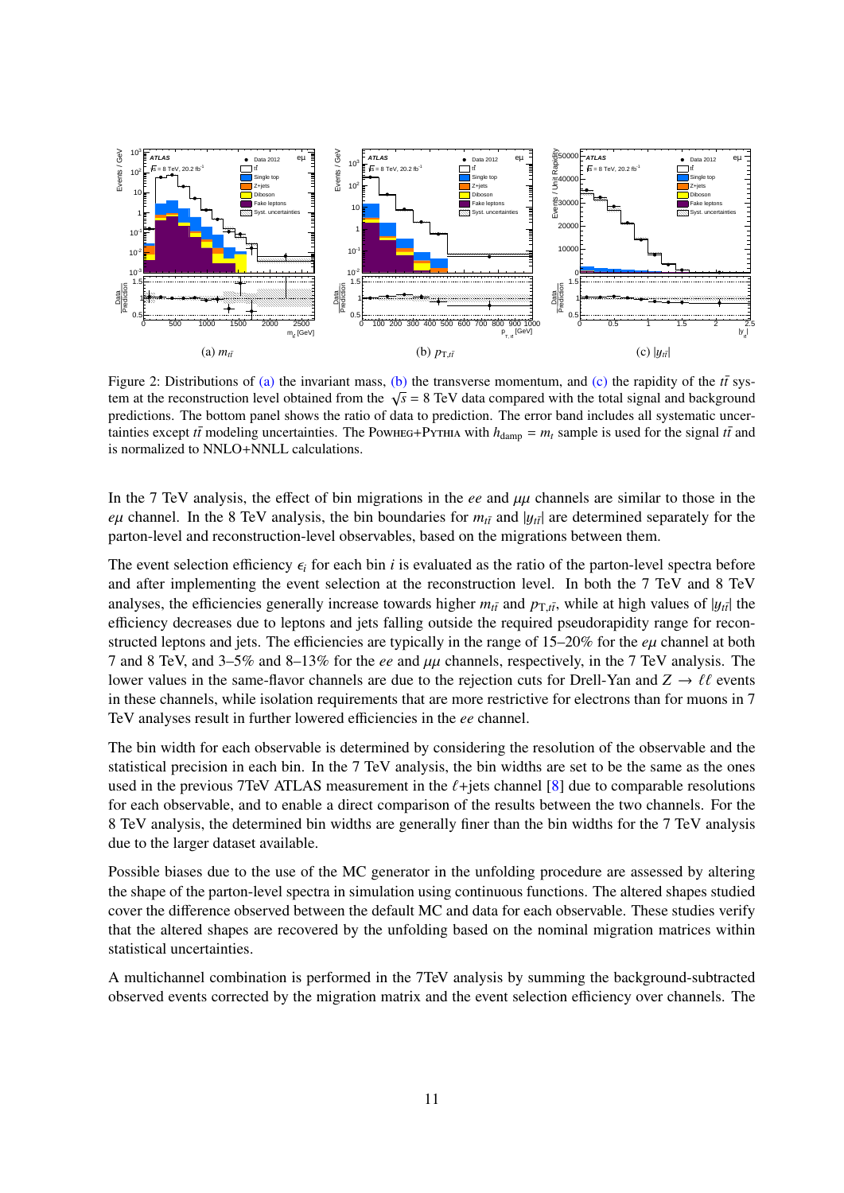(a) $m_{t\bar{t}}$ (b) $p_{T,t\bar{t}}$ (c) $|y_{t\bar{t}}|$

Figure 2: Distributions of (a) the invariant mass, (b) the transverse momentum, and (c) the rapidity of the $t\bar{t}$ system at the reconstruction level obtained from the $\sqrt{s}$ = 8 TeV data compared with the total signal and background predictions. The bottom panel shows the ratio of data to prediction. The error band includes all systematic uncertainties except $t\bar{t}$ modeling uncertainties. The POWHEG+PYTHIA with $h_{\mathrm{damp}} = m_t$ sample is used for the signal $t\bar{t}$ and is normalized to NNLO+NNLL calculations.

In the 7 TeV analysis, the effect of bin migrations in the $ee$ and $\mu\mu$ channels are similar to those in the $e\mu$ channel. In the 8 TeV analysis, the bin boundaries for $m_{t\bar{t}}$ and $|y_{t\bar{t}}|$ are determined separately for the parton-level and reconstruction-level observables, based on the migrations between them.

The event selection efficiency $\epsilon_i$ for each bin $i$ is evaluated as the ratio of the parton-level spectra before and after implementing the event selection at the reconstruction level. In both the 7 TeV and 8 TeV analyses, the efficiencies generally increase towards higher $m_{t\bar{t}}$ and $p_{T,t\bar{t}}$, while at high values of $|y_{t\bar{t}}|$ the efficiency decreases due to leptons and jets falling outside the required pseudorapidity range for reconstructed leptons and jets. The efficiencies are typically in the range of 15–20% for the $e\mu$ channel at both 7 and 8 TeV, and 3–5% and 8–13% for the $ee$ and $\mu\mu$ channels, respectively, in the 7 TeV analysis. The lower values in the same-flavor channels are due to the rejection cuts for Drell-Yan and $Z \to \ell\ell$ events in these channels, while isolation requirements that are more restrictive for electrons than for muons in 7 TeV analyses result in further lowered efficiencies in the $ee$ channel.

The bin width for each observable is determined by considering the resolution of the observable and the statistical precision in each bin. In the 7 TeV analysis, the bin widths are set to be the same as the ones used in the previous 7TeV ATLAS measurement in the $\ell$+jets channel [8] due to comparable resolutions for each observable, and to enable a direct comparison of the results between the two channels. For the 8 TeV analysis, the determined bin widths are generally finer than the bin widths for the 7 TeV analysis due to the larger dataset available.

Possible biases due to the use of the MC generator in the unfolding procedure are assessed by altering the shape of the parton-level spectra in simulation using continuous functions. The altered shapes studied cover the difference observed between the default MC and data for each observable. These studies verify that the altered shapes are recovered by the unfolding based on the nominal migration matrices within statistical uncertainties.

A multichannel combination is performed in the 7TeV analysis by summing the background-subtracted observed events corrected by the migration matrix and the event selection efficiency over channels. The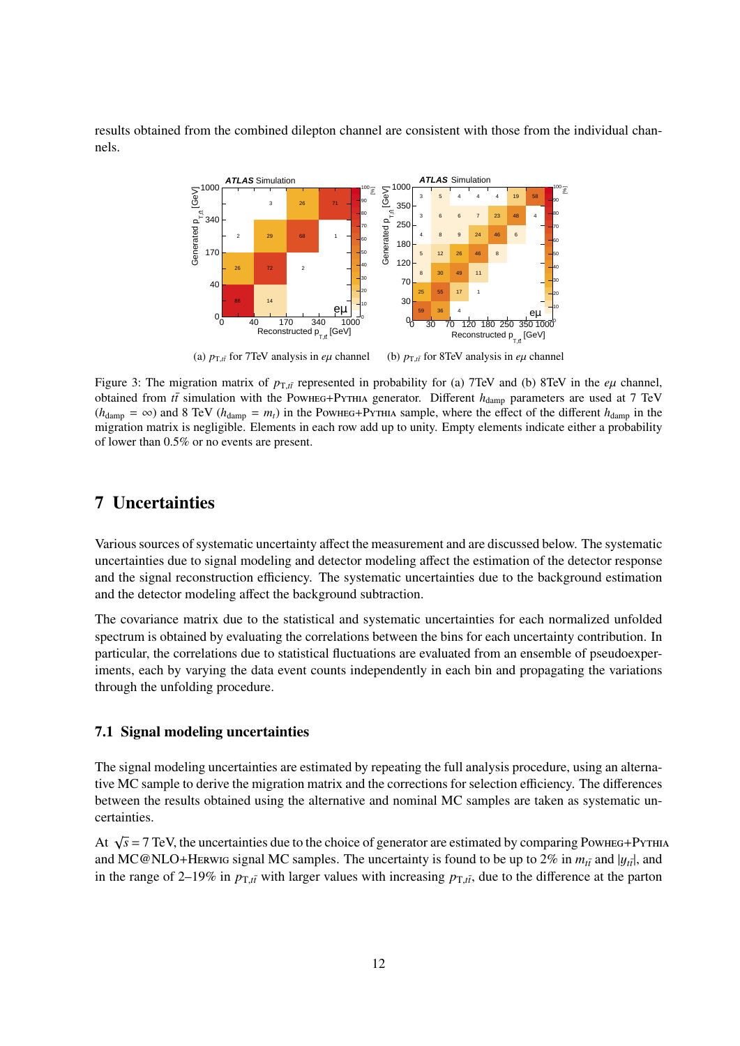results obtained from the combined dilepton channel are consistent with those from the individual channels.

(a) $p_{\mathrm{T},t\bar{t}}$ for 7TeV analysis in $e\mu$ channel

(b) $p_{\mathrm{T},t\bar{t}}$ for 8TeV analysis in $e\mu$ channel

Figure 3: The migration matrix of $p_{\mathrm{T},t\bar{t}}$ represented in probability for (a) 7TeV and (b) 8TeV in the $e\mu$ channel, obtained from $t\bar{t}$ simulation with the Powheg+Pythia generator. Different $h_{\mathrm{damp}}$ parameters are used at 7 TeV ($h_{\mathrm{damp}} = \infty$) and 8 TeV ($h_{\mathrm{damp}} = m_t$) in the Powheg+Pythia sample, where the effect of the different $h_{\mathrm{damp}}$ in the migration matrix is negligible. Elements in each row add up to unity. Empty elements indicate either a probability of lower than 0.5% or no events are present.

## 7 Uncertainties

Various sources of systematic uncertainty affect the measurement and are discussed below. The systematic uncertainties due to signal modeling and detector modeling affect the estimation of the detector response and the signal reconstruction efficiency. The systematic uncertainties due to the background estimation and the detector modeling affect the background subtraction.

The covariance matrix due to the statistical and systematic uncertainties for each normalized unfolded spectrum is obtained by evaluating the correlations between the bins for each uncertainty contribution. In particular, the correlations due to statistical fluctuations are evaluated from an ensemble of pseudoexperiments, each by varying the data event counts independently in each bin and propagating the variations through the unfolding procedure.

### 7.1 Signal modeling uncertainties

The signal modeling uncertainties are estimated by repeating the full analysis procedure, using an alternative MC sample to derive the migration matrix and the corrections for selection efficiency. The differences between the results obtained using the alternative and nominal MC samples are taken as systematic uncertainties.

At $\sqrt{s} = 7$ TeV, the uncertainties due to the choice of generator are estimated by comparing Powheg+Pythia and MC@NLO+Herwig signal MC samples. The uncertainty is found to be up to 2% in $m_{t\bar{t}}$ and $|y_{t\bar{t}}|$, and in the range of 2–19% in $p_{\mathrm{T},t\bar{t}}$ with larger values with increasing $p_{\mathrm{T},t\bar{t}}$, due to the difference at the parton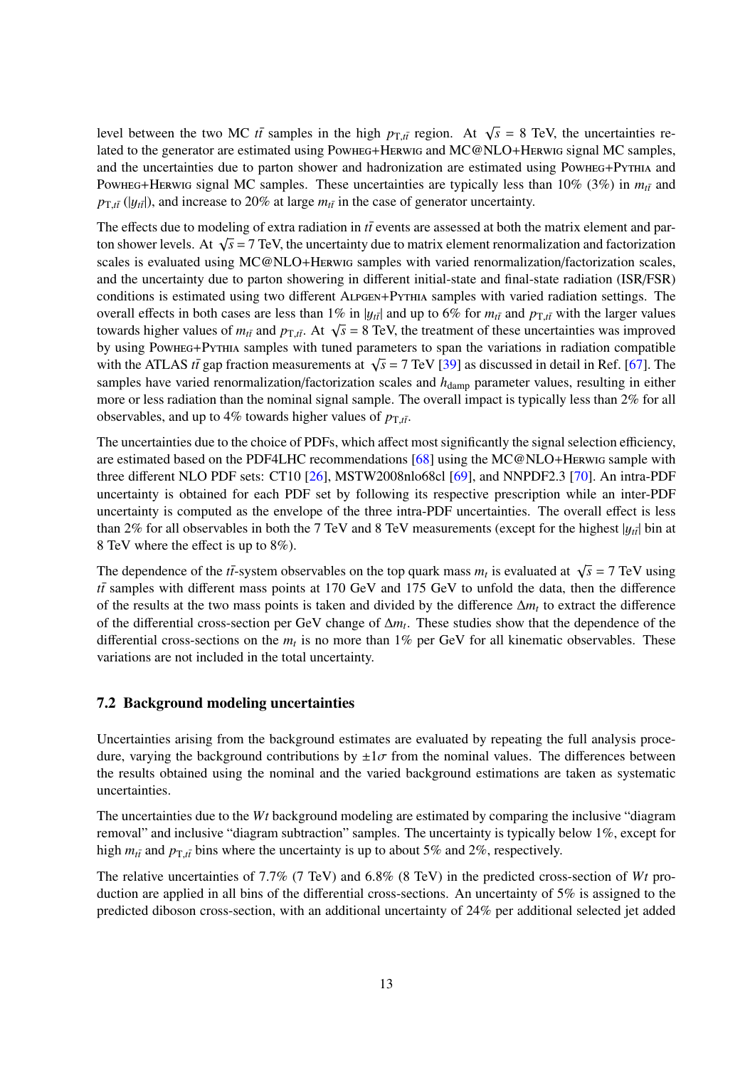level between the two MC $t\bar{t}$ samples in the high $p_{\mathrm{T},t\bar{t}}$ region. At $\sqrt{s}$ = 8 TeV, the uncertainties related to the generator are estimated using Powheg+Herwig and MC@NLO+Herwig signal MC samples, and the uncertainties due to parton shower and hadronization are estimated using Powheg+Pythia and Powheg+Herwig signal MC samples. These uncertainties are typically less than 10% (3%) in $m_{t\bar{t}}$ and $p_{\mathrm{T},t\bar{t}}$ ($|y_{t\bar{t}}|$), and increase to 20% at large $m_{t\bar{t}}$ in the case of generator uncertainty.

The effects due to modeling of extra radiation in $t\bar{t}$ events are assessed at both the matrix element and parton shower levels. At $\sqrt{s} = 7$ TeV, the uncertainty due to matrix element renormalization and factorization scales is evaluated using MC@NLO+Herwig samples with varied renormalization/factorization scales, and the uncertainty due to parton showering in different initial-state and final-state radiation (ISR/FSR) conditions is estimated using two different Alpgen+Pythia samples with varied radiation settings. The overall effects in both cases are less than 1% in $|y_{t\bar{t}}|$ and up to 6% for $m_{t\bar{t}}$ and $p_{\mathrm{T},t\bar{t}}$ with the larger values towards higher values of $m_{t\bar{t}}$ and $p_{\mathrm{T},t\bar{t}}$. At $\sqrt{s}$ = 8 TeV, the treatment of these uncertainties was improved by using Powheg+Pythia samples with tuned parameters to span the variations in radiation compatible with the ATLAS $t\bar{t}$ gap fraction measurements at $\sqrt{s}$ = 7 TeV [39] as discussed in detail in Ref. [67]. The samples have varied renormalization/factorization scales and $h_{\mathrm{damp}}$ parameter values, resulting in either more or less radiation than the nominal signal sample. The overall impact is typically less than 2% for all observables, and up to 4% towards higher values of $p_{\mathrm{T},t\bar{t}}$.

The uncertainties due to the choice of PDFs, which affect most significantly the signal selection efficiency, are estimated based on the PDF4LHC recommendations [68] using the MC@NLO+Herwig sample with three different NLO PDF sets: CT10 [26], MSTW2008nlo68cl [69], and NNPDF2.3 [70]. An intra-PDF uncertainty is obtained for each PDF set by following its respective prescription while an inter-PDF uncertainty is computed as the envelope of the three intra-PDF uncertainties. The overall effect is less than 2% for all observables in both the 7 TeV and 8 TeV measurements (except for the highest $|y_{t\bar{t}}|$ bin at 8 TeV where the effect is up to 8%).

The dependence of the $t\bar{t}$-system observables on the top quark mass $m_t$ is evaluated at $\sqrt{s}$ = 7 TeV using $t\bar{t}$ samples with different mass points at 170 GeV and 175 GeV to unfold the data, then the difference of the results at the two mass points is taken and divided by the difference $\Delta m_t$ to extract the difference of the differential cross-section per GeV change of $\Delta m_t$. These studies show that the dependence of the differential cross-sections on the $m_t$ is no more than 1% per GeV for all kinematic observables. These variations are not included in the total uncertainty.

### 7.2 Background modeling uncertainties

Uncertainties arising from the background estimates are evaluated by repeating the full analysis procedure, varying the background contributions by $\pm 1\sigma$ from the nominal values. The differences between the results obtained using the nominal and the varied background estimations are taken as systematic uncertainties.

The uncertainties due to the $Wt$ background modeling are estimated by comparing the inclusive "diagram removal" and inclusive "diagram subtraction" samples. The uncertainty is typically below 1%, except for high $m_{t\bar{t}}$ and $p_{\mathrm{T},t\bar{t}}$ bins where the uncertainty is up to about 5% and 2%, respectively.

The relative uncertainties of 7.7% (7 TeV) and 6.8% (8 TeV) in the predicted cross-section of $Wt$ production are applied in all bins of the differential cross-sections. An uncertainty of 5% is assigned to the predicted diboson cross-section, with an additional uncertainty of 24% per additional selected jet added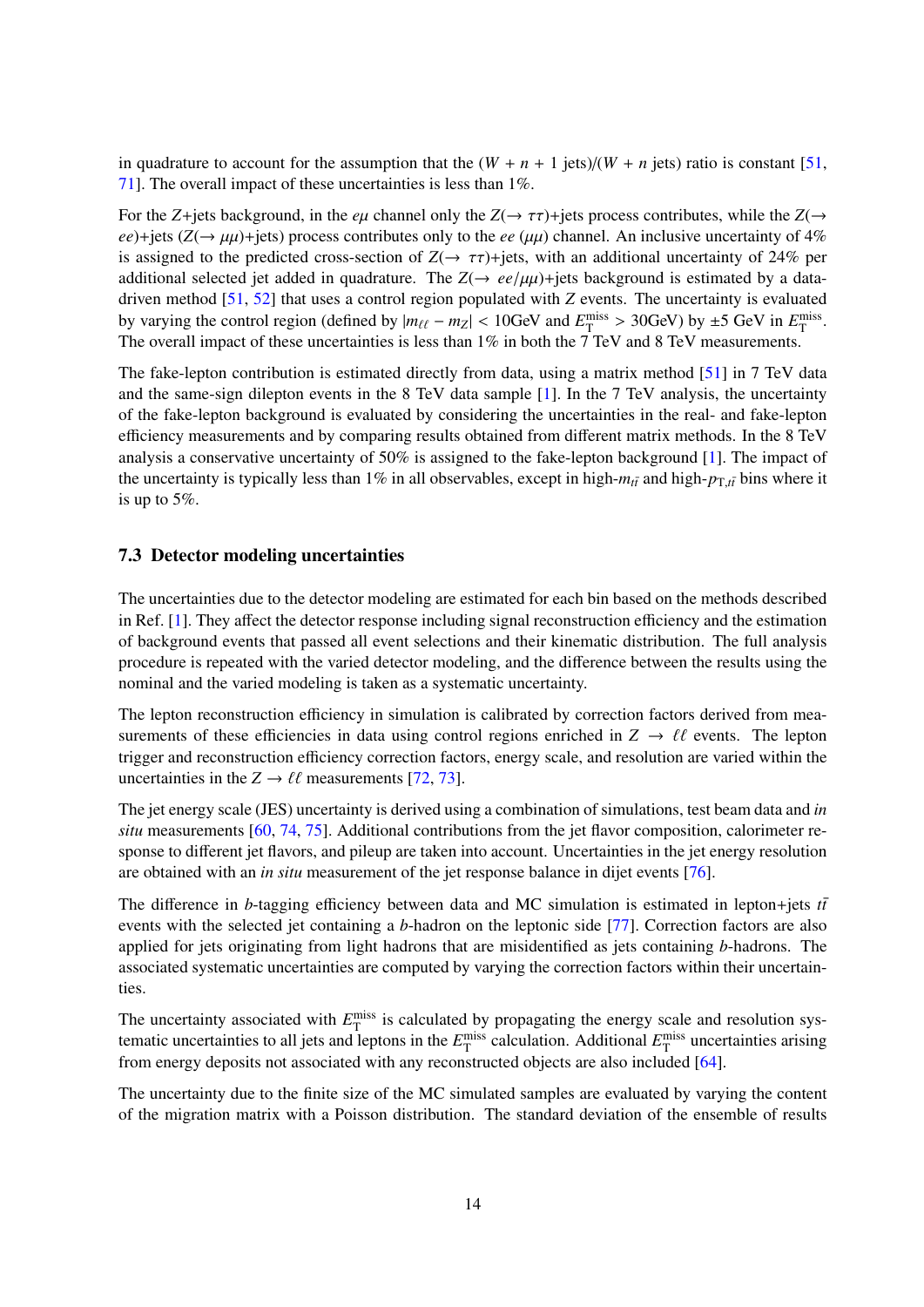in quadrature to account for the assumption that the $(W + n + 1 \text{ jets})/(W + n \text{ jets})$ ratio is constant [51, 71]. The overall impact of these uncertainties is less than 1%.

For the $Z$+jets background, in the $e\mu$ channel only the $Z(\rightarrow \tau\tau)$+jets process contributes, while the $Z(\rightarrow ee)$+jets ($Z(\rightarrow \mu\mu)$+jets) process contributes only to the $ee$ ($\mu\mu$) channel. An inclusive uncertainty of 4% is assigned to the predicted cross-section of $Z(\rightarrow \tau\tau)$+jets, with an additional uncertainty of 24% per additional selected jet added in quadrature. The $Z(\rightarrow ee/\mu\mu)$+jets background is estimated by a data-driven method [51, 52] that uses a control region populated with $Z$ events. The uncertainty is evaluated by varying the control region (defined by $|m_{\ell\ell} - m_Z| < 10$GeV and $E_{\mathrm{T}}^{\mathrm{miss}} > 30$GeV) by $\pm 5$ GeV in $E_{\mathrm{T}}^{\mathrm{miss}}$. The overall impact of these uncertainties is less than 1% in both the 7 TeV and 8 TeV measurements.

The fake-lepton contribution is estimated directly from data, using a matrix method [51] in 7 TeV data and the same-sign dilepton events in the 8 TeV data sample [1]. In the 7 TeV analysis, the uncertainty of the fake-lepton background is evaluated by considering the uncertainties in the real- and fake-lepton efficiency measurements and by comparing results obtained from different matrix methods. In the 8 TeV analysis a conservative uncertainty of 50% is assigned to the fake-lepton background [1]. The impact of the uncertainty is typically less than 1% in all observables, except in high-$m_{t\bar{t}}$ and high-$p_{\mathrm{T},t\bar{t}}$ bins where it is up to 5%.

### 7.3 Detector modeling uncertainties

The uncertainties due to the detector modeling are estimated for each bin based on the methods described in Ref. [1]. They affect the detector response including signal reconstruction efficiency and the estimation of background events that passed all event selections and their kinematic distribution. The full analysis procedure is repeated with the varied detector modeling, and the difference between the results using the nominal and the varied modeling is taken as a systematic uncertainty.

The lepton reconstruction efficiency in simulation is calibrated by correction factors derived from measurements of these efficiencies in data using control regions enriched in $Z \rightarrow \ell\ell$ events. The lepton trigger and reconstruction efficiency correction factors, energy scale, and resolution are varied within the uncertainties in the $Z \rightarrow \ell\ell$ measurements [72, 73].

The jet energy scale (JES) uncertainty is derived using a combination of simulations, test beam data and *in situ* measurements [60, 74, 75]. Additional contributions from the jet flavor composition, calorimeter response to different jet flavors, and pileup are taken into account. Uncertainties in the jet energy resolution are obtained with an *in situ* measurement of the jet response balance in dijet events [76].

The difference in $b$-tagging efficiency between data and MC simulation is estimated in lepton+jets $t\bar{t}$ events with the selected jet containing a $b$-hadron on the leptonic side [77]. Correction factors are also applied for jets originating from light hadrons that are misidentified as jets containing $b$-hadrons. The associated systematic uncertainties are computed by varying the correction factors within their uncertainties.

The uncertainty associated with $E_{\mathrm{T}}^{\mathrm{miss}}$ is calculated by propagating the energy scale and resolution systematic uncertainties to all jets and leptons in the $E_{\mathrm{T}}^{\mathrm{miss}}$ calculation. Additional $E_{\mathrm{T}}^{\mathrm{miss}}$ uncertainties arising from energy deposits not associated with any reconstructed objects are also included [64].

The uncertainty due to the finite size of the MC simulated samples are evaluated by varying the content of the migration matrix with a Poisson distribution. The standard deviation of the ensemble of results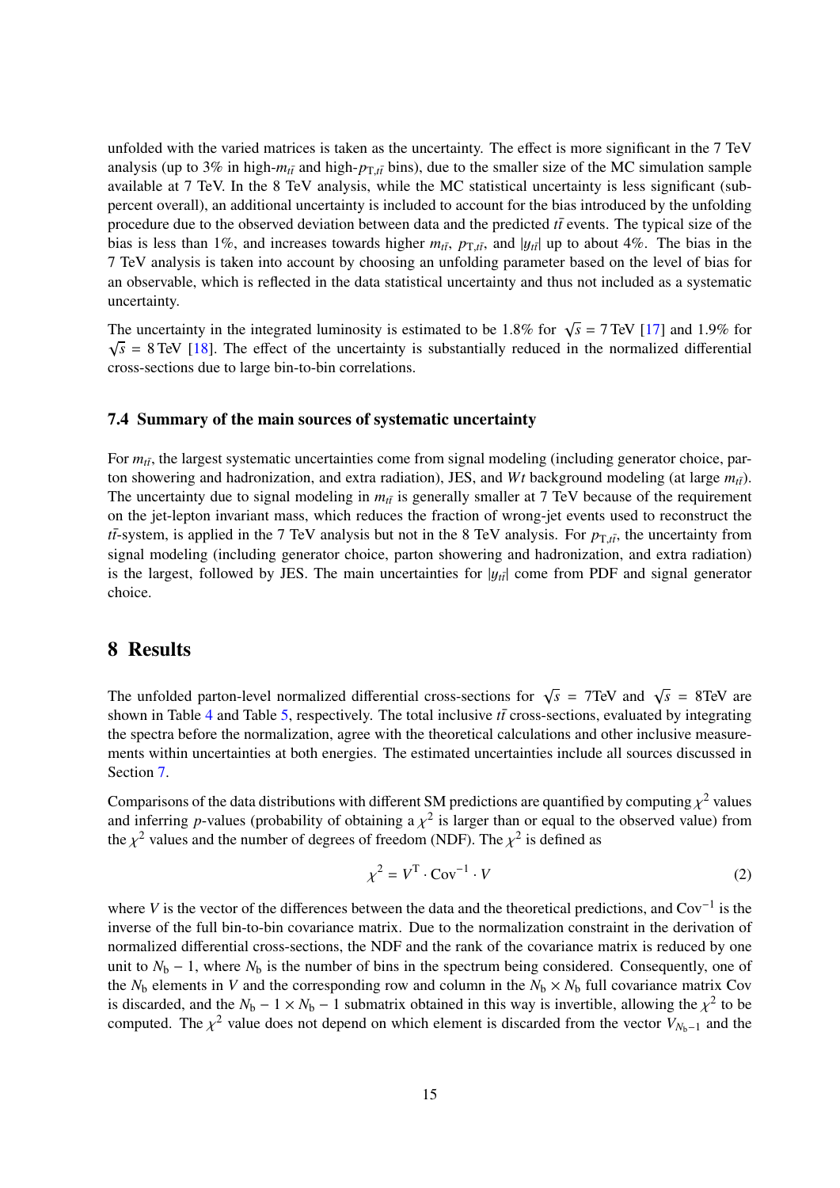unfolded with the varied matrices is taken as the uncertainty. The effect is more significant in the 7 TeV analysis (up to 3% in high-$m_{t\bar{t}}$ and high-$p_{\mathrm{T},t\bar{t}}$ bins), due to the smaller size of the MC simulation sample available at 7 TeV. In the 8 TeV analysis, while the MC statistical uncertainty is less significant (sub-percent overall), an additional uncertainty is included to account for the bias introduced by the unfolding procedure due to the observed deviation between data and the predicted $t\bar{t}$ events. The typical size of the bias is less than 1%, and increases towards higher $m_{t\bar{t}}$, $p_{\mathrm{T},t\bar{t}}$, and $|y_{t\bar{t}}|$ up to about 4%. The bias in the 7 TeV analysis is taken into account by choosing an unfolding parameter based on the level of bias for an observable, which is reflected in the data statistical uncertainty and thus not included as a systematic uncertainty.

The uncertainty in the integrated luminosity is estimated to be 1.8% for $\sqrt{s} = 7$ TeV [17] and 1.9% for $\sqrt{s} = 8$ TeV [18]. The effect of the uncertainty is substantially reduced in the normalized differential cross-sections due to large bin-to-bin correlations.

### 7.4 Summary of the main sources of systematic uncertainty

For $m_{t\bar{t}}$, the largest systematic uncertainties come from signal modeling (including generator choice, parton showering and hadronization, and extra radiation), JES, and $Wt$ background modeling (at large $m_{t\bar{t}}$). The uncertainty due to signal modeling in $m_{t\bar{t}}$ is generally smaller at 7 TeV because of the requirement on the jet-lepton invariant mass, which reduces the fraction of wrong-jet events used to reconstruct the $t\bar{t}$-system, is applied in the 7 TeV analysis but not in the 8 TeV analysis. For $p_{\mathrm{T},t\bar{t}}$, the uncertainty from signal modeling (including generator choice, parton showering and hadronization, and extra radiation) is the largest, followed by JES. The main uncertainties for $|y_{t\bar{t}}|$ come from PDF and signal generator choice.

## 8 Results

The unfolded parton-level normalized differential cross-sections for $\sqrt{s} = 7$TeV and $\sqrt{s} = 8$TeV are shown in Table 4 and Table 5, respectively. The total inclusive $t\bar{t}$ cross-sections, evaluated by integrating the spectra before the normalization, agree with the theoretical calculations and other inclusive measurements within uncertainties at both energies. The estimated uncertainties include all sources discussed in Section 7.

Comparisons of the data distributions with different SM predictions are quantified by computing $\chi^2$ values and inferring $p$-values (probability of obtaining a $\chi^2$ is larger than or equal to the observed value) from the $\chi^2$ values and the number of degrees of freedom (NDF). The $\chi^2$ is defined as

$$\chi^2 = V^{\mathrm{T}} \cdot \mathrm{Cov}^{-1} \cdot V \tag{2}$$

where $V$ is the vector of the differences between the data and the theoretical predictions, and $\mathrm{Cov}^{-1}$ is the inverse of the full bin-to-bin covariance matrix. Due to the normalization constraint in the derivation of normalized differential cross-sections, the NDF and the rank of the covariance matrix is reduced by one unit to $N_{\mathrm{b}} - 1$, where $N_{\mathrm{b}}$ is the number of bins in the spectrum being considered. Consequently, one of the $N_{\mathrm{b}}$ elements in $V$ and the corresponding row and column in the $N_{\mathrm{b}} \times N_{\mathrm{b}}$ full covariance matrix Cov is discarded, and the $N_{\mathrm{b}} - 1 \times N_{\mathrm{b}} - 1$ submatrix obtained in this way is invertible, allowing the $\chi^2$ to be computed. The $\chi^2$ value does not depend on which element is discarded from the vector $V_{N_{\mathrm{b}}-1}$ and the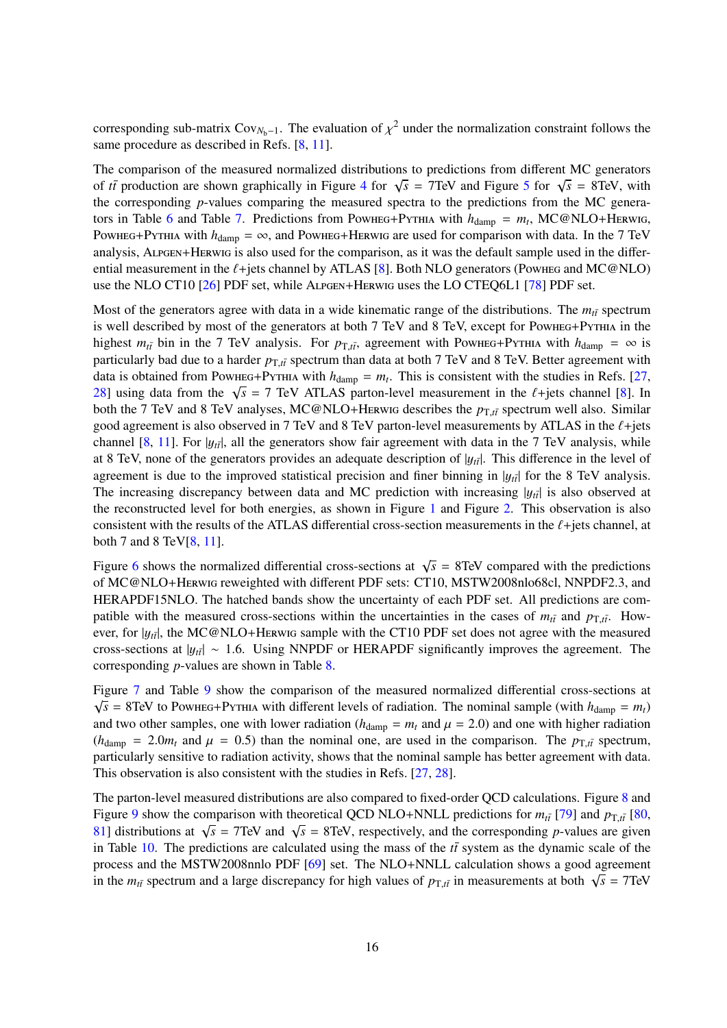corresponding sub-matrix $\text{Cov}_{N_b-1}$. The evaluation of $\chi^2$ under the normalization constraint follows the same procedure as described in Refs. [8, 11].

The comparison of the measured normalized distributions to predictions from different MC generators of $t\bar{t}$ production are shown graphically in Figure 4 for $\sqrt{s}$ = 7TeV and Figure 5 for $\sqrt{s}$ = 8TeV, with the corresponding $p$-values comparing the measured spectra to the predictions from the MC generators in Table 6 and Table 7. Predictions from Powheg+Pythia with $h_{\text{damp}} = m_t$, MC@NLO+Herwig, Powheg+Pythia with $h_{\text{damp}} = \infty$, and Powheg+Herwig are used for comparison with data. In the 7 TeV analysis, Alpgen+Herwig is also used for the comparison, as it was the default sample used in the differential measurement in the $\ell$+jets channel by ATLAS [8]. Both NLO generators (Powheg and MC@NLO) use the NLO CT10 [26] PDF set, while Alpgen+Herwig uses the LO CTEQ6L1 [78] PDF set.

Most of the generators agree with data in a wide kinematic range of the distributions. The $m_{t\bar{t}}$ spectrum is well described by most of the generators at both 7 TeV and 8 TeV, except for Powheg+Pythia in the highest $m_{t\bar{t}}$ bin in the 7 TeV analysis. For $p_{\text{T},t\bar{t}}$, agreement with Powheg+Pythia with $h_{\text{damp}} = \infty$ is particularly bad due to a harder $p_{\text{T},t\bar{t}}$ spectrum than data at both 7 TeV and 8 TeV. Better agreement with data is obtained from Powheg+Pythia with $h_{\text{damp}} = m_t$. This is consistent with the studies in Refs. [27, 28] using data from the $\sqrt{s}$ = 7 TeV ATLAS parton-level measurement in the $\ell$+jets channel [8]. In both the 7 TeV and 8 TeV analyses, MC@NLO+Herwig describes the $p_{\text{T},t\bar{t}}$ spectrum well also. Similar good agreement is also observed in 7 TeV and 8 TeV parton-level measurements by ATLAS in the $\ell$+jets channel [8, 11]. For $|y_{t\bar{t}}|$, all the generators show fair agreement with data in the 7 TeV analysis, while at 8 TeV, none of the generators provides an adequate description of $|y_{t\bar{t}}|$. This difference in the level of agreement is due to the improved statistical precision and finer binning in $|y_{t\bar{t}}|$ for the 8 TeV analysis. The increasing discrepancy between data and MC prediction with increasing $|y_{t\bar{t}}|$ is also observed at the reconstructed level for both energies, as shown in Figure 1 and Figure 2. This observation is also consistent with the results of the ATLAS differential cross-section measurements in the $\ell$+jets channel, at both 7 and 8 TeV[8, 11].

Figure 6 shows the normalized differential cross-sections at $\sqrt{s}$ = 8TeV compared with the predictions of MC@NLO+Herwig reweighted with different PDF sets: CT10, MSTW2008nlo68cl, NNPDF2.3, and HERAPDF15NLO. The hatched bands show the uncertainty of each PDF set. All predictions are compatible with the measured cross-sections within the uncertainties in the cases of $m_{t\bar{t}}$ and $p_{\text{T},t\bar{t}}$. However, for $|y_{t\bar{t}}|$, the MC@NLO+Herwig sample with the CT10 PDF set does not agree with the measured cross-sections at $|y_{t\bar{t}}| \sim 1.6$. Using NNPDF or HERAPDF significantly improves the agreement. The corresponding $p$-values are shown in Table 8.

Figure 7 and Table 9 show the comparison of the measured normalized differential cross-sections at $\sqrt{s}$ = 8TeV to Powheg+Pythia with different levels of radiation. The nominal sample (with $h_{\text{damp}} = m_t$) and two other samples, one with lower radiation ($h_{\text{damp}} = m_t$ and $\mu = 2.0$) and one with higher radiation ($h_{\text{damp}} = 2.0m_t$ and $\mu = 0.5$) than the nominal one, are used in the comparison. The $p_{\text{T},t\bar{t}}$ spectrum, particularly sensitive to radiation activity, shows that the nominal sample has better agreement with data. This observation is also consistent with the studies in Refs. [27, 28].

The parton-level measured distributions are also compared to fixed-order QCD calculations. Figure 8 and Figure 9 show the comparison with theoretical QCD NLO+NNLL predictions for $m_{t\bar{t}}$ [79] and $p_{\text{T},t\bar{t}}$ [80, 81] distributions at $\sqrt{s}$ = 7TeV and $\sqrt{s}$ = 8TeV, respectively, and the corresponding $p$-values are given in Table 10. The predictions are calculated using the mass of the $t\bar{t}$ system as the dynamic scale of the process and the MSTW2008nnlo PDF [69] set. The NLO+NNLL calculation shows a good agreement in the $m_{t\bar{t}}$ spectrum and a large discrepancy for high values of $p_{\text{T},t\bar{t}}$ in measurements at both $\sqrt{s}$ = 7TeV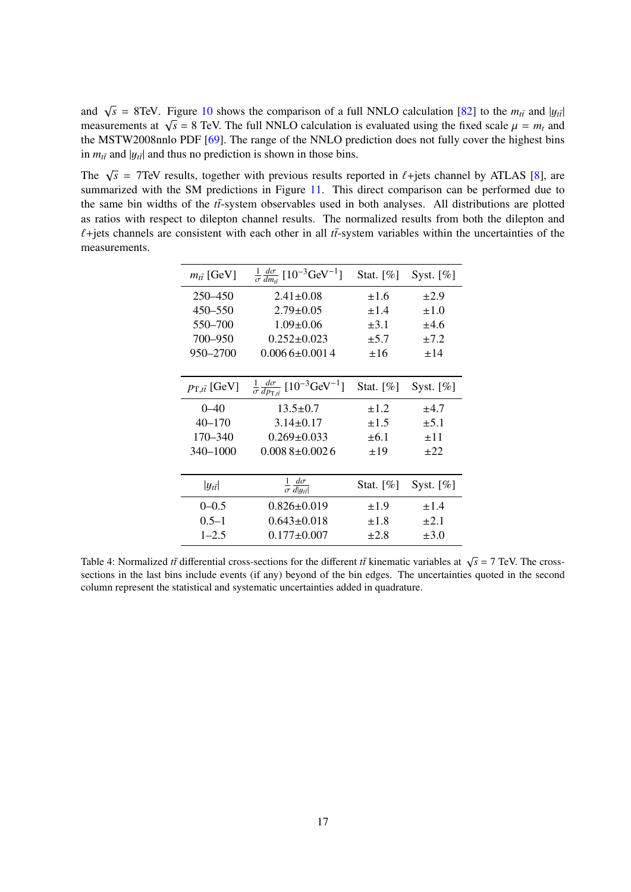and $\sqrt{s}$ = 8TeV. Figure 10 shows the comparison of a full NNLO calculation [82] to the $m_{t\bar{t}}$ and $|y_{t\bar{t}}|$ measurements at $\sqrt{s}$ = 8 TeV. The full NNLO calculation is evaluated using the fixed scale $\mu = m_t$ and the MSTW2008nnlo PDF [69]. The range of the NNLO prediction does not fully cover the highest bins in $m_{t\bar{t}}$ and $|y_{t\bar{t}}|$ and thus no prediction is shown in those bins.

The $\sqrt{s}$ = 7TeV results, together with previous results reported in $\ell$+jets channel by ATLAS [8], are summarized with the SM predictions in Figure 11. This direct comparison can be performed due to the same bin widths of the $t\bar{t}$-system observables used in both analyses. All distributions are plotted as ratios with respect to dilepton channel results. The normalized results from both the dilepton and $\ell$+jets channels are consistent with each other in all $t\bar{t}$-system variables within the uncertainties of the measurements.

| $m_{t\bar{t}}$ [GeV] | $\frac{1}{\sigma}\frac{d\sigma}{dm_{t\bar{t}}}$ [$10^{-3}$GeV$^{-1}$] | Stat. [%] | Syst. [%] |
|---|---|---|---|
| 250–450 | 2.41±0.08 | ±1.6 | ±2.9 |
| 450–550 | 2.79±0.05 | ±1.4 | ±1.0 |
| 550–700 | 1.09±0.06 | ±3.1 | ±4.6 |
| 700–950 | 0.252±0.023 | ±5.7 | ±7.2 |
| 950–2700 | 0.006 6±0.001 4 | ±16 | ±14 |

| $p_{\mathrm{T},t\bar{t}}$ [GeV] | $\frac{1}{\sigma}\frac{d\sigma}{dp_{\mathrm{T},t\bar{t}}}$ [$10^{-3}$GeV$^{-1}$] | Stat. [%] | Syst. [%] |
|---|---|---|---|
| 0–40 | 13.5±0.7 | ±1.2 | ±4.7 |
| 40–170 | 3.14±0.17 | ±1.5 | ±5.1 |
| 170–340 | 0.269±0.033 | ±6.1 | ±11 |
| 340–1000 | 0.008 8±0.002 6 | ±19 | ±22 |

| $|y_{t\bar{t}}|$ | $\frac{1}{\sigma}\frac{d\sigma}{d\|y_{t\bar{t}}\|}$ | Stat. [%] | Syst. [%] |
|---|---|---|---|
| 0–0.5 | 0.826±0.019 | ±1.9 | ±1.4 |
| 0.5–1 | 0.643±0.018 | ±1.8 | ±2.1 |
| 1–2.5 | 0.177±0.007 | ±2.8 | ±3.0 |

Table 4: Normalized $t\bar{t}$ differential cross-sections for the different $t\bar{t}$ kinematic variables at $\sqrt{s}$ = 7 TeV. The cross-sections in the last bins include events (if any) beyond of the bin edges. The uncertainties quoted in the second column represent the statistical and systematic uncertainties added in quadrature.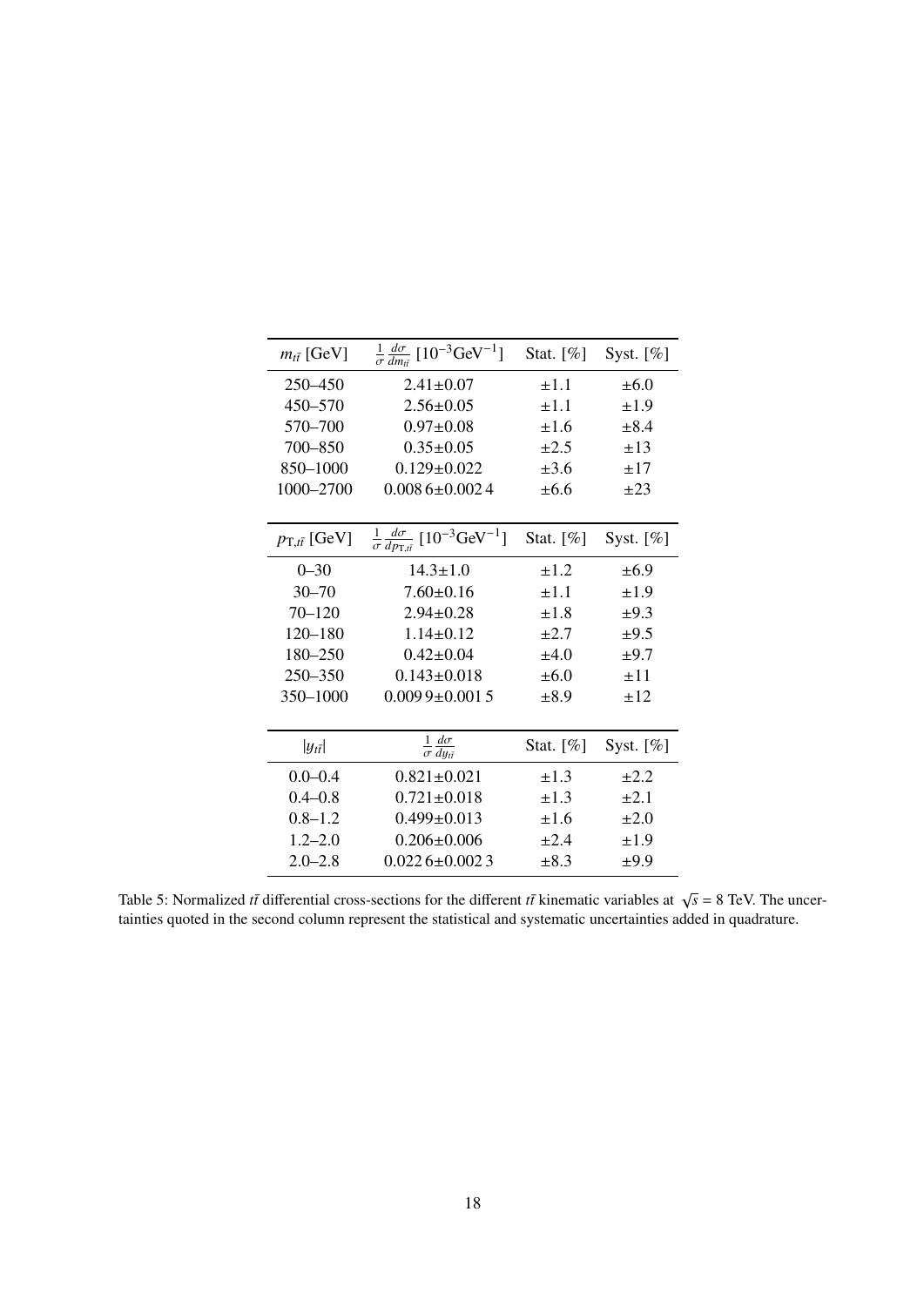| $m_{t\bar{t}}$ [GeV] | $\frac{1}{\sigma}\frac{d\sigma}{dm_{t\bar{t}}}$ [$10^{-3}$GeV$^{-1}$] | Stat. [%] | Syst. [%] |
|---|---|---|---|
| 250–450 | 2.41±0.07 | ±1.1 | ±6.0 |
| 450–570 | 2.56±0.05 | ±1.1 | ±1.9 |
| 570–700 | 0.97±0.08 | ±1.6 | ±8.4 |
| 700–850 | 0.35±0.05 | ±2.5 | ±13 |
| 850–1000 | 0.129±0.022 | ±3.6 | ±17 |
| 1000–2700 | 0.008 6±0.002 4 | ±6.6 | ±23 |
| $p_{\mathrm{T},t\bar{t}}$ [GeV] | $\frac{1}{\sigma}\frac{d\sigma}{dp_{\mathrm{T},t\bar{t}}}$ [$10^{-3}$GeV$^{-1}$] | Stat. [%] | Syst. [%] |
| 0–30 | 14.3±1.0 | ±1.2 | ±6.9 |
| 30–70 | 7.60±0.16 | ±1.1 | ±1.9 |
| 70–120 | 2.94±0.28 | ±1.8 | ±9.3 |
| 120–180 | 1.14±0.12 | ±2.7 | ±9.5 |
| 180–250 | 0.42±0.04 | ±4.0 | ±9.7 |
| 250–350 | 0.143±0.018 | ±6.0 | ±11 |
| 350–1000 | 0.009 9±0.001 5 | ±8.9 | ±12 |
| $\lvert y_{t\bar{t}}\rvert$ | $\frac{1}{\sigma}\frac{d\sigma}{dy_{t\bar{t}}}$ | Stat. [%] | Syst. [%] |
| 0.0–0.4 | 0.821±0.021 | ±1.3 | ±2.2 |
| 0.4–0.8 | 0.721±0.018 | ±1.3 | ±2.1 |
| 0.8–1.2 | 0.499±0.013 | ±1.6 | ±2.0 |
| 1.2–2.0 | 0.206±0.006 | ±2.4 | ±1.9 |
| 2.0–2.8 | 0.022 6±0.002 3 | ±8.3 | ±9.9 |

Table 5: Normalized $t\bar{t}$ differential cross-sections for the different $t\bar{t}$ kinematic variables at $\sqrt{s}$ = 8 TeV. The uncertainties quoted in the second column represent the statistical and systematic uncertainties added in quadrature.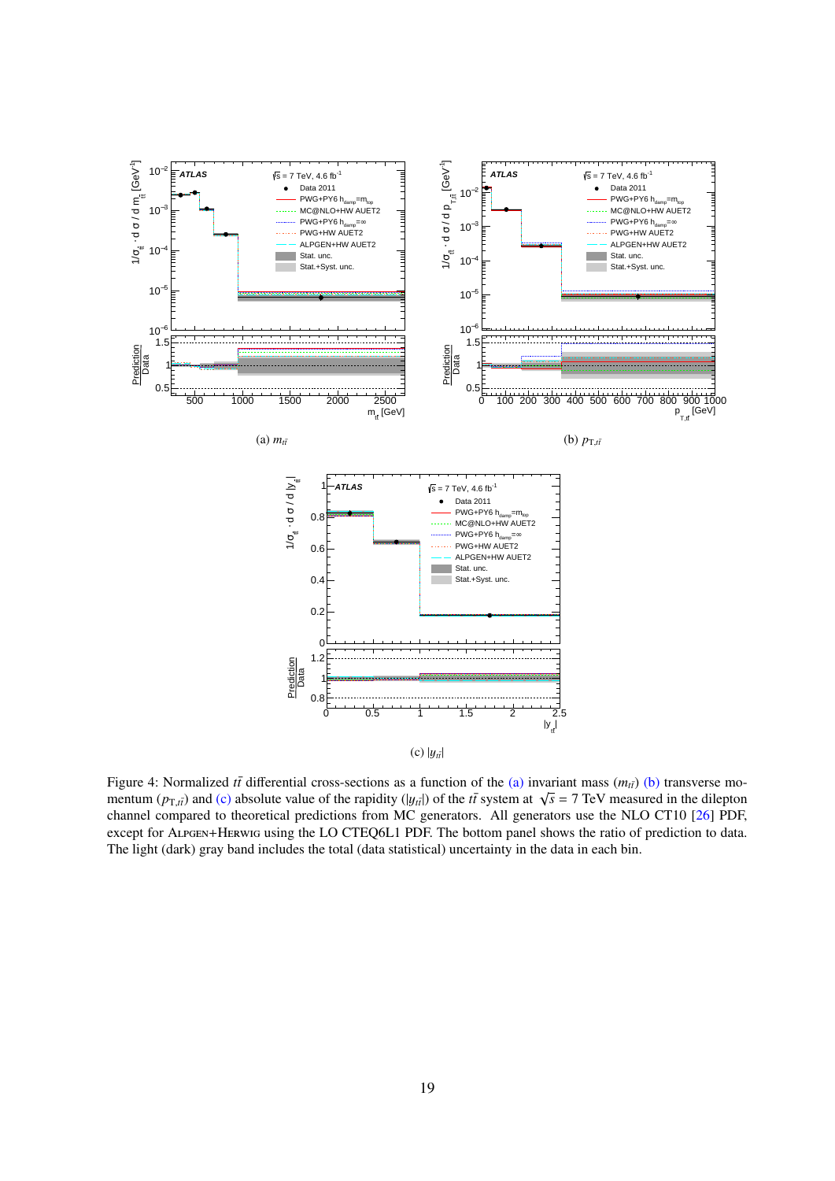(a) $m_{t\bar{t}}$

(b) $p_{\mathrm{T},t\bar{t}}$

(c) $|y_{t\bar{t}}|$

Figure 4: Normalized $t\bar{t}$ differential cross-sections as a function of the (a) invariant mass ($m_{t\bar{t}}$) (b) transverse momentum ($p_{\mathrm{T},t\bar{t}}$) and (c) absolute value of the rapidity ($|y_{t\bar{t}}|$) of the $t\bar{t}$ system at $\sqrt{s}$ = 7 TeV measured in the dilepton channel compared to theoretical predictions from MC generators. All generators use the NLO CT10 [26] PDF, except for ALPGEN+HERWIG using the LO CTEQ6L1 PDF. The bottom panel shows the ratio of prediction to data. The light (dark) gray band includes the total (data statistical) uncertainty in the data in each bin.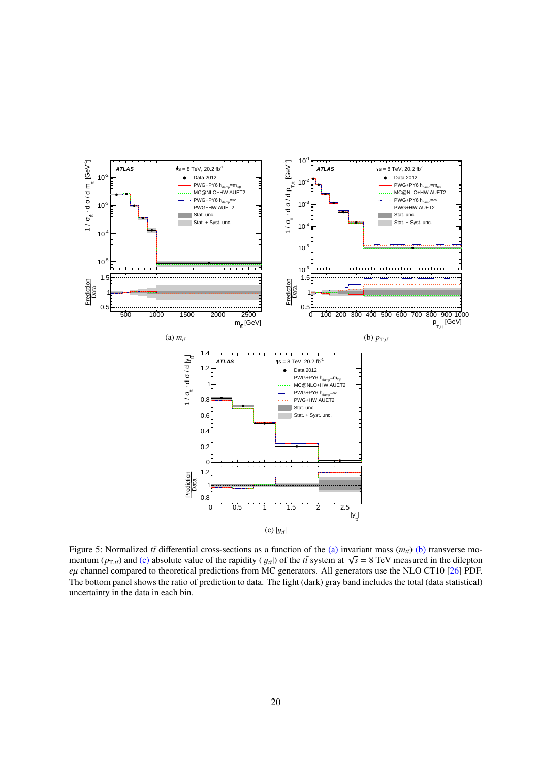(a) $m_{t\bar{t}}$

(b) $p_{\mathrm{T},t\bar{t}}$

(c) $|y_{t\bar{t}}|$

Figure 5: Normalized $t\bar{t}$ differential cross-sections as a function of the (a) invariant mass ($m_{t\bar{t}}$) (b) transverse momentum ($p_{\mathrm{T},t\bar{t}}$) and (c) absolute value of the rapidity ($|y_{t\bar{t}}|$) of the $t\bar{t}$ system at $\sqrt{s}$ = 8 TeV measured in the dilepton $e\mu$ channel compared to theoretical predictions from MC generators. All generators use the NLO CT10 [26] PDF. The bottom panel shows the ratio of prediction to data. The light (dark) gray band includes the total (data statistical) uncertainty in the data in each bin.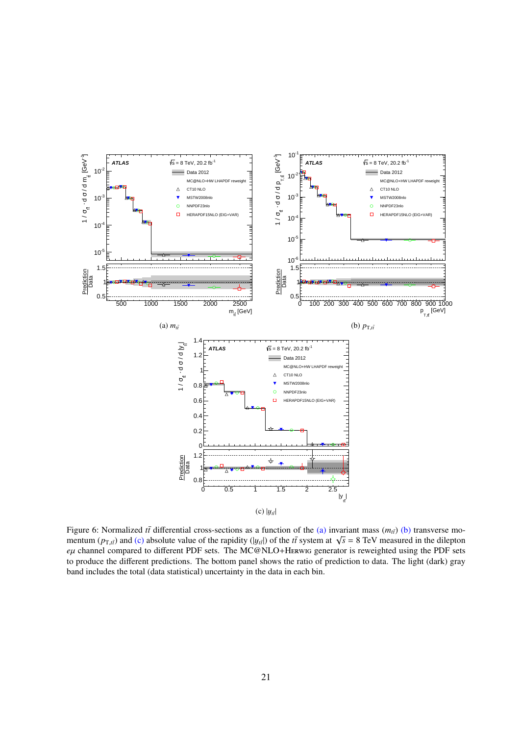(a) $m_{t\bar{t}}$

(b) $p_{\mathrm{T},t\bar{t}}$

(c) $|y_{t\bar{t}}|$

Figure 6: Normalized $t\bar{t}$ differential cross-sections as a function of the (a) invariant mass ($m_{t\bar{t}}$) (b) transverse momentum ($p_{\mathrm{T},t\bar{t}}$) and (c) absolute value of the rapidity ($|y_{t\bar{t}}|$) of the $t\bar{t}$ system at $\sqrt{s}$ = 8 TeV measured in the dilepton $e\mu$ channel compared to different PDF sets. The MC@NLO+Herwig generator is reweighted using the PDF sets to produce the different predictions. The bottom panel shows the ratio of prediction to data. The light (dark) gray band includes the total (data statistical) uncertainty in the data in each bin.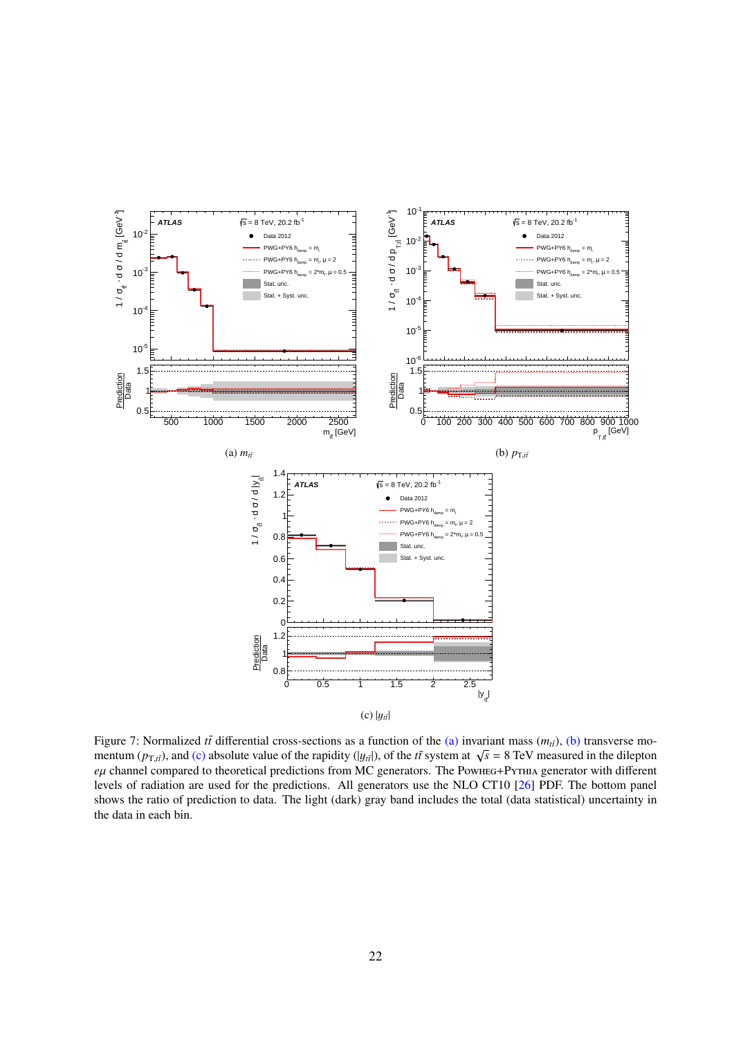(a) $m_{t\bar{t}}$

(b) $p_{\mathrm{T},t\bar{t}}$

(c) $|y_{t\bar{t}}|$

Figure 7: Normalized $t\bar{t}$ differential cross-sections as a function of the (a) invariant mass ($m_{t\bar{t}}$), (b) transverse momentum ($p_{\mathrm{T},t\bar{t}}$), and (c) absolute value of the rapidity ($|y_{t\bar{t}}|$), of the $t\bar{t}$ system at $\sqrt{s}$ = 8 TeV measured in the dilepton $e\mu$ channel compared to theoretical predictions from MC generators. The Powheg+Pythia generator with different levels of radiation are used for the predictions. All generators use the NLO CT10 [26] PDF. The bottom panel shows the ratio of prediction to data. The light (dark) gray band includes the total (data statistical) uncertainty in the data in each bin.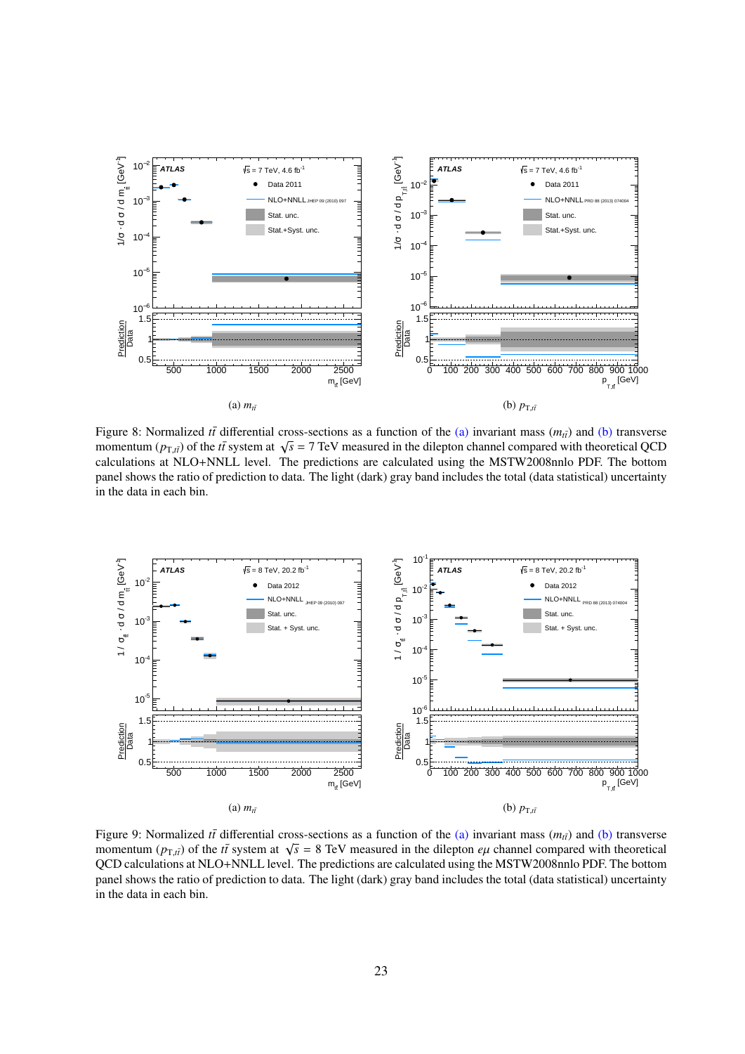(a) $m_{t\bar{t}}$

(b) $p_{\mathrm{T},t\bar{t}}$

Figure 8: Normalized $t\bar{t}$ differential cross-sections as a function of the (a) invariant mass ($m_{t\bar{t}}$) and (b) transverse momentum ($p_{\mathrm{T},t\bar{t}}$) of the $t\bar{t}$ system at $\sqrt{s}$ = 7 TeV measured in the dilepton channel compared with theoretical QCD calculations at NLO+NNLL level. The predictions are calculated using the MSTW2008nnlo PDF. The bottom panel shows the ratio of prediction to data. The light (dark) gray band includes the total (data statistical) uncertainty in the data in each bin.

(a) $m_{t\bar{t}}$

(b) $p_{\mathrm{T},t\bar{t}}$

Figure 9: Normalized $t\bar{t}$ differential cross-sections as a function of the (a) invariant mass ($m_{t\bar{t}}$) and (b) transverse momentum ($p_{\mathrm{T},t\bar{t}}$) of the $t\bar{t}$ system at $\sqrt{s}$ = 8 TeV measured in the dilepton $e\mu$ channel compared with theoretical QCD calculations at NLO+NNLL level. The predictions are calculated using the MSTW2008nnlo PDF. The bottom panel shows the ratio of prediction to data. The light (dark) gray band includes the total (data statistical) uncertainty in the data in each bin.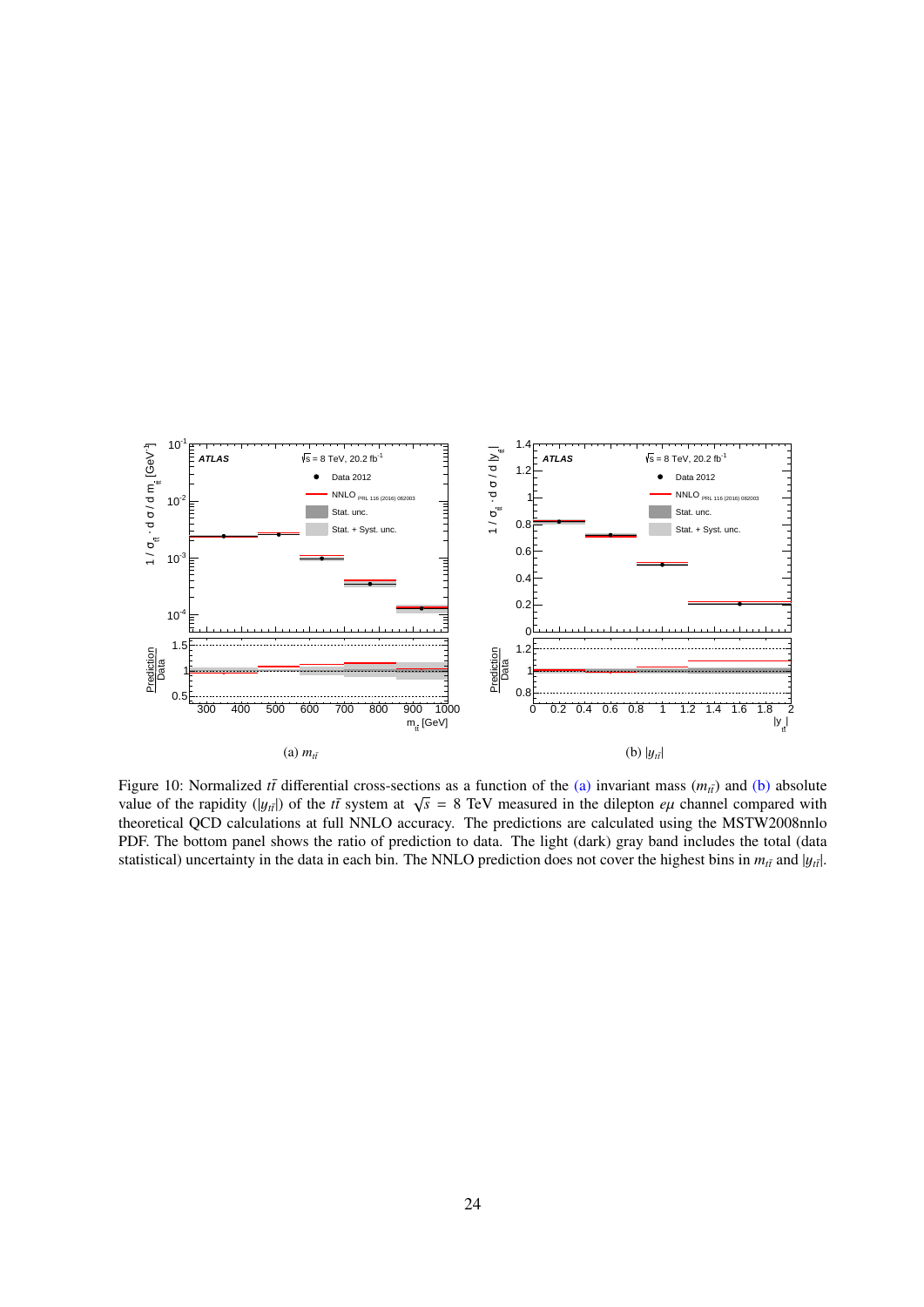(a) $m_{t\bar{t}}$

(b) $|y_{t\bar{t}}|$

Figure 10: Normalized $t\bar{t}$ differential cross-sections as a function of the (a) invariant mass ($m_{t\bar{t}}$) and (b) absolute value of the rapidity ($|y_{t\bar{t}}|$) of the $t\bar{t}$ system at $\sqrt{s}$ = 8 TeV measured in the dilepton $e\mu$ channel compared with theoretical QCD calculations at full NNLO accuracy. The predictions are calculated using the MSTW2008nnlo PDF. The bottom panel shows the ratio of prediction to data. The light (dark) gray band includes the total (data statistical) uncertainty in the data in each bin. The NNLO prediction does not cover the highest bins in $m_{t\bar{t}}$ and $|y_{t\bar{t}}|$.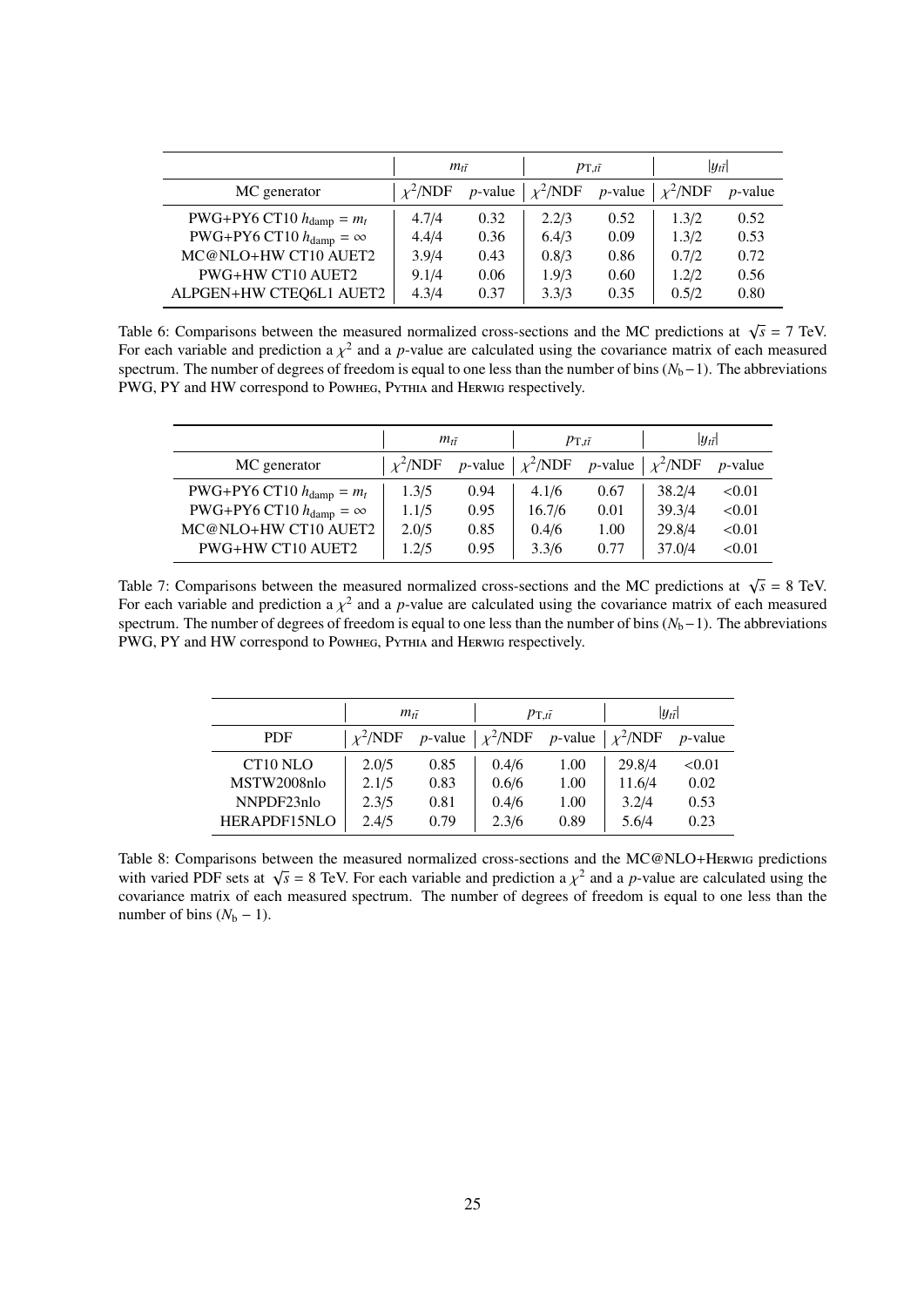| | $m_{t\bar{t}}$ | | $p_{\mathrm{T},t\bar{t}}$ | | $\lvert y_{t\bar{t}}\rvert$ | |
|---|---|---|---|---|---|---|
| MC generator | $\chi^2$/NDF | $p$-value | $\chi^2$/NDF | $p$-value | $\chi^2$/NDF | $p$-value |
| PWG+PY6 CT10 $h_{\mathrm{damp}} = m_t$ | 4.7/4 | 0.32 | 2.2/3 | 0.52 | 1.3/2 | 0.52 |
| PWG+PY6 CT10 $h_{\mathrm{damp}} = \infty$ | 4.4/4 | 0.36 | 6.4/3 | 0.09 | 1.3/2 | 0.53 |
| MC@NLO+HW CT10 AUET2 | 3.9/4 | 0.43 | 0.8/3 | 0.86 | 0.7/2 | 0.72 |
| PWG+HW CT10 AUET2 | 9.1/4 | 0.06 | 1.9/3 | 0.60 | 1.2/2 | 0.56 |
| ALPGEN+HW CTEQ6L1 AUET2 | 4.3/4 | 0.37 | 3.3/3 | 0.35 | 0.5/2 | 0.80 |

Table 6: Comparisons between the measured normalized cross-sections and the MC predictions at $\sqrt{s} = 7$ TeV. For each variable and prediction a $\chi^2$ and a $p$-value are calculated using the covariance matrix of each measured spectrum. The number of degrees of freedom is equal to one less than the number of bins ($N_{\mathrm{b}} - 1$). The abbreviations PWG, PY and HW correspond to Powheg, Pythia and Herwig respectively.

| | $m_{t\bar{t}}$ | | $p_{\mathrm{T},t\bar{t}}$ | | $\lvert y_{t\bar{t}}\rvert$ | |
|---|---|---|---|---|---|---|
| MC generator | $\chi^2$/NDF | $p$-value | $\chi^2$/NDF | $p$-value | $\chi^2$/NDF | $p$-value |
| PWG+PY6 CT10 $h_{\mathrm{damp}} = m_t$ | 1.3/5 | 0.94 | 4.1/6 | 0.67 | 38.2/4 | <0.01 |
| PWG+PY6 CT10 $h_{\mathrm{damp}} = \infty$ | 1.1/5 | 0.95 | 16.7/6 | 0.01 | 39.3/4 | <0.01 |
| MC@NLO+HW CT10 AUET2 | 2.0/5 | 0.85 | 0.4/6 | 1.00 | 29.8/4 | <0.01 |
| PWG+HW CT10 AUET2 | 1.2/5 | 0.95 | 3.3/6 | 0.77 | 37.0/4 | <0.01 |

Table 7: Comparisons between the measured normalized cross-sections and the MC predictions at $\sqrt{s} = 8$ TeV. For each variable and prediction a $\chi^2$ and a $p$-value are calculated using the covariance matrix of each measured spectrum. The number of degrees of freedom is equal to one less than the number of bins ($N_{\mathrm{b}} - 1$). The abbreviations PWG, PY and HW correspond to Powheg, Pythia and Herwig respectively.

| | $m_{t\bar{t}}$ | | $p_{\mathrm{T},t\bar{t}}$ | | $\lvert y_{t\bar{t}}\rvert$ | |
|---|---|---|---|---|---|---|
| PDF | $\chi^2$/NDF | $p$-value | $\chi^2$/NDF | $p$-value | $\chi^2$/NDF | $p$-value |
| CT10 NLO | 2.0/5 | 0.85 | 0.4/6 | 1.00 | 29.8/4 | <0.01 |
| MSTW2008nlo | 2.1/5 | 0.83 | 0.6/6 | 1.00 | 11.6/4 | 0.02 |
| NNPDF23nlo | 2.3/5 | 0.81 | 0.4/6 | 1.00 | 3.2/4 | 0.53 |
| HERAPDF15NLO | 2.4/5 | 0.79 | 2.3/6 | 0.89 | 5.6/4 | 0.23 |

Table 8: Comparisons between the measured normalized cross-sections and the MC@NLO+Herwig predictions with varied PDF sets at $\sqrt{s} = 8$ TeV. For each variable and prediction a $\chi^2$ and a $p$-value are calculated using the covariance matrix of each measured spectrum. The number of degrees of freedom is equal to one less than the number of bins ($N_{\mathrm{b}} - 1$).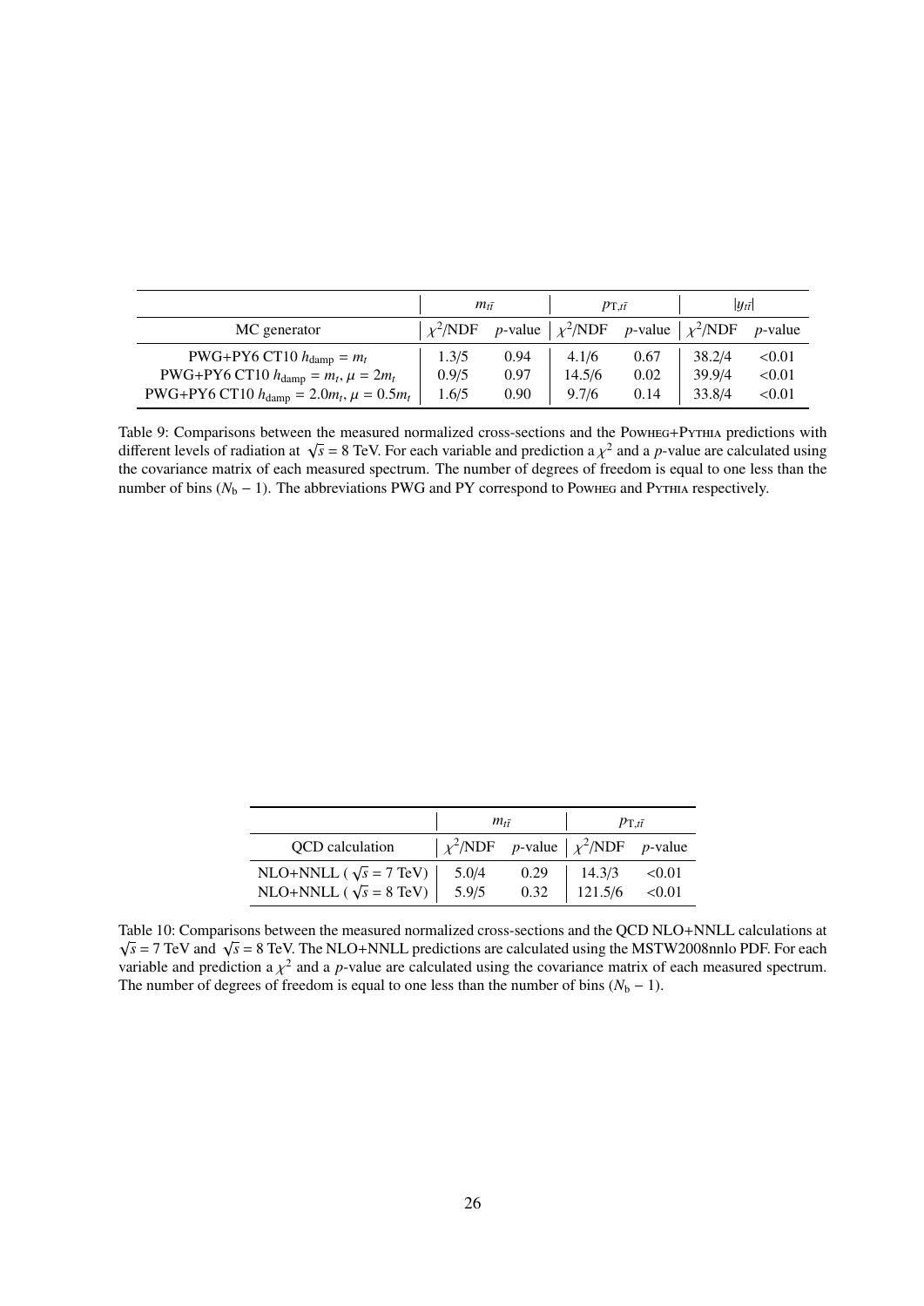| | $m_{t\bar{t}}$ | | $p_{\mathrm{T},t\bar{t}}$ | | $\lvert y_{t\bar{t}}\rvert$ | |
|---|---|---|---|---|---|---|
| MC generator | $\chi^2$/NDF | $p$-value | $\chi^2$/NDF | $p$-value | $\chi^2$/NDF | $p$-value |
| PWG+PY6 CT10 $h_{\mathrm{damp}} = m_t$ | 1.3/5 | 0.94 | 4.1/6 | 0.67 | 38.2/4 | <0.01 |
| PWG+PY6 CT10 $h_{\mathrm{damp}} = m_t$, $\mu = 2m_t$ | 0.9/5 | 0.97 | 14.5/6 | 0.02 | 39.9/4 | <0.01 |
| PWG+PY6 CT10 $h_{\mathrm{damp}} = 2.0m_t$, $\mu = 0.5m_t$ | 1.6/5 | 0.90 | 9.7/6 | 0.14 | 33.8/4 | <0.01 |

Table 9: Comparisons between the measured normalized cross-sections and the Powheg+Pythia predictions with different levels of radiation at $\sqrt{s} = 8$ TeV. For each variable and prediction a $\chi^2$ and a $p$-value are calculated using the covariance matrix of each measured spectrum. The number of degrees of freedom is equal to one less than the number of bins ($N_{\mathrm{b}} - 1$). The abbreviations PWG and PY correspond to Powheg and Pythia respectively.

| | $m_{t\bar{t}}$ | | $p_{\mathrm{T},t\bar{t}}$ | |
|---|---|---|---|---|
| QCD calculation | $\chi^2$/NDF | $p$-value | $\chi^2$/NDF | $p$-value |
| NLO+NNLL ( $\sqrt{s} = 7$ TeV) | 5.0/4 | 0.29 | 14.3/3 | <0.01 |
| NLO+NNLL ( $\sqrt{s} = 8$ TeV) | 5.9/5 | 0.32 | 121.5/6 | <0.01 |

Table 10: Comparisons between the measured normalized cross-sections and the QCD NLO+NNLL calculations at $\sqrt{s} = 7$ TeV and $\sqrt{s} = 8$ TeV. The NLO+NNLL predictions are calculated using the MSTW2008nnlo PDF. For each variable and prediction a $\chi^2$ and a $p$-value are calculated using the covariance matrix of each measured spectrum. The number of degrees of freedom is equal to one less than the number of bins ($N_{\mathrm{b}} - 1$).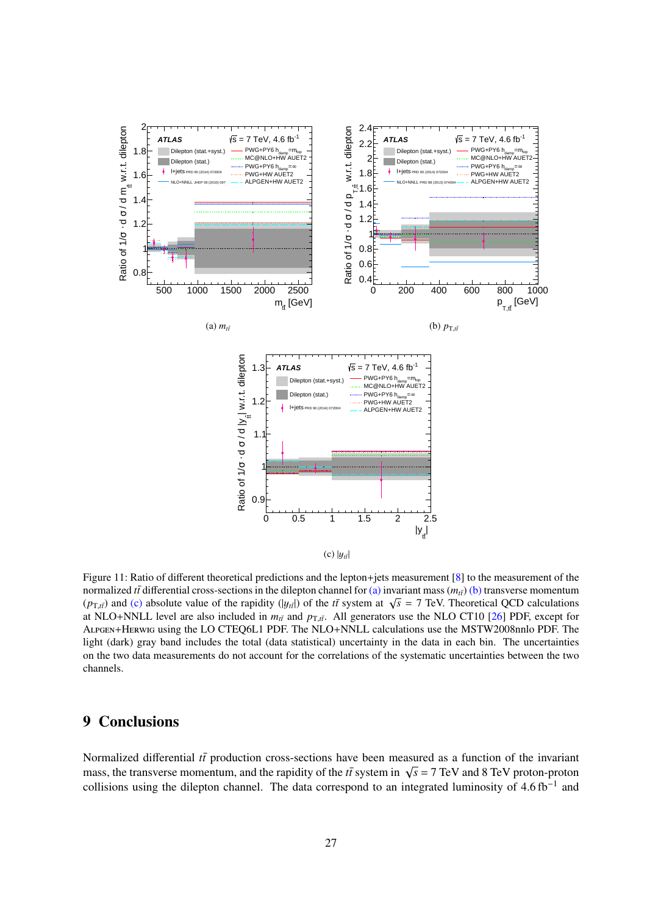(a) $m_{t\bar{t}}$

(b) $p_{\mathrm{T},t\bar{t}}$

(c) $|y_{t\bar{t}}|$

Figure 11: Ratio of different theoretical predictions and the lepton+jets measurement [8] to the measurement of the normalized $t\bar{t}$ differential cross-sections in the dilepton channel for (a) invariant mass ($m_{t\bar{t}}$) (b) transverse momentum ($p_{\mathrm{T},t\bar{t}}$) and (c) absolute value of the rapidity ($|y_{t\bar{t}}|$) of the $t\bar{t}$ system at $\sqrt{s}$ = 7 TeV. Theoretical QCD calculations at NLO+NNLL level are also included in $m_{t\bar{t}}$ and $p_{\mathrm{T},t\bar{t}}$. All generators use the NLO CT10 [26] PDF, except for Alpgen+Herwig using the LO CTEQ6L1 PDF. The NLO+NNLL calculations use the MSTW2008nnlo PDF. The light (dark) gray band includes the total (data statistical) uncertainty in the data in each bin. The uncertainties on the two data measurements do not account for the correlations of the systematic uncertainties between the two channels.

# 9 Conclusions

Normalized differential $t\bar{t}$ production cross-sections have been measured as a function of the invariant mass, the transverse momentum, and the rapidity of the $t\bar{t}$ system in $\sqrt{s}$ = 7 TeV and 8 TeV proton-proton collisions using the dilepton channel. The data correspond to an integrated luminosity of 4.6 fb$^{-1}$ and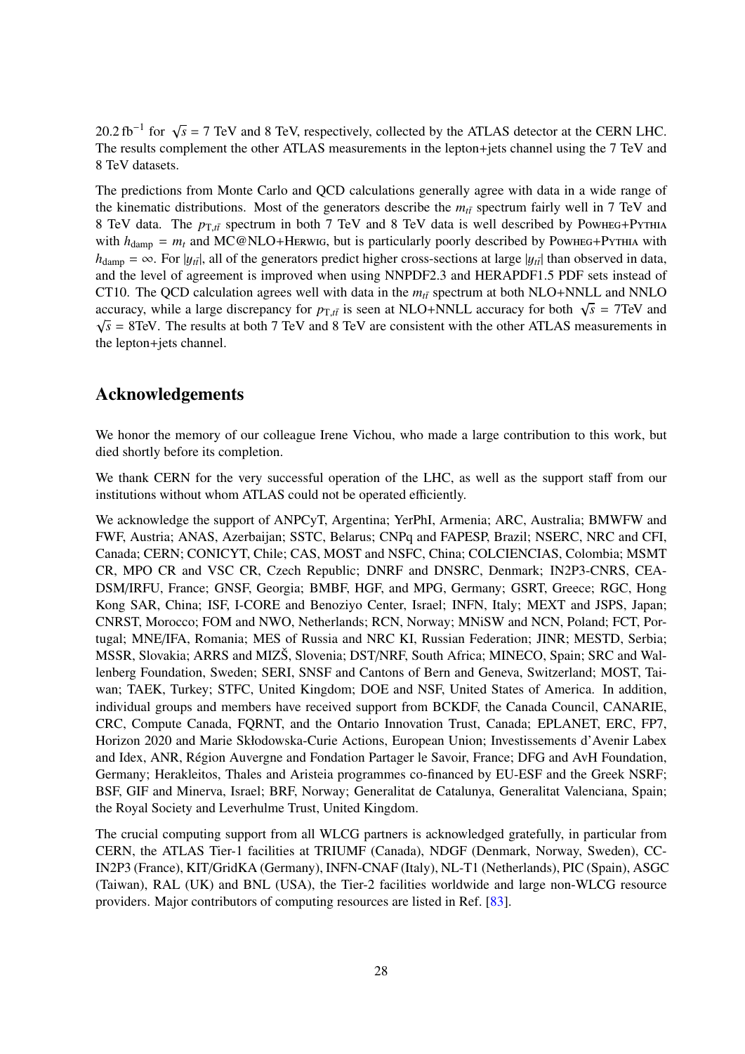20.2 fb$^{-1}$ for $\sqrt{s}$ = 7 TeV and 8 TeV, respectively, collected by the ATLAS detector at the CERN LHC. The results complement the other ATLAS measurements in the lepton+jets channel using the 7 TeV and 8 TeV datasets.

The predictions from Monte Carlo and QCD calculations generally agree with data in a wide range of the kinematic distributions. Most of the generators describe the $m_{t\bar{t}}$ spectrum fairly well in 7 TeV and 8 TeV data. The $p_{\mathrm{T},t\bar{t}}$ spectrum in both 7 TeV and 8 TeV data is well described by Powheg+Pythia with $h_{\mathrm{damp}} = m_t$ and MC@NLO+Herwig, but is particularly poorly described by Powheg+Pythia with $h_{\mathrm{damp}} = \infty$. For $|y_{t\bar{t}}|$, all of the generators predict higher cross-sections at large $|y_{t\bar{t}}|$ than observed in data, and the level of agreement is improved when using NNPDF2.3 and HERAPDF1.5 PDF sets instead of CT10. The QCD calculation agrees well with data in the $m_{t\bar{t}}$ spectrum at both NLO+NNLL and NNLO accuracy, while a large discrepancy for $p_{\mathrm{T},t\bar{t}}$ is seen at NLO+NNLL accuracy for both $\sqrt{s}$ = 7TeV and $\sqrt{s}$ = 8TeV. The results at both 7 TeV and 8 TeV are consistent with the other ATLAS measurements in the lepton+jets channel.

## Acknowledgements

We honor the memory of our colleague Irene Vichou, who made a large contribution to this work, but died shortly before its completion.

We thank CERN for the very successful operation of the LHC, as well as the support staff from our institutions without whom ATLAS could not be operated efficiently.

We acknowledge the support of ANPCyT, Argentina; YerPhI, Armenia; ARC, Australia; BMWFW and FWF, Austria; ANAS, Azerbaijan; SSTC, Belarus; CNPq and FAPESP, Brazil; NSERC, NRC and CFI, Canada; CERN; CONICYT, Chile; CAS, MOST and NSFC, China; COLCIENCIAS, Colombia; MSMT CR, MPO CR and VSC CR, Czech Republic; DNRF and DNSRC, Denmark; IN2P3-CNRS, CEA-DSM/IRFU, France; GNSF, Georgia; BMBF, HGF, and MPG, Germany; GSRT, Greece; RGC, Hong Kong SAR, China; ISF, I-CORE and Benoziyo Center, Israel; INFN, Italy; MEXT and JSPS, Japan; CNRST, Morocco; FOM and NWO, Netherlands; RCN, Norway; MNiSW and NCN, Poland; FCT, Portugal; MNE/IFA, Romania; MES of Russia and NRC KI, Russian Federation; JINR; MESTD, Serbia; MSSR, Slovakia; ARRS and MIZŠ, Slovenia; DST/NRF, South Africa; MINECO, Spain; SRC and Wallenberg Foundation, Sweden; SERI, SNSF and Cantons of Bern and Geneva, Switzerland; MOST, Taiwan; TAEK, Turkey; STFC, United Kingdom; DOE and NSF, United States of America. In addition, individual groups and members have received support from BCKDF, the Canada Council, CANARIE, CRC, Compute Canada, FQRNT, and the Ontario Innovation Trust, Canada; EPLANET, ERC, FP7, Horizon 2020 and Marie Skłodowska-Curie Actions, European Union; Investissements d'Avenir Labex and Idex, ANR, Région Auvergne and Fondation Partager le Savoir, France; DFG and AvH Foundation, Germany; Herakleitos, Thales and Aristeia programmes co-financed by EU-ESF and the Greek NSRF; BSF, GIF and Minerva, Israel; BRF, Norway; Generalitat de Catalunya, Generalitat Valenciana, Spain; the Royal Society and Leverhulme Trust, United Kingdom.

The crucial computing support from all WLCG partners is acknowledged gratefully, in particular from CERN, the ATLAS Tier-1 facilities at TRIUMF (Canada), NDGF (Denmark, Norway, Sweden), CC-IN2P3 (France), KIT/GridKA (Germany), INFN-CNAF (Italy), NL-T1 (Netherlands), PIC (Spain), ASGC (Taiwan), RAL (UK) and BNL (USA), the Tier-2 facilities worldwide and large non-WLCG resource providers. Major contributors of computing resources are listed in Ref. [83].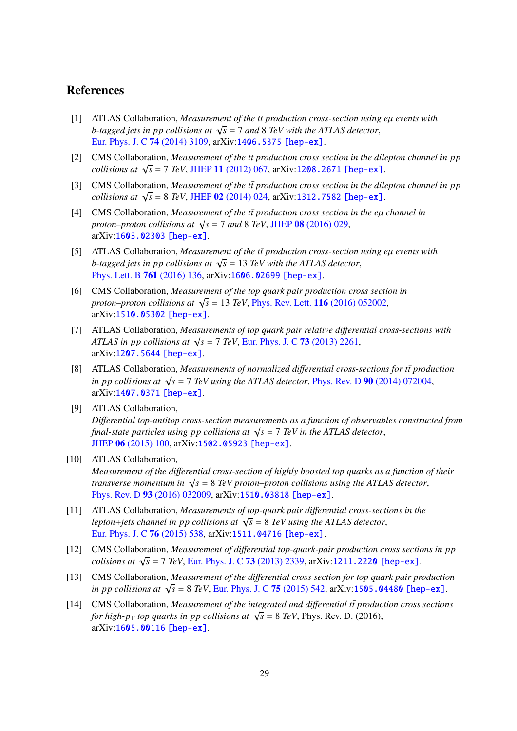# References

[1] ATLAS Collaboration, *Measurement of the $t\bar{t}$ production cross-section using $e\mu$ events with b-tagged jets in pp collisions at $\sqrt{s} = 7$ and 8 TeV with the ATLAS detector*, Eur. Phys. J. C **74** (2014) 3109, arXiv:1406.5375 [hep-ex].

[2] CMS Collaboration, *Measurement of the $t\bar{t}$ production cross section in the dilepton channel in pp collisions at $\sqrt{s} = 7$ TeV*, JHEP **11** (2012) 067, arXiv:1208.2671 [hep-ex].

[3] CMS Collaboration, *Measurement of the $t\bar{t}$ production cross section in the dilepton channel in pp collisions at $\sqrt{s} = 8$ TeV*, JHEP **02** (2014) 024, arXiv:1312.7582 [hep-ex].

[4] CMS Collaboration, *Measurement of the $t\bar{t}$ production cross section in the $e\mu$ channel in proton–proton collisions at $\sqrt{s} = 7$ and 8 TeV*, JHEP **08** (2016) 029, arXiv:1603.02303 [hep-ex].

[5] ATLAS Collaboration, *Measurement of the $t\bar{t}$ production cross-section using $e\mu$ events with b-tagged jets in pp collisions at $\sqrt{s} = 13$ TeV with the ATLAS detector*, Phys. Lett. B **761** (2016) 136, arXiv:1606.02699 [hep-ex].

[6] CMS Collaboration, *Measurement of the top quark pair production cross section in proton–proton collisions at $\sqrt{s} = 13$ TeV*, Phys. Rev. Lett. **116** (2016) 052002, arXiv:1510.05302 [hep-ex].

[7] ATLAS Collaboration, *Measurements of top quark pair relative differential cross-sections with ATLAS in pp collisions at $\sqrt{s} = 7$ TeV*, Eur. Phys. J. C **73** (2013) 2261, arXiv:1207.5644 [hep-ex].

[8] ATLAS Collaboration, *Measurements of normalized differential cross-sections for $t\bar{t}$ production in pp collisions at $\sqrt{s} = 7$ TeV using the ATLAS detector*, Phys. Rev. D **90** (2014) 072004, arXiv:1407.0371 [hep-ex].

[9] ATLAS Collaboration, *Differential top-antitop cross-section measurements as a function of observables constructed from final-state particles using pp collisions at $\sqrt{s} = 7$ TeV in the ATLAS detector*, JHEP **06** (2015) 100, arXiv:1502.05923 [hep-ex].

[10] ATLAS Collaboration, *Measurement of the differential cross-section of highly boosted top quarks as a function of their transverse momentum in $\sqrt{s} = 8$ TeV proton–proton collisions using the ATLAS detector*, Phys. Rev. D **93** (2016) 032009, arXiv:1510.03818 [hep-ex].

[11] ATLAS Collaboration, *Measurements of top-quark pair differential cross-sections in the lepton+jets channel in pp collisions at $\sqrt{s} = 8$ TeV using the ATLAS detector*, Eur. Phys. J. C **76** (2015) 538, arXiv:1511.04716 [hep-ex].

[12] CMS Collaboration, *Measurement of differential top-quark-pair production cross sections in pp colisions at $\sqrt{s} = 7$ TeV*, Eur. Phys. J. C **73** (2013) 2339, arXiv:1211.2220 [hep-ex].

[13] CMS Collaboration, *Measurement of the differential cross section for top quark pair production in pp collisions at $\sqrt{s} = 8$ TeV*, Eur. Phys. J. C **75** (2015) 542, arXiv:1505.04480 [hep-ex].

[14] CMS Collaboration, *Measurement of the integrated and differential $t\bar{t}$ production cross sections for high-$p_{\mathrm{T}}$ top quarks in pp collisions at $\sqrt{s} = 8$ TeV*, Phys. Rev. D. (2016), arXiv:1605.00116 [hep-ex].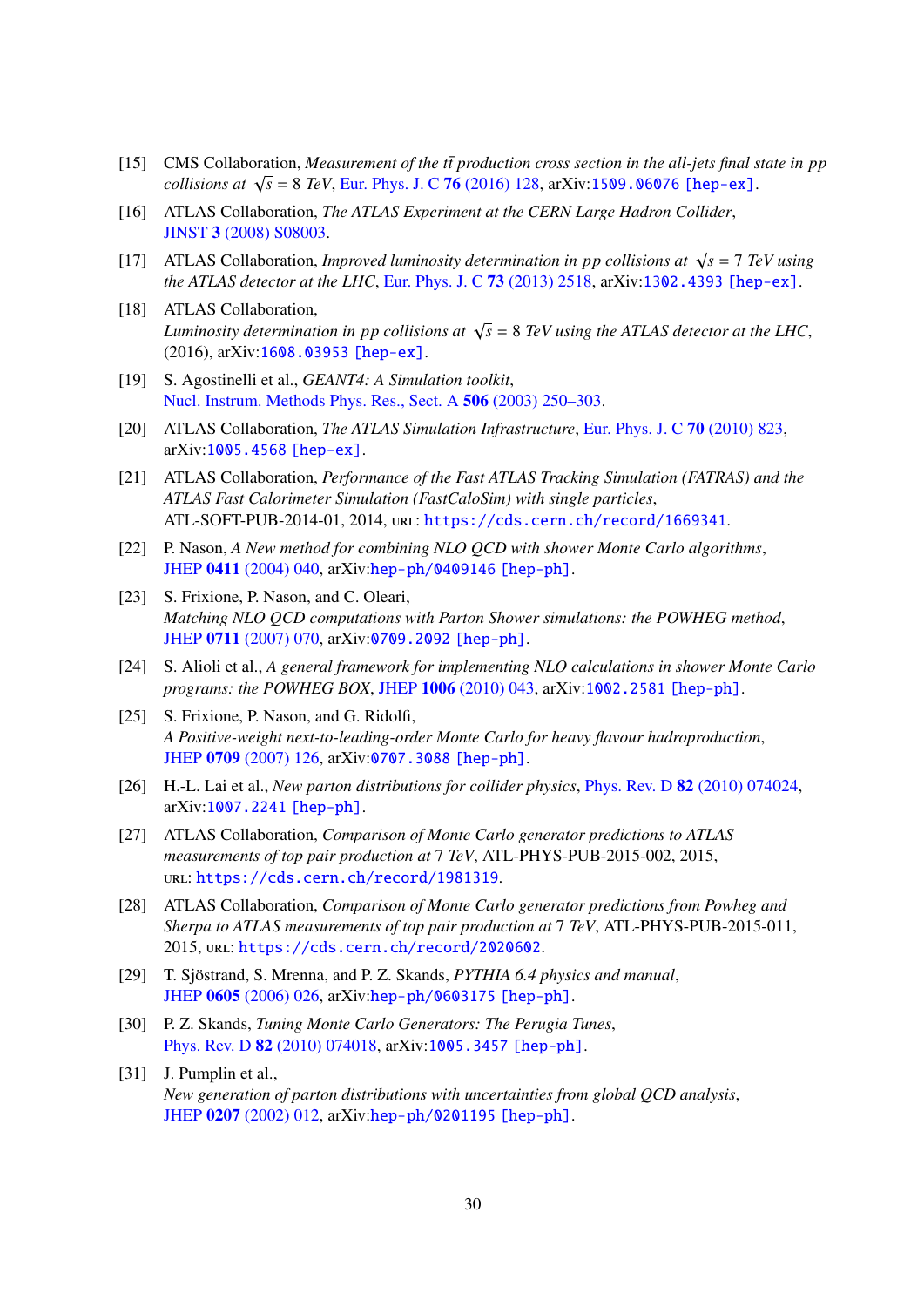[15] CMS Collaboration, *Measurement of the $t\bar{t}$ production cross section in the all-jets final state in pp collisions at $\sqrt{s}$ = 8 TeV*, Eur. Phys. J. C **76** (2016) 128, arXiv:1509.06076 [hep-ex].

[16] ATLAS Collaboration, *The ATLAS Experiment at the CERN Large Hadron Collider*, JINST **3** (2008) S08003.

[17] ATLAS Collaboration, *Improved luminosity determination in pp collisions at $\sqrt{s}$ = 7 TeV using the ATLAS detector at the LHC*, Eur. Phys. J. C **73** (2013) 2518, arXiv:1302.4393 [hep-ex].

[18] ATLAS Collaboration, *Luminosity determination in pp collisions at $\sqrt{s}$ = 8 TeV using the ATLAS detector at the LHC*, (2016), arXiv:1608.03953 [hep-ex].

[19] S. Agostinelli et al., *GEANT4: A Simulation toolkit*, Nucl. Instrum. Methods Phys. Res., Sect. A **506** (2003) 250–303.

[20] ATLAS Collaboration, *The ATLAS Simulation Infrastructure*, Eur. Phys. J. C **70** (2010) 823, arXiv:1005.4568 [hep-ex].

[21] ATLAS Collaboration, *Performance of the Fast ATLAS Tracking Simulation (FATRAS) and the ATLAS Fast Calorimeter Simulation (FastCaloSim) with single particles*, ATL-SOFT-PUB-2014-01, 2014, URL: https://cds.cern.ch/record/1669341.

[22] P. Nason, *A New method for combining NLO QCD with shower Monte Carlo algorithms*, JHEP **0411** (2004) 040, arXiv:hep-ph/0409146 [hep-ph].

[23] S. Frixione, P. Nason, and C. Oleari, *Matching NLO QCD computations with Parton Shower simulations: the POWHEG method*, JHEP **0711** (2007) 070, arXiv:0709.2092 [hep-ph].

[24] S. Alioli et al., *A general framework for implementing NLO calculations in shower Monte Carlo programs: the POWHEG BOX*, JHEP **1006** (2010) 043, arXiv:1002.2581 [hep-ph].

[25] S. Frixione, P. Nason, and G. Ridolfi, *A Positive-weight next-to-leading-order Monte Carlo for heavy flavour hadroproduction*, JHEP **0709** (2007) 126, arXiv:0707.3088 [hep-ph].

[26] H.-L. Lai et al., *New parton distributions for collider physics*, Phys. Rev. D **82** (2010) 074024, arXiv:1007.2241 [hep-ph].

[27] ATLAS Collaboration, *Comparison of Monte Carlo generator predictions to ATLAS measurements of top pair production at 7 TeV*, ATL-PHYS-PUB-2015-002, 2015, URL: https://cds.cern.ch/record/1981319.

[28] ATLAS Collaboration, *Comparison of Monte Carlo generator predictions from Powheg and Sherpa to ATLAS measurements of top pair production at 7 TeV*, ATL-PHYS-PUB-2015-011, 2015, URL: https://cds.cern.ch/record/2020602.

[29] T. Sjöstrand, S. Mrenna, and P. Z. Skands, *PYTHIA 6.4 physics and manual*, JHEP **0605** (2006) 026, arXiv:hep-ph/0603175 [hep-ph].

[30] P. Z. Skands, *Tuning Monte Carlo Generators: The Perugia Tunes*, Phys. Rev. D **82** (2010) 074018, arXiv:1005.3457 [hep-ph].

[31] J. Pumplin et al., *New generation of parton distributions with uncertainties from global QCD analysis*, JHEP **0207** (2002) 012, arXiv:hep-ph/0201195 [hep-ph].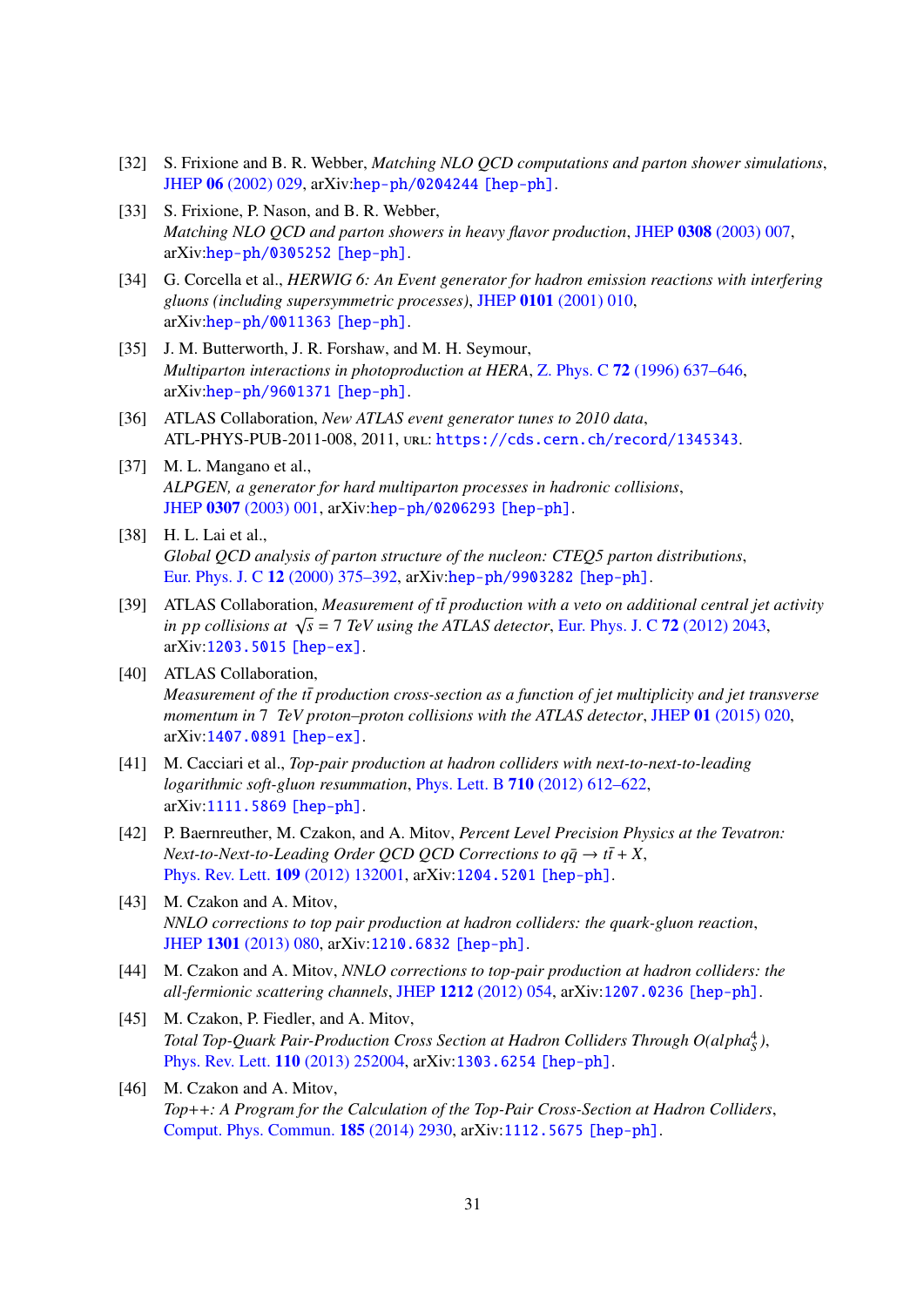[32] S. Frixione and B. R. Webber, *Matching NLO QCD computations and parton shower simulations*, JHEP **06** (2002) 029, arXiv:hep-ph/0204244 [hep-ph].

[33] S. Frixione, P. Nason, and B. R. Webber, *Matching NLO QCD and parton showers in heavy flavor production*, JHEP **0308** (2003) 007, arXiv:hep-ph/0305252 [hep-ph].

[34] G. Corcella et al., *HERWIG 6: An Event generator for hadron emission reactions with interfering gluons (including supersymmetric processes)*, JHEP **0101** (2001) 010, arXiv:hep-ph/0011363 [hep-ph].

[35] J. M. Butterworth, J. R. Forshaw, and M. H. Seymour, *Multiparton interactions in photoproduction at HERA*, Z. Phys. C **72** (1996) 637–646, arXiv:hep-ph/9601371 [hep-ph].

[36] ATLAS Collaboration, *New ATLAS event generator tunes to 2010 data*, ATL-PHYS-PUB-2011-008, 2011, URL: https://cds.cern.ch/record/1345343.

[37] M. L. Mangano et al., *ALPGEN, a generator for hard multiparton processes in hadronic collisions*, JHEP **0307** (2003) 001, arXiv:hep-ph/0206293 [hep-ph].

[38] H. L. Lai et al., *Global QCD analysis of parton structure of the nucleon: CTEQ5 parton distributions*, Eur. Phys. J. C **12** (2000) 375–392, arXiv:hep-ph/9903282 [hep-ph].

[39] ATLAS Collaboration, *Measurement of $t\bar{t}$ production with a veto on additional central jet activity in pp collisions at $\sqrt{s} = 7$ TeV using the ATLAS detector*, Eur. Phys. J. C **72** (2012) 2043, arXiv:1203.5015 [hep-ex].

[40] ATLAS Collaboration, *Measurement of the $t\bar{t}$ production cross-section as a function of jet multiplicity and jet transverse momentum in 7 TeV proton–proton collisions with the ATLAS detector*, JHEP **01** (2015) 020, arXiv:1407.0891 [hep-ex].

[41] M. Cacciari et al., *Top-pair production at hadron colliders with next-to-next-to-leading logarithmic soft-gluon resummation*, Phys. Lett. B **710** (2012) 612–622, arXiv:1111.5869 [hep-ph].

[42] P. Baernreuther, M. Czakon, and A. Mitov, *Percent Level Precision Physics at the Tevatron: Next-to-Next-to-Leading Order QCD QCD Corrections to $q\bar{q} \to t\bar{t} + X$*, Phys. Rev. Lett. **109** (2012) 132001, arXiv:1204.5201 [hep-ph].

[43] M. Czakon and A. Mitov, *NNLO corrections to top pair production at hadron colliders: the quark-gluon reaction*, JHEP **1301** (2013) 080, arXiv:1210.6832 [hep-ph].

[44] M. Czakon and A. Mitov, *NNLO corrections to top-pair production at hadron colliders: the all-fermionic scattering channels*, JHEP **1212** (2012) 054, arXiv:1207.0236 [hep-ph].

[45] M. Czakon, P. Fiedler, and A. Mitov, *Total Top-Quark Pair-Production Cross Section at Hadron Colliders Through O(alpha$_S^4$)*, Phys. Rev. Lett. **110** (2013) 252004, arXiv:1303.6254 [hep-ph].

[46] M. Czakon and A. Mitov, *Top++: A Program for the Calculation of the Top-Pair Cross-Section at Hadron Colliders*, Comput. Phys. Commun. **185** (2014) 2930, arXiv:1112.5675 [hep-ph].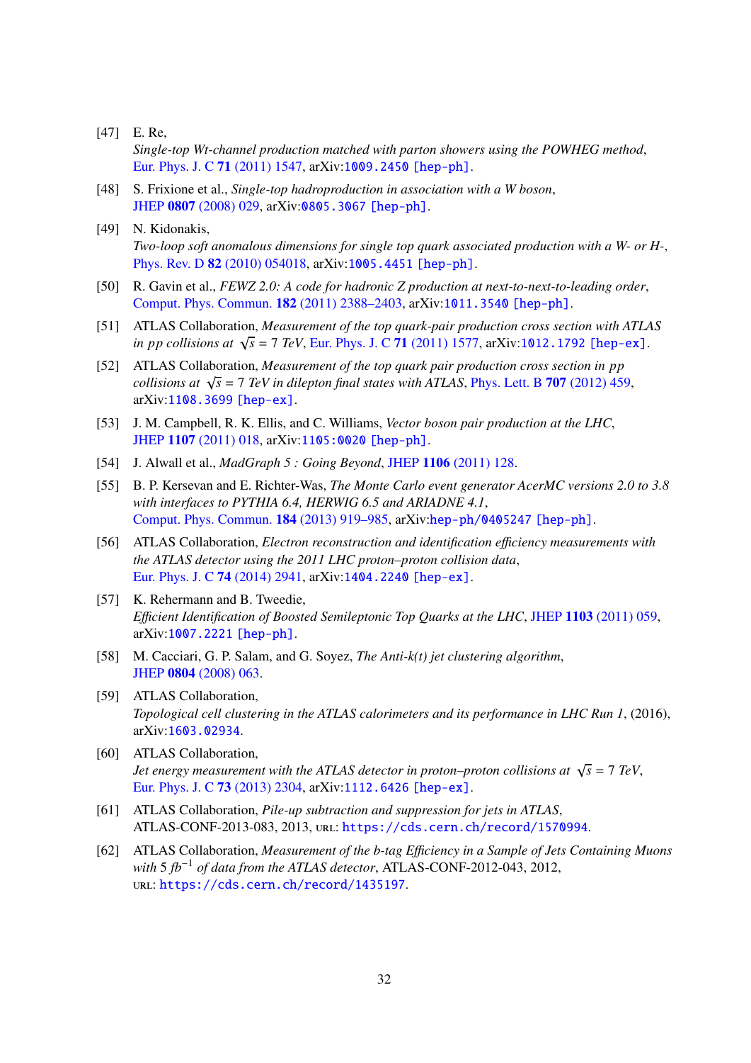[47] E. Re,
*Single-top Wt-channel production matched with parton showers using the POWHEG method*, Eur. Phys. J. C **71** (2011) 1547, arXiv:1009.2450 [hep-ph].

[48] S. Frixione et al., *Single-top hadroproduction in association with a W boson*, JHEP **0807** (2008) 029, arXiv:0805.3067 [hep-ph].

[49] N. Kidonakis,
*Two-loop soft anomalous dimensions for single top quark associated production with a W- or H-*, Phys. Rev. D **82** (2010) 054018, arXiv:1005.4451 [hep-ph].

[50] R. Gavin et al., *FEWZ 2.0: A code for hadronic Z production at next-to-next-to-leading order*, Comput. Phys. Commun. **182** (2011) 2388–2403, arXiv:1011.3540 [hep-ph].

[51] ATLAS Collaboration, *Measurement of the top quark-pair production cross section with ATLAS in pp collisions at $\sqrt{s} = 7$ TeV*, Eur. Phys. J. C **71** (2011) 1577, arXiv:1012.1792 [hep-ex].

[52] ATLAS Collaboration, *Measurement of the top quark pair production cross section in pp collisions at $\sqrt{s} = 7$ TeV in dilepton final states with ATLAS*, Phys. Lett. B **707** (2012) 459, arXiv:1108.3699 [hep-ex].

[53] J. M. Campbell, R. K. Ellis, and C. Williams, *Vector boson pair production at the LHC*, JHEP **1107** (2011) 018, arXiv:1105:0020 [hep-ph].

[54] J. Alwall et al., *MadGraph 5 : Going Beyond*, JHEP **1106** (2011) 128.

[55] B. P. Kersevan and E. Richter-Was, *The Monte Carlo event generator AcerMC versions 2.0 to 3.8 with interfaces to PYTHIA 6.4, HERWIG 6.5 and ARIADNE 4.1*, Comput. Phys. Commun. **184** (2013) 919–985, arXiv:hep-ph/0405247 [hep-ph].

[56] ATLAS Collaboration, *Electron reconstruction and identification efficiency measurements with the ATLAS detector using the 2011 LHC proton–proton collision data*, Eur. Phys. J. C **74** (2014) 2941, arXiv:1404.2240 [hep-ex].

[57] K. Rehermann and B. Tweedie,
*Efficient Identification of Boosted Semileptonic Top Quarks at the LHC*, JHEP **1103** (2011) 059, arXiv:1007.2221 [hep-ph].

[58] M. Cacciari, G. P. Salam, and G. Soyez, *The Anti-k(t) jet clustering algorithm*, JHEP **0804** (2008) 063.

[59] ATLAS Collaboration,
*Topological cell clustering in the ATLAS calorimeters and its performance in LHC Run 1*, (2016), arXiv:1603.02934.

[60] ATLAS Collaboration,
*Jet energy measurement with the ATLAS detector in proton–proton collisions at $\sqrt{s} = 7$ TeV*, Eur. Phys. J. C **73** (2013) 2304, arXiv:1112.6426 [hep-ex].

[61] ATLAS Collaboration, *Pile-up subtraction and suppression for jets in ATLAS*, ATLAS-CONF-2013-083, 2013, URL: https://cds.cern.ch/record/1570994.

[62] ATLAS Collaboration, *Measurement of the b-tag Efficiency in a Sample of Jets Containing Muons with 5 $fb^{-1}$ of data from the ATLAS detector*, ATLAS-CONF-2012-043, 2012, URL: https://cds.cern.ch/record/1435197.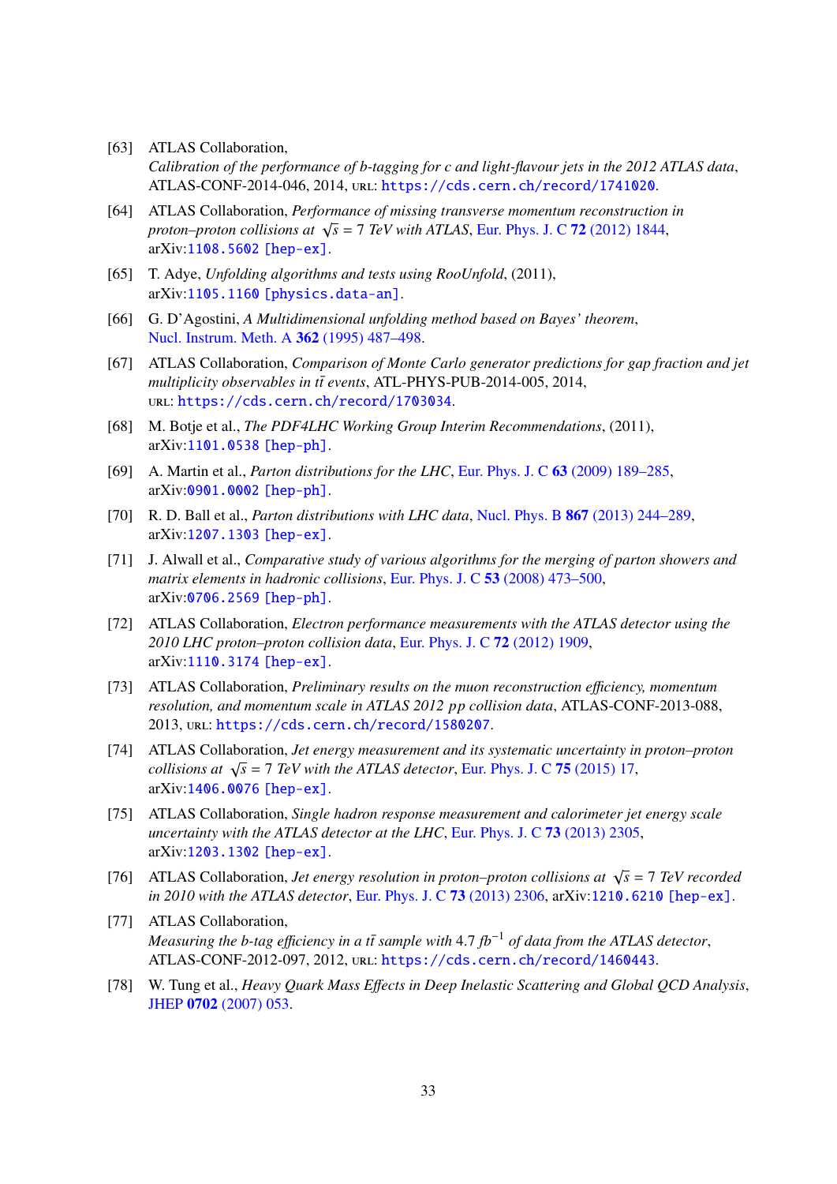[63] ATLAS Collaboration,
*Calibration of the performance of b-tagging for c and light-flavour jets in the 2012 ATLAS data*, ATLAS-CONF-2014-046, 2014, URL: https://cds.cern.ch/record/1741020.

[64] ATLAS Collaboration, *Performance of missing transverse momentum reconstruction in proton–proton collisions at $\sqrt{s}$ = 7 TeV with ATLAS*, Eur. Phys. J. C **72** (2012) 1844, arXiv:1108.5602 [hep-ex].

[65] T. Adye, *Unfolding algorithms and tests using RooUnfold*, (2011), arXiv:1105.1160 [physics.data-an].

[66] G. D'Agostini, *A Multidimensional unfolding method based on Bayes' theorem*, Nucl. Instrum. Meth. A **362** (1995) 487–498.

[67] ATLAS Collaboration, *Comparison of Monte Carlo generator predictions for gap fraction and jet multiplicity observables in $t\bar{t}$ events*, ATL-PHYS-PUB-2014-005, 2014, URL: https://cds.cern.ch/record/1703034.

[68] M. Botje et al., *The PDF4LHC Working Group Interim Recommendations*, (2011), arXiv:1101.0538 [hep-ph].

[69] A. Martin et al., *Parton distributions for the LHC*, Eur. Phys. J. C **63** (2009) 189–285, arXiv:0901.0002 [hep-ph].

[70] R. D. Ball et al., *Parton distributions with LHC data*, Nucl. Phys. B **867** (2013) 244–289, arXiv:1207.1303 [hep-ex].

[71] J. Alwall et al., *Comparative study of various algorithms for the merging of parton showers and matrix elements in hadronic collisions*, Eur. Phys. J. C **53** (2008) 473–500, arXiv:0706.2569 [hep-ph].

[72] ATLAS Collaboration, *Electron performance measurements with the ATLAS detector using the 2010 LHC proton–proton collision data*, Eur. Phys. J. C **72** (2012) 1909, arXiv:1110.3174 [hep-ex].

[73] ATLAS Collaboration, *Preliminary results on the muon reconstruction efficiency, momentum resolution, and momentum scale in ATLAS 2012 pp collision data*, ATLAS-CONF-2013-088, 2013, URL: https://cds.cern.ch/record/1580207.

[74] ATLAS Collaboration, *Jet energy measurement and its systematic uncertainty in proton–proton collisions at $\sqrt{s}$ = 7 TeV with the ATLAS detector*, Eur. Phys. J. C **75** (2015) 17, arXiv:1406.0076 [hep-ex].

[75] ATLAS Collaboration, *Single hadron response measurement and calorimeter jet energy scale uncertainty with the ATLAS detector at the LHC*, Eur. Phys. J. C **73** (2013) 2305, arXiv:1203.1302 [hep-ex].

[76] ATLAS Collaboration, *Jet energy resolution in proton–proton collisions at $\sqrt{s}$ = 7 TeV recorded in 2010 with the ATLAS detector*, Eur. Phys. J. C **73** (2013) 2306, arXiv:1210.6210 [hep-ex].

[77] ATLAS Collaboration,
*Measuring the b-tag efficiency in a $t\bar{t}$ sample with 4.7 $fb^{-1}$ of data from the ATLAS detector*, ATLAS-CONF-2012-097, 2012, URL: https://cds.cern.ch/record/1460443.

[78] W. Tung et al., *Heavy Quark Mass Effects in Deep Inelastic Scattering and Global QCD Analysis*, JHEP **0702** (2007) 053.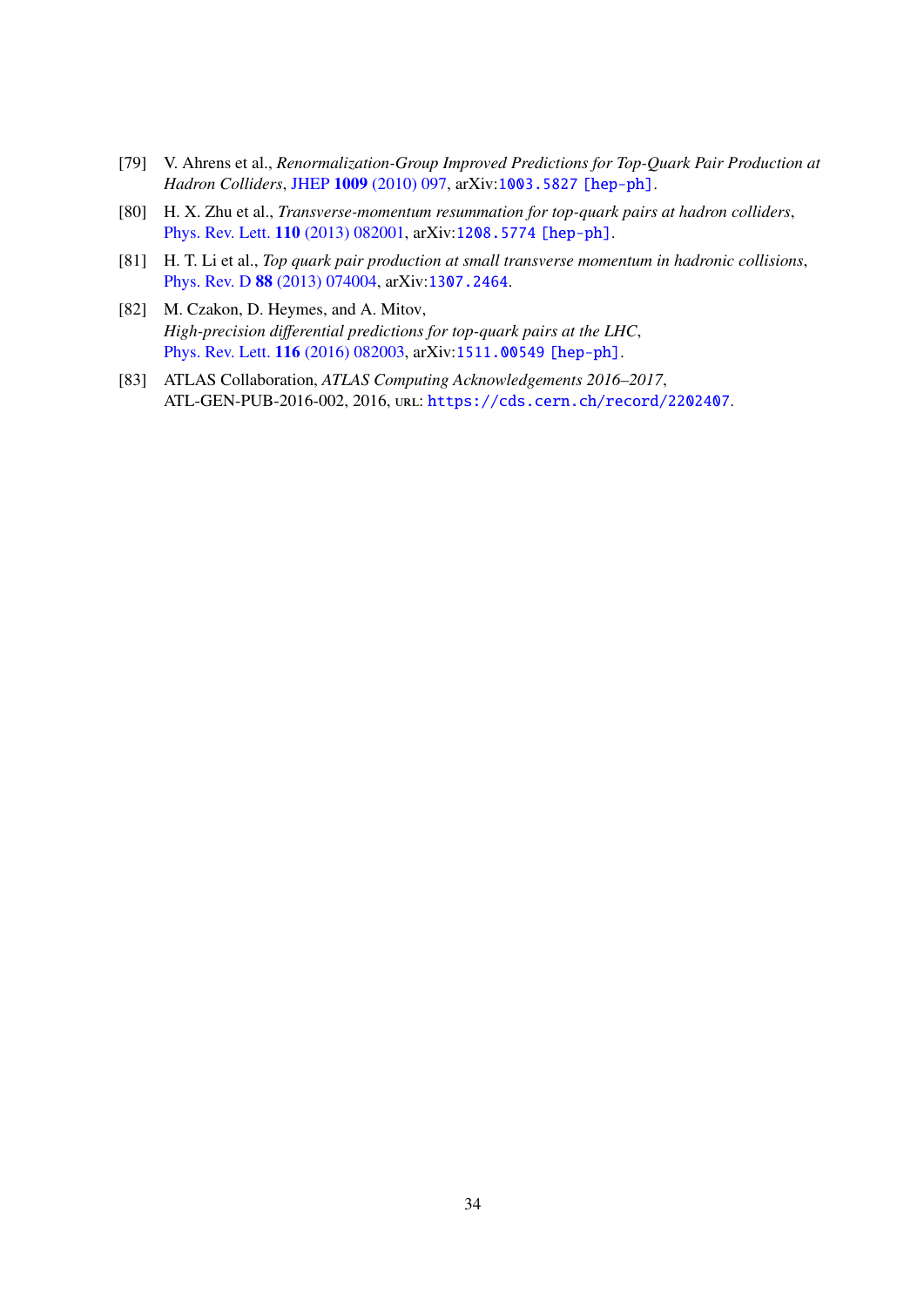[79] V. Ahrens et al., *Renormalization-Group Improved Predictions for Top-Quark Pair Production at Hadron Colliders*, JHEP **1009** (2010) 097, arXiv:1003.5827 [hep-ph].

[80] H. X. Zhu et al., *Transverse-momentum resummation for top-quark pairs at hadron colliders*, Phys. Rev. Lett. **110** (2013) 082001, arXiv:1208.5774 [hep-ph].

[81] H. T. Li et al., *Top quark pair production at small transverse momentum in hadronic collisions*, Phys. Rev. D **88** (2013) 074004, arXiv:1307.2464.

[82] M. Czakon, D. Heymes, and A. Mitov, *High-precision differential predictions for top-quark pairs at the LHC*, Phys. Rev. Lett. **116** (2016) 082003, arXiv:1511.00549 [hep-ph].

[83] ATLAS Collaboration, *ATLAS Computing Acknowledgements 2016–2017*, ATL-GEN-PUB-2016-002, 2016, URL: https://cds.cern.ch/record/2202407.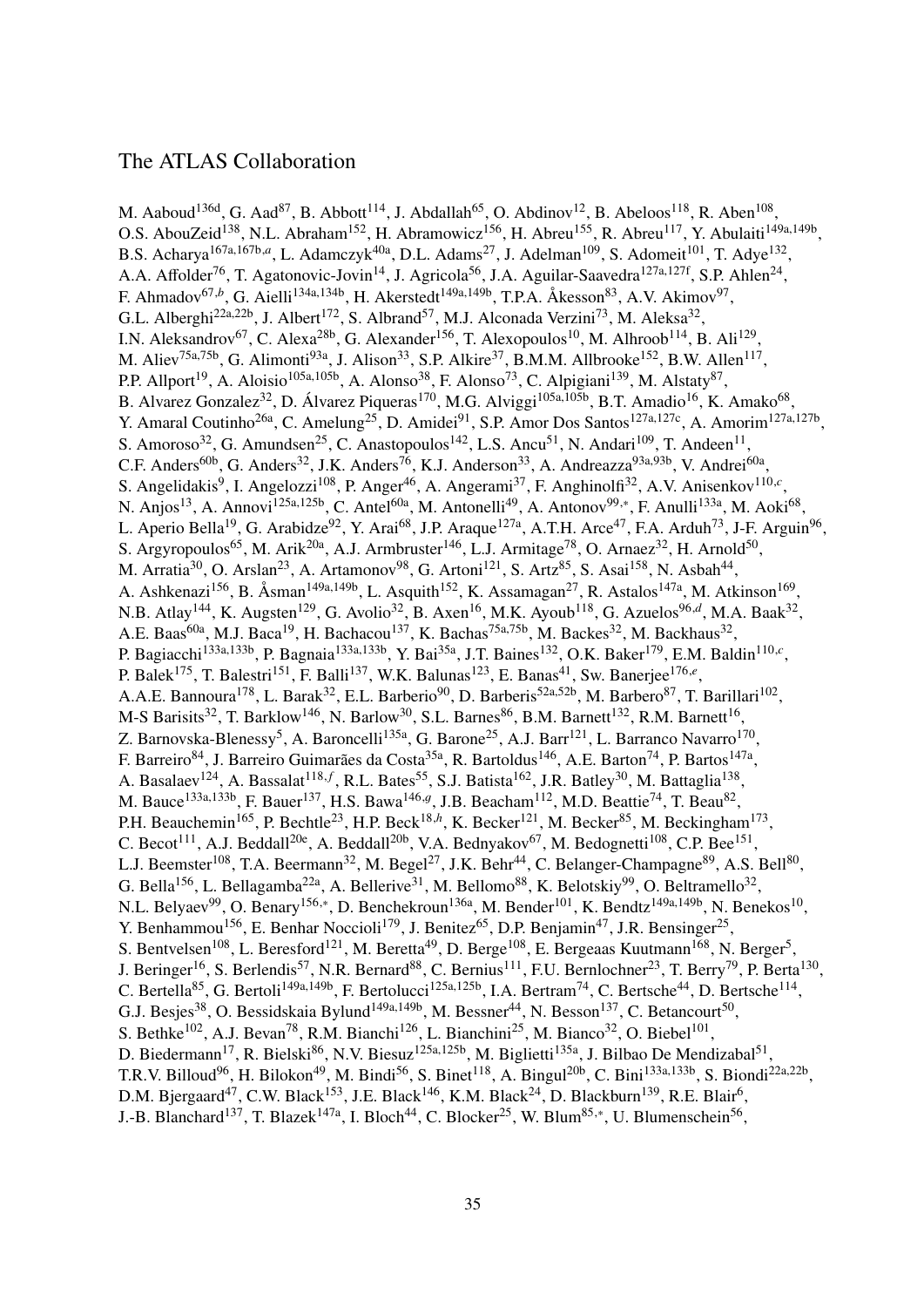# The ATLAS Collaboration

M. Aaboud[136d], G. Aad[87], B. Abbott[114], J. Abdallah[65], O. Abdinov[12], B. Abeloos[118], R. Aben[108], O.S. AbouZeid[138], N.L. Abraham[152], H. Abramowicz[156], H. Abreu[155], R. Abreu[117], Y. Abulaiti[149a,149b], B.S. Acharya[167a,167b,a], L. Adamczyk[40a], D.L. Adams[27], J. Adelman[109], S. Adomeit[101], T. Adye[132], A.A. Affolder[76], T. Agatonovic-Jovin[14], J. Agricola[56], J.A. Aguilar-Saavedra[127a,127f], S.P. Ahlen[24], F. Ahmadov[67,b], G. Aielli[134a,134b], H. Akerstedt[149a,149b], T.P.A. Åkesson[83], A.V. Akimov[97], G.L. Alberghi[22a,22b], J. Albert[172], S. Albrand[57], M.J. Alconada Verzini[73], M. Aleksa[32], I.N. Aleksandrov[67], C. Alexa[28b], G. Alexander[156], T. Alexopoulos[10], M. Alhroob[114], B. Ali[129], M. Aliev[75a,75b], G. Alimonti[93a], J. Alison[33], S.P. Alkire[37], B.M.M. Allbrooke[152], B.W. Allen[117], P.P. Allport[19], A. Aloisio[105a,105b], A. Alonso[38], F. Alonso[73], C. Alpigiani[139], M. Alstaty[87], B. Alvarez Gonzalez[32], D. Álvarez Piqueras[170], M.G. Alviggi[105a,105b], B.T. Amadio[16], K. Amako[68], Y. Amaral Coutinho[26a], C. Amelung[25], D. Amidei[91], S.P. Amor Dos Santos[127a,127c], A. Amorim[127a,127b], S. Amoroso[32], G. Amundsen[25], C. Anastopoulos[142], L.S. Ancu[51], N. Andari[109], T. Andeen[11], C.F. Anders[60b], G. Anders[32], J.K. Anders[76], K.J. Anderson[33], A. Andreazza[93a,93b], V. Andrei[60a], S. Angelidakis[9], I. Angelozzi[108], P. Anger[46], A. Angerami[37], F. Anghinolfi[32], A.V. Anisenkov[110,c], N. Anjos[13], A. Annovi[125a,125b], C. Antel[60a], M. Antonelli[49], A. Antonov[99,*], F. Anulli[133a], M. Aoki[68], L. Aperio Bella[19], G. Arabidze[92], Y. Arai[68], J.P. Araque[127a], A.T.H. Arce[47], F.A. Arduh[73], J-F. Arguin[96], S. Argyropoulos[65], M. Arik[20a], A.J. Armbruster[146], L.J. Armitage[78], O. Arnaez[32], H. Arnold[50], M. Arratia[30], O. Arslan[23], A. Artamonov[98], G. Artoni[121], S. Artz[85], S. Asai[158], N. Asbah[44], A. Ashkenazi[156], B. Åsman[149a,149b], L. Asquith[152], K. Assamagan[27], R. Astalos[147a], M. Atkinson[169], N.B. Atlay[144], K. Augsten[129], G. Avolio[32], B. Axen[16], M.K. Ayoub[118], G. Azuelos[96,d], M.A. Baak[32], A.E. Baas[60a], M.J. Baca[19], H. Bachacou[137], K. Bachas[75a,75b], M. Backes[32], M. Backhaus[32], P. Bagiacchi[133a,133b], P. Bagnaia[133a,133b], Y. Bai[35a], J.T. Baines[132], O.K. Baker[179], E.M. Baldin[110,c], P. Balek[175], T. Balestri[151], F. Balli[137], W.K. Balunas[123], E. Banas[41], Sw. Banerjee[176,e], A.A.E. Bannoura[178], L. Barak[32], E.L. Barberio[90], D. Barberis[52a,52b], M. Barbero[87], T. Barillari[102], M-S Barisits[32], T. Barklow[146], N. Barlow[30], S.L. Barnes[86], B.M. Barnett[132], R.M. Barnett[16], Z. Barnovska-Blenessy[5], A. Baroncelli[135a], G. Barone[25], A.J. Barr[121], L. Barranco Navarro[170], F. Barreiro[84], J. Barreiro Guimarães da Costa[35a], R. Bartoldus[146], A.E. Barton[74], P. Bartos[147a], A. Basalaev[124], A. Bassalat[118,f], R.L. Bates[55], S.J. Batista[162], J.R. Batley[30], M. Battaglia[138], M. Bauce[133a,133b], F. Bauer[137], H.S. Bawa[146,g], J.B. Beacham[112], M.D. Beattie[74], T. Beau[82], P.H. Beauchemin[165], P. Bechtle[23], H.P. Beck[18,h], K. Becker[121], M. Becker[85], M. Beckingham[173], C. Becot[111], A.J. Beddall[20e], A. Beddall[20b], V.A. Bednyakov[67], M. Bedognetti[108], C.P. Bee[151], L.J. Beemster[108], T.A. Beermann[32], M. Begel[27], J.K. Behr[44], C. Belanger-Champagne[89], A.S. Bell[80], G. Bella[156], L. Bellagamba[22a], A. Bellerive[31], M. Bellomo[88], K. Belotskiy[99], O. Beltramello[32], N.L. Belyaev[99], O. Benary[156,*], D. Benchekroun[136a], M. Bender[101], K. Bendtz[149a,149b], N. Benekos[10], Y. Benhammou[156], E. Benhar Noccioli[179], J. Benitez[65], D.P. Benjamin[47], J.R. Bensinger[25], S. Bentvelsen[108], L. Beresford[121], M. Beretta[49], D. Berge[108], E. Bergeaas Kuutmann[168], N. Berger[5], J. Beringer[16], S. Berlendis[57], N.R. Bernard[88], C. Bernius[111], F.U. Bernlochner[23], T. Berry[79], P. Berta[130], C. Bertella[85], G. Bertoli[149a,149b], F. Bertolucci[125a,125b], I.A. Bertram[74], C. Bertsche[44], D. Bertsche[114], G.J. Besjes[38], O. Bessidskaia Bylund[149a,149b], M. Bessner[44], N. Besson[137], C. Betancourt[50], S. Bethke[102], A.J. Bevan[78], R.M. Bianchi[126], L. Bianchini[25], M. Bianco[32], O. Biebel[101], D. Biedermann[17], R. Bielski[86], N.V. Biesuz[125a,125b], M. Biglietti[135a], J. Bilbao De Mendizabal[51], T.R.V. Billoud[96], H. Bilokon[49], M. Bindi[56], S. Binet[118], A. Bingul[20b], C. Bini[133a,133b], S. Biondi[22a,22b], D.M. Bjergaard[47], C.W. Black[153], J.E. Black[146], K.M. Black[24], D. Blackburn[139], R.E. Blair[6], J.-B. Blanchard[137], T. Blazek[147a], I. Bloch[44], C. Blocker[25], W. Blum[85,*], U. Blumenschein[56],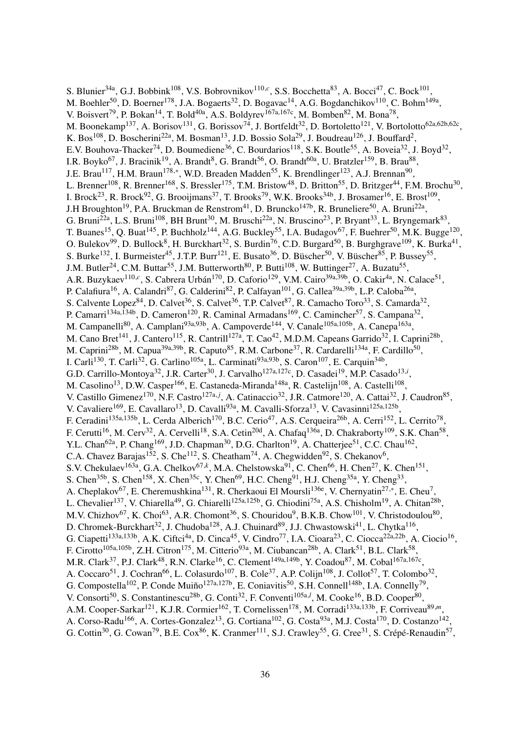S. Blunier[34a], G.J. Bobbink[108], V.S. Bobrovnikov[110,c], S.S. Bocchetta[83], A. Bocci[47], C. Bock[101], M. Boehler[50], D. Boerner[178], J.A. Bogaerts[32], D. Bogavac[14], A.G. Bogdanchikov[110], C. Bohm[149a], V. Boisvert[79], P. Bokan[14], T. Bold[40a], A.S. Boldyrev[167a,167c], M. Bomben[82], M. Bona[78], M. Boonekamp[137], A. Borisov[131], G. Borissov[74], J. Bortfeldt[32], D. Bortoletto[121], V. Bortolotto[62a,62b,62c], K. Bos[108], D. Boscherini[22a], M. Bosman[13], J.D. Bossio Sola[29], J. Boudreau[126], J. Bouffard[2], E.V. Bouhova-Thacker[74], D. Boumediene[36], C. Bourdarios[118], S.K. Boutle[55], A. Boveia[32], J. Boyd[32], I.R. Boyko[67], J. Bracinik[19], A. Brandt[8], G. Brandt[56], O. Brandt[60a], U. Bratzler[159], B. Brau[88], J.E. Brau[117], H.M. Braun[178,*], W.D. Breaden Madden[55], K. Brendlinger[123], A.J. Brennan[90], L. Brenner[108], R. Brenner[168], S. Bressler[175], T.M. Bristow[48], D. Britton[55], D. Britzger[44], F.M. Brochu[30], I. Brock[23], R. Brock[92], G. Brooijmans[37], T. Brooks[79], W.K. Brooks[34b], J. Brosamer[16], E. Brost[109], J.H Broughton[19], P.A. Bruckman de Renstrom[41], D. Bruncko[147b], R. Bruneliere[50], A. Bruni[22a], G. Bruni[22a], L.S. Bruni[108], BH Brunt[30], M. Bruschi[22a], N. Bruscino[23], P. Bryant[33], L. Bryngemark[83], T. Buanes[15], Q. Buat[145], P. Buchholz[144], A.G. Buckley[55], I.A. Budagov[67], F. Buehrer[50], M.K. Bugge[120], O. Bulekov[99], D. Bullock[8], H. Burckhart[32], S. Burdin[76], C.D. Burgard[50], B. Burghgrave[109], K. Burka[41], S. Burke[132], I. Burmeister[45], J.T.P. Burr[121], E. Busato[36], D. Büscher[50], V. Büscher[85], P. Bussey[55], J.M. Butler[24], C.M. Buttar[55], J.M. Butterworth[80], P. Butti[108], W. Buttinger[27], A. Buzatu[55], A.R. Buzykaev[110,c], S. Cabrera Urbán[170], D. Caforio[129], V.M. Cairo[39a,39b], O. Cakir[4a], N. Calace[51], P. Calafiura[16], A. Calandri[87], G. Calderini[82], P. Calfayan[101], G. Callea[39a,39b], L.P. Caloba[26a], S. Calvente Lopez[84], D. Calvet[36], S. Calvet[36], T.P. Calvet[87], R. Camacho Toro[33], S. Camarda[32], P. Camarri[134a,134b], D. Cameron[120], R. Caminal Armadans[169], C. Camincher[57], S. Campana[32], M. Campanelli[80], A. Camplani[93a,93b], A. Campoverde[144], V. Canale[105a,105b], A. Canepa[163a], M. Cano Bret[141], J. Cantero[115], R. Cantrill[127a], T. Cao[42], M.D.M. Capeans Garrido[32], I. Caprini[28b], M. Caprini[28b], M. Capua[39a,39b], R. Caputo[85], R.M. Carbone[37], R. Cardarelli[134a], F. Cardillo[50], I. Carli[130], T. Carli[32], G. Carlino[105a], L. Carminati[93a,93b], S. Caron[107], E. Carquin[34b], G.D. Carrillo-Montoya[32], J.R. Carter[30], J. Carvalho[127a,127c], D. Casadei[19], M.P. Casado[13,i], M. Casolino[13], D.W. Casper[166], E. Castaneda-Miranda[148a], R. Castelijn[108], A. Castelli[108], V. Castillo Gimenez[170], N.F. Castro[127a,j], A. Catinaccio[32], J.R. Catmore[120], A. Cattai[32], J. Caudron[85], V. Cavaliere[169], E. Cavallaro[13], D. Cavalli[93a], M. Cavalli-Sforza[13], V. Cavasinni[125a,125b], F. Ceradini[135a,135b], L. Cerda Alberich[170], B.C. Cerio[47], A.S. Cerqueira[26b], A. Cerri[152], L. Cerrito[78], F. Cerutti[16], M. Cerv[32], A. Cervelli[18], S.A. Cetin[20d], A. Chafaq[136a], D. Chakraborty[109], S.K. Chan[58], Y.L. Chan[62a], P. Chang[169], J.D. Chapman[30], D.G. Charlton[19], A. Chatterjee[51], C.C. Chau[162], C.A. Chavez Barajas[152], S. Che[112], S. Cheatham[74], A. Chegwidden[92], S. Chekanov[6], S.V. Chekulaev[163a], G.A. Chelkov[67,k], M.A. Chelstowska[91], C. Chen[66], H. Chen[27], K. Chen[151], S. Chen[35b], S. Chen[158], X. Chen[35c], Y. Chen[69], H.C. Cheng[91], H.J. Cheng[35a], Y. Cheng[33], A. Cheplakov[67], E. Cheremushkina[131], R. Cherkaoui El Moursli[136e], V. Chernyatin[27,*], E. Cheu[7], L. Chevalier[137], V. Chiarella[49], G. Chiarelli[125a,125b], G. Chiodini[75a], A.S. Chisholm[19], A. Chitan[28b], M.V. Chizhov[67], K. Choi[63], A.R. Chomont[36], S. Chouridou[9], B.K.B. Chow[101], V. Christodoulou[80], D. Chromek-Burckhart[32], J. Chudoba[128], A.J. Chuinard[89], J.J. Chwastowski[41], L. Chytka[116], G. Ciapetti[133a,133b], A.K. Ciftci[4a], D. Cinca[45], V. Cindro[77], I.A. Cioara[23], C. Ciocca[22a,22b], A. Ciocio[16], F. Cirotto[105a,105b], Z.H. Citron[175], M. Citterio[93a], M. Ciubancan[28b], A. Clark[51], B.L. Clark[58], M.R. Clark[37], P.J. Clark[48], R.N. Clarke[16], C. Clement[149a,149b], Y. Coadou[87], M. Cobal[167a,167c], A. Coccaro[51], J. Cochran[66], L. Colasurdo[107], B. Cole[37], A.P. Colijn[108], J. Collot[57], T. Colombo[32], G. Compostella[102], P. Conde Muiño[127a,127b], E. Coniavitis[50], S.H. Connell[148b], I.A. Connelly[79], V. Consorti[50], S. Constantinescu[28b], G. Conti[32], F. Conventi[105a,l], M. Cooke[16], B.D. Cooper[80], A.M. Cooper-Sarkar[121], K.J.R. Cormier[162], T. Cornelissen[178], M. Corradi[133a,133b], F. Corriveau[89,m], A. Corso-Radu[166], A. Cortes-Gonzalez[13], G. Cortiana[102], G. Costa[93a], M.J. Costa[170], D. Costanzo[142], G. Cottin[30], G. Cowan[79], B.E. Cox[86], K. Cranmer[111], S.J. Crawley[55], G. Cree[31], S. Crépé-Renaudin[57],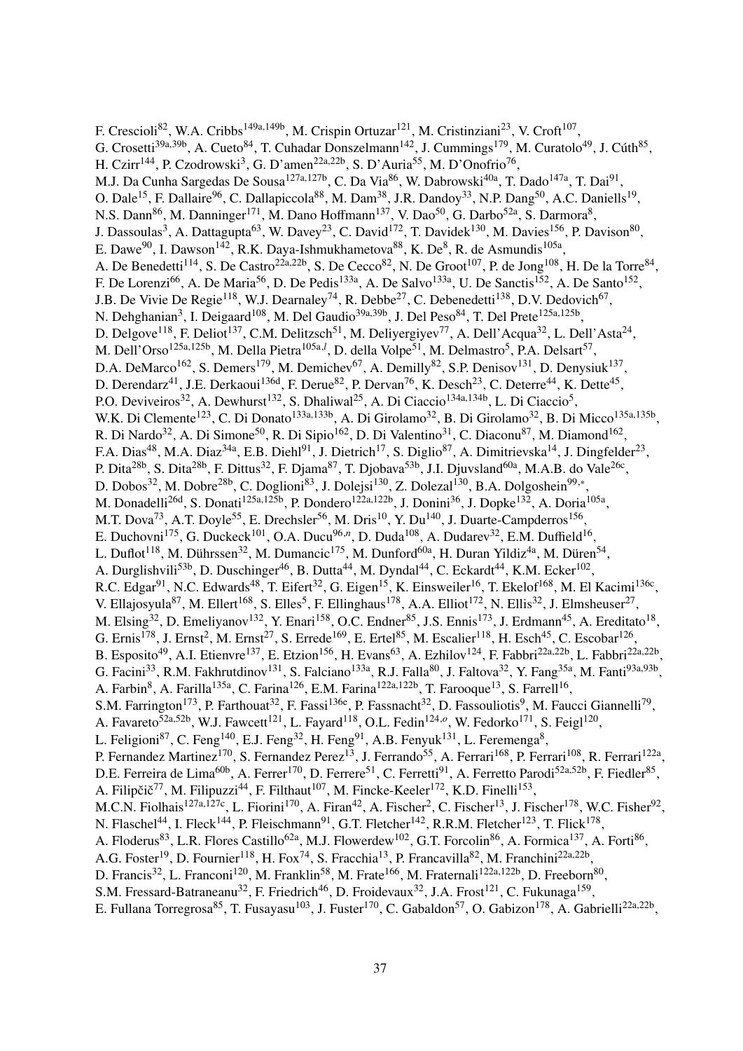F. Crescioli[82], W.A. Cribbs[149a,149b], M. Crispin Ortuzar[121], M. Cristinziani[23], V. Croft[107], G. Crosetti[39a,39b], A. Cueto[84], T. Cuhadar Donszelmann[142], J. Cummings[179], M. Curatolo[49], J. Cúth[85], H. Czirr[144], P. Czodrowski[3], G. D'amen[22a,22b], S. D'Auria[55], M. D'Onofrio[76], M.J. Da Cunha Sargedas De Sousa[127a,127b], C. Da Via[86], W. Dabrowski[40a], T. Dado[147a], T. Dai[91], O. Dale[15], F. Dallaire[96], C. Dallapiccola[88], M. Dam[38], J.R. Dandoy[33], N.P. Dang[50], A.C. Daniells[19], N.S. Dann[86], M. Danninger[171], M. Dano Hoffmann[137], V. Dao[50], G. Darbo[52a], S. Darmora[8], J. Dassoulas[3], A. Dattagupta[63], W. Davey[23], C. David[172], T. Davidek[130], M. Davies[156], P. Davison[80], E. Dawe[90], I. Dawson[142], R.K. Daya-Ishmukhametova[88], K. De[8], R. de Asmundis[105a], A. De Benedetti[114], S. De Castro[22a,22b], S. De Cecco[82], N. De Groot[107], P. de Jong[108], H. De la Torre[84], F. De Lorenzi[66], A. De Maria[56], D. De Pedis[133a], A. De Salvo[133a], U. De Sanctis[152], A. De Santo[152], J.B. De Vivie De Regie[118], W.J. Dearnaley[74], R. Debbe[27], C. Debenedetti[138], D.V. Dedovich[67], N. Dehghanian[3], I. Deigaard[108], M. Del Gaudio[39a,39b], J. Del Peso[84], T. Del Prete[125a,125b], D. Delgove[118], F. Deliot[137], C.M. Delitzsch[51], M. Deliyergiyev[77], A. Dell'Acqua[32], L. Dell'Asta[24], M. Dell'Orso[125a,125b], M. Della Pietra[105a,l], D. della Volpe[51], M. Delmastro[5], P.A. Delsart[57], D.A. DeMarco[162], S. Demers[179], M. Demichev[67], A. Demilly[82], S.P. Denisov[131], D. Denysiuk[137], D. Derendarz[41], J.E. Derkaoui[136d], F. Derue[82], P. Dervan[76], K. Desch[23], C. Deterre[44], K. Dette[45], P.O. Deviveiros[32], A. Dewhurst[132], S. Dhaliwal[25], A. Di Ciaccio[134a,134b], L. Di Ciaccio[5], W.K. Di Clemente[123], C. Di Donato[133a,133b], A. Di Girolamo[32], B. Di Girolamo[32], B. Di Micco[135a,135b], R. Di Nardo[32], A. Di Simone[50], R. Di Sipio[162], D. Di Valentino[31], C. Diaconu[87], M. Diamond[162], F.A. Dias[48], M.A. Diaz[34a], E.B. Diehl[91], J. Dietrich[17], S. Diglio[87], A. Dimitrievska[14], J. Dingfelder[23], P. Dita[28b], S. Dita[28b], F. Dittus[32], F. Djama[87], T. Djobava[53b], J.I. Djuvsland[60a], M.A.B. do Vale[26c], D. Dobos[32], M. Dobre[28b], C. Doglioni[83], J. Dolejsi[130], Z. Dolezal[130], B.A. Dolgoshein[99,*], M. Donadelli[26d], S. Donati[125a,125b], P. Dondero[122a,122b], J. Donini[36], J. Dopke[132], A. Doria[105a], M.T. Dova[73], A.T. Doyle[55], E. Drechsler[56], M. Dris[10], Y. Du[140], J. Duarte-Campderros[156], E. Duchovni[175], G. Duckeck[101], O.A. Ducu[96,n], D. Duda[108], A. Dudarev[32], E.M. Duffield[16], L. Duflot[118], M. Dührssen[32], M. Dumancic[175], M. Dunford[60a], H. Duran Yildiz[4a], M. Düren[54], A. Durglishvili[53b], D. Duschinger[46], B. Dutta[44], M. Dyndal[44], C. Eckardt[44], K.M. Ecker[102], R.C. Edgar[91], N.C. Edwards[48], T. Eifert[32], G. Eigen[15], K. Einsweiler[16], T. Ekelof[168], M. El Kacimi[136c], V. Ellajosyula[87], M. Ellert[168], S. Elles[5], F. Ellinghaus[178], A.A. Elliot[172], N. Ellis[32], J. Elmsheuser[27], M. Elsing[32], D. Emeliyanov[132], Y. Enari[158], O.C. Endner[85], J.S. Ennis[173], J. Erdmann[45], A. Ereditato[18], G. Ernis[178], J. Ernst[2], M. Ernst[27], S. Errede[169], E. Ertel[85], M. Escalier[118], H. Esch[45], C. Escobar[126], B. Esposito[49], A.I. Etienvre[137], E. Etzion[156], H. Evans[63], A. Ezhilov[124], F. Fabbri[22a,22b], L. Fabbri[22a,22b], G. Facini[33], R.M. Fakhrutdinov[131], S. Falciano[133a], R.J. Falla[80], J. Faltova[32], Y. Fang[35a], M. Fanti[93a,93b], A. Farbin[8], A. Farilla[135a], C. Farina[126], E.M. Farina[122a,122b], T. Farooque[13], S. Farrell[16], S.M. Farrington[173], P. Farthouat[32], F. Fassi[136e], P. Fassnacht[32], D. Fassouliotis[9], M. Faucci Giannelli[79], A. Favareto[52a,52b], W.J. Fawcett[121], L. Fayard[118], O.L. Fedin[124,o], W. Fedorko[171], S. Feigl[120], L. Feligioni[87], C. Feng[140], E.J. Feng[32], H. Feng[91], A.B. Fenyuk[131], L. Feremenga[8], P. Fernandez Martinez[170], S. Fernandez Perez[13], J. Ferrando[55], A. Ferrari[168], P. Ferrari[108], R. Ferrari[122a], D.E. Ferreira de Lima[60b], A. Ferrer[170], D. Ferrere[51], C. Ferretti[91], A. Ferretto Parodi[52a,52b], F. Fiedler[85], A. Filipčič[77], M. Filipuzzi[44], F. Filthaut[107], M. Fincke-Keeler[172], K.D. Finelli[153], M.C.N. Fiolhais[127a,127c], L. Fiorini[170], A. Firan[42], A. Fischer[2], C. Fischer[13], J. Fischer[178], W.C. Fisher[92], N. Flaschel[44], I. Fleck[144], P. Fleischmann[91], G.T. Fletcher[142], R.R.M. Fletcher[123], T. Flick[178], A. Floderus[83], L.R. Flores Castillo[62a], M.J. Flowerdew[102], G.T. Forcolin[86], A. Formica[137], A. Forti[86], A.G. Foster[19], D. Fournier[118], H. Fox[74], S. Fracchia[13], P. Francavilla[82], M. Franchini[22a,22b], D. Francis[32], L. Franconi[120], M. Franklin[58], M. Frate[166], M. Fraternali[122a,122b], D. Freeborn[80], S.M. Fressard-Batraneanu[32], F. Friedrich[46], D. Froidevaux[32], J.A. Frost[121], C. Fukunaga[159], E. Fullana Torregrosa[85], T. Fusayasu[103], J. Fuster[170], C. Gabaldon[57], O. Gabizon[178], A. Gabrielli[22a,22b],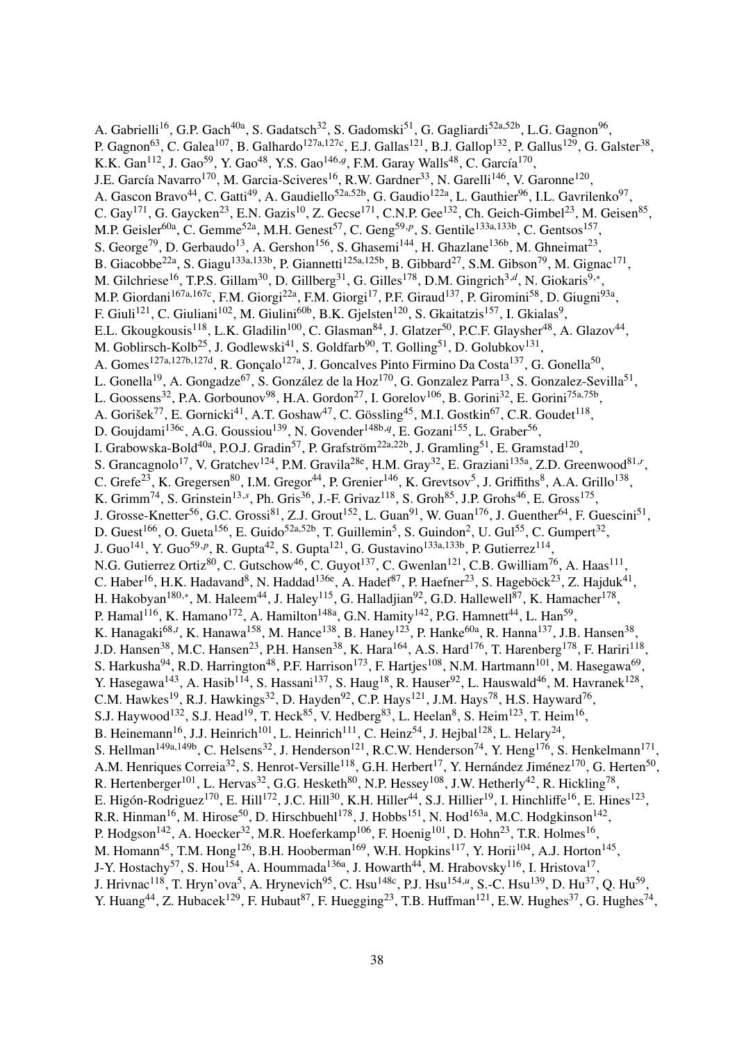A. Gabrielli[16], G.P. Gach[40a], S. Gadatsch[32], S. Gadomski[51], G. Gagliardi[52a,52b], L.G. Gagnon[96], P. Gagnon[63], C. Galea[107], B. Galhardo[127a,127c], E.J. Gallas[121], B.J. Gallop[132], P. Gallus[129], G. Galster[38], K.K. Gan[112], J. Gao[59], Y. Gao[48], Y.S. Gao[146,g], F.M. Garay Walls[48], C. García[170], J.E. García Navarro[170], M. Garcia-Sciveres[16], R.W. Gardner[33], N. Garelli[146], V. Garonne[120], A. Gascon Bravo[44], C. Gatti[49], A. Gaudiello[52a,52b], G. Gaudio[122a], L. Gauthier[96], I.L. Gavrilenko[97], C. Gay[171], G. Gaycken[23], E.N. Gazis[10], Z. Gecse[171], C.N.P. Gee[132], Ch. Geich-Gimbel[23], M. Geisen[85], M.P. Geisler[60a], C. Gemme[52a], M.H. Genest[57], C. Geng[59,p], S. Gentile[133a,133b], C. Gentsos[157], S. George[79], D. Gerbaudo[13], A. Gershon[156], S. Ghasemi[144], H. Ghazlane[136b], M. Ghneimat[23], B. Giacobbe[22a], S. Giagu[133a,133b], P. Giannetti[125a,125b], B. Gibbard[27], S.M. Gibson[79], M. Gignac[171], M. Gilchriese[16], T.P.S. Gillam[30], D. Gillberg[31], G. Gilles[178], D.M. Gingrich[3,d], N. Giokaris[9,*], M.P. Giordani[167a,167c], F.M. Giorgi[22a], F.M. Giorgi[17], P.F. Giraud[137], P. Giromini[58], D. Giugni[93a], F. Giuli[121], C. Giuliani[102], M. Giulini[60b], B.K. Gjelsten[120], S. Gkaitatzis[157], I. Gkialas[9], E.L. Gkougkousis[118], L.K. Gladilin[100], C. Glasman[84], J. Glatzer[50], P.C.F. Glaysher[48], A. Glazov[44], M. Goblirsch-Kolb[25], J. Godlewski[41], S. Goldfarb[90], T. Golling[51], D. Golubkov[131], A. Gomes[127a,127b,127d], R. Gonçalo[127a], J. Goncalves Pinto Firmino Da Costa[137], G. Gonella[50], L. Gonella[19], A. Gongadze[67], S. González de la Hoz[170], G. Gonzalez Parra[13], S. Gonzalez-Sevilla[51], L. Goossens[32], P.A. Gorbounov[98], H.A. Gordon[27], I. Gorelov[106], B. Gorini[32], E. Gorini[75a,75b], A. Gorišek[77], E. Gornicki[41], A.T. Goshaw[47], C. Gössling[45], M.I. Gostkin[67], C.R. Goudet[118], D. Goujdami[136c], A.G. Goussiou[139], N. Govender[148b,q], E. Gozani[155], L. Graber[56], I. Grabowska-Bold[40a], P.O.J. Gradin[57], P. Grafström[22a,22b], J. Gramling[51], E. Gramstad[120], S. Grancagnolo[17], V. Gratchev[124], P.M. Gravila[28e], H.M. Gray[32], E. Graziani[135a], Z.D. Greenwood[81,r], C. Grefe[23], K. Gregersen[80], I.M. Gregor[44], P. Grenier[146], K. Grevtsov[5], J. Griffiths[8], A.A. Grillo[138], K. Grimm[74], S. Grinstein[13,s], Ph. Gris[36], J.-F. Grivaz[118], S. Groh[85], J.P. Grohs[46], E. Gross[175], J. Grosse-Knetter[56], G.C. Grossi[81], Z.J. Grout[152], L. Guan[91], W. Guan[176], J. Guenther[64], F. Guescini[51], D. Guest[166], O. Gueta[156], E. Guido[52a,52b], T. Guillemin[5], S. Guindon[2], U. Gul[55], C. Gumpert[32], J. Guo[141], Y. Guo[59,p], R. Gupta[42], S. Gupta[121], G. Gustavino[133a,133b], P. Gutierrez[114], N.G. Gutierrez Ortiz[80], C. Gutschow[46], C. Guyot[137], C. Gwenlan[121], C.B. Gwilliam[76], A. Haas[111], C. Haber[16], H.K. Hadavand[8], N. Haddad[136e], A. Hadef[87], P. Haefner[23], S. Hageböck[23], Z. Hajduk[41], H. Hakobyan[180,*], M. Haleem[44], J. Haley[115], G. Halladjian[92], G.D. Hallewell[87], K. Hamacher[178], P. Hamal[116], K. Hamano[172], A. Hamilton[148a], G.N. Hamity[142], P.G. Hamnett[44], L. Han[59], K. Hanagaki[68,t], K. Hanawa[158], M. Hance[138], B. Haney[123], P. Hanke[60a], R. Hanna[137], J.B. Hansen[38], J.D. Hansen[38], M.C. Hansen[23], P.H. Hansen[38], K. Hara[164], A.S. Hard[176], T. Harenberg[178], F. Hariri[118], S. Harkusha[94], R.D. Harrington[48], P.F. Harrison[173], F. Hartjes[108], N.M. Hartmann[101], M. Hasegawa[69], Y. Hasegawa[143], A. Hasib[114], S. Hassani[137], S. Haug[18], R. Hauser[92], L. Hauswald[46], M. Havranek[128], C.M. Hawkes[19], R.J. Hawkings[32], D. Hayden[92], C.P. Hays[121], J.M. Hays[78], H.S. Hayward[76], S.J. Haywood[132], S.J. Head[19], T. Heck[85], V. Hedberg[83], L. Heelan[8], S. Heim[123], T. Heim[16], B. Heinemann[16], J.J. Heinrich[101], L. Heinrich[111], C. Heinz[54], J. Hejbal[128], L. Helary[24], S. Hellman[149a,149b], C. Helsens[32], J. Henderson[121], R.C.W. Henderson[74], Y. Heng[176], S. Henkelmann[171], A.M. Henriques Correia[32], S. Henrot-Versille[118], G.H. Herbert[17], Y. Hernández Jiménez[170], G. Herten[50], R. Hertenberger[101], L. Hervas[32], G.G. Hesketh[80], N.P. Hessey[108], J.W. Hetherly[42], R. Hickling[78], E. Higón-Rodriguez[170], E. Hill[172], J.C. Hill[30], K.H. Hiller[44], S.J. Hillier[19], I. Hinchliffe[16], E. Hines[123], R.R. Hinman[16], M. Hirose[50], D. Hirschbuehl[178], J. Hobbs[151], N. Hod[163a], M.C. Hodgkinson[142], P. Hodgson[142], A. Hoecker[32], M.R. Hoeferkamp[106], F. Hoenig[101], D. Hohn[23], T.R. Holmes[16], M. Homann[45], T.M. Hong[126], B.H. Hooberman[169], W.H. Hopkins[117], Y. Horii[104], A.J. Horton[145], J-Y. Hostachy[57], S. Hou[154], A. Hoummada[136a], J. Howarth[44], M. Hrabovsky[116], I. Hristova[17], J. Hrivnac[118], T. Hryn'ova[5], A. Hrynevich[95], C. Hsu[148c], P.J. Hsu[154,u], S.-C. Hsu[139], D. Hu[37], Q. Hu[59], Y. Huang[44], Z. Hubacek[129], F. Hubaut[87], F. Huegging[23], T.B. Huffman[121], E.W. Hughes[37], G. Hughes[74],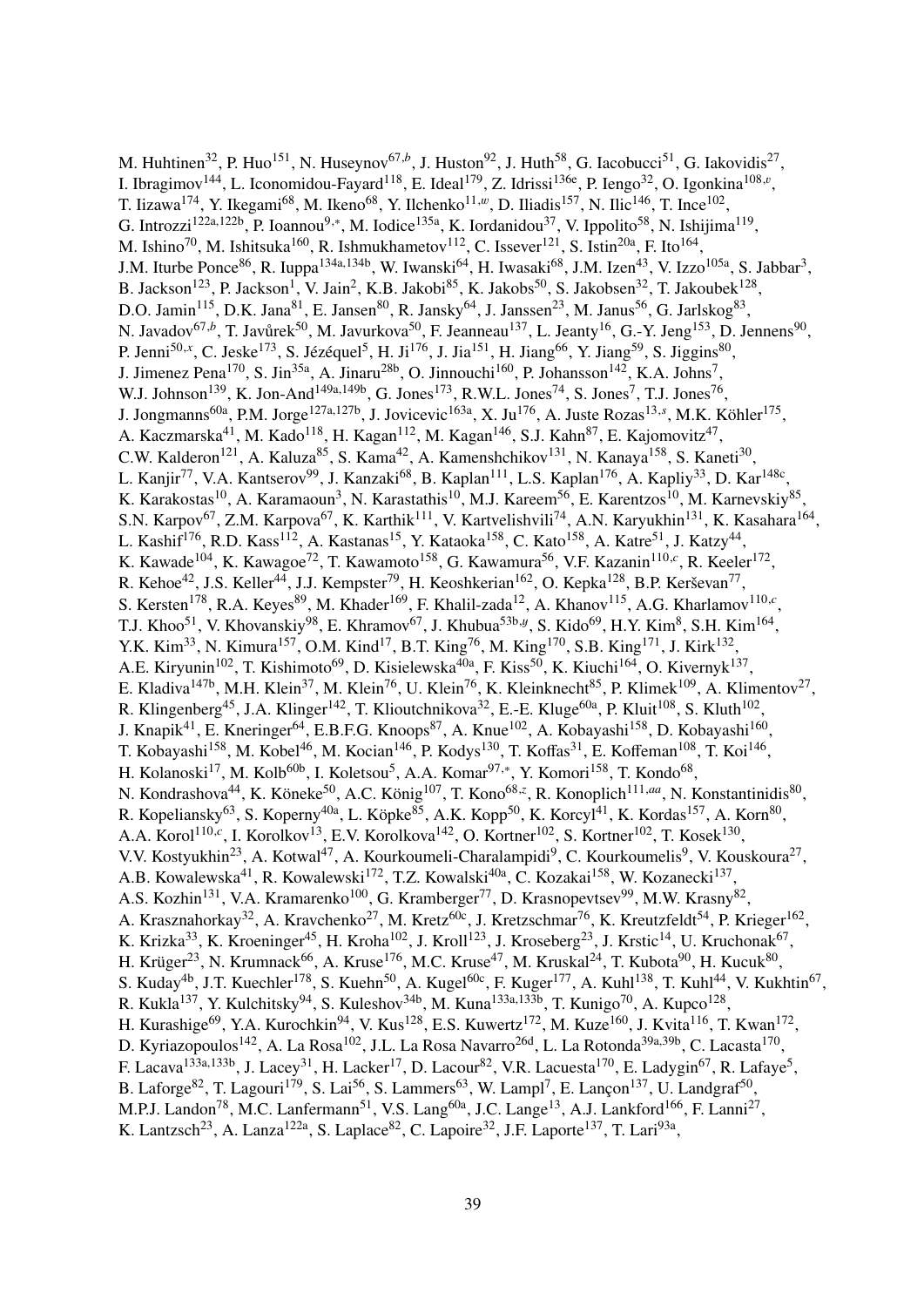M. Huhtinen[32], P. Huo[151], N. Huseynov[67,b], J. Huston[92], J. Huth[58], G. Iacobucci[51], G. Iakovidis[27], I. Ibragimov[144], L. Iconomidou-Fayard[118], E. Ideal[179], Z. Idrissi[136e], P. Iengo[32], O. Igonkina[108,v], T. Iizawa[174], Y. Ikegami[68], M. Ikeno[68], Y. Ilchenko[11,w], D. Iliadis[157], N. Ilic[146], T. Ince[102], G. Introzzi[122a,122b], P. Ioannou[9,*], M. Iodice[135a], K. Iordanidou[37], V. Ippolito[58], N. Ishijima[119], M. Ishino[70], M. Ishitsuka[160], R. Ishmukhametov[112], C. Issever[121], S. Istin[20a], F. Ito[164], J.M. Iturbe Ponce[86], R. Iuppa[134a,134b], W. Iwanski[64], H. Iwasaki[68], J.M. Izen[43], V. Izzo[105a], S. Jabbar[3], B. Jackson[123], P. Jackson[1], V. Jain[2], K.B. Jakobi[85], K. Jakobs[50], S. Jakobsen[32], T. Jakoubek[128], D.O. Jamin[115], D.K. Jana[81], E. Jansen[80], R. Jansky[64], J. Janssen[23], M. Janus[56], G. Jarlskog[83], N. Javadov[67,b], T. Javůrek[50], M. Javurkova[50], F. Jeanneau[137], L. Jeanty[16], G.-Y. Jeng[153], D. Jennens[90], P. Jenni[50,x], C. Jeske[173], S. Jézéquel[5], H. Ji[176], J. Jia[151], H. Jiang[66], Y. Jiang[59], S. Jiggins[80], J. Jimenez Pena[170], S. Jin[35a], A. Jinaru[28b], O. Jinnouchi[160], P. Johansson[142], K.A. Johns[7], W.J. Johnson[139], K. Jon-And[149a,149b], G. Jones[173], R.W.L. Jones[74], S. Jones[7], T.J. Jones[76], J. Jongmanns[60a], P.M. Jorge[127a,127b], J. Jovicevic[163a], X. Ju[176], A. Juste Rozas[13,s], M.K. Köhler[175], A. Kaczmarska[41], M. Kado[118], H. Kagan[112], M. Kagan[146], S.J. Kahn[87], E. Kajomovitz[47], C.W. Kalderon[121], A. Kaluza[85], S. Kama[42], A. Kamenshchikov[131], N. Kanaya[158], S. Kaneti[30], L. Kanjir[77], V.A. Kantserov[99], J. Kanzaki[68], B. Kaplan[111], L.S. Kaplan[176], A. Kapliy[33], D. Kar[148c], K. Karakostas[10], A. Karamaoun[3], N. Karastathis[10], M.J. Kareem[56], E. Karentzos[10], M. Karnevskiy[85], S.N. Karpov[67], Z.M. Karpova[67], K. Karthik[111], V. Kartvelishvili[74], A.N. Karyukhin[131], K. Kasahara[164], L. Kashif[176], R.D. Kass[112], A. Kastanas[15], Y. Kataoka[158], C. Kato[158], A. Katre[51], J. Katzy[44], K. Kawade[104], K. Kawagoe[72], T. Kawamoto[158], G. Kawamura[56], V.F. Kazanin[110,c], R. Keeler[172], R. Kehoe[42], J.S. Keller[44], J.J. Kempster[79], H. Keoshkerian[162], O. Kepka[128], B.P. Kerševan[77], S. Kersten[178], R.A. Keyes[89], M. Khader[169], F. Khalil-zada[12], A. Khanov[115], A.G. Kharlamov[110,c], T.J. Khoo[51], V. Khovanskiy[98], E. Khramov[67], J. Khubua[53b,y], S. Kido[69], H.Y. Kim[8], S.H. Kim[164], Y.K. Kim[33], N. Kimura[157], O.M. Kind[17], B.T. King[76], M. King[170], S.B. King[171], J. Kirk[132], A.E. Kiryunin[102], T. Kishimoto[69], D. Kisielewska[40a], F. Kiss[50], K. Kiuchi[164], O. Kivernyk[137], E. Kladiva[147b], M.H. Klein[37], M. Klein[76], U. Klein[76], K. Kleinknecht[85], P. Klimek[109], A. Klimentov[27], R. Klingenberg[45], J.A. Klinger[142], T. Klioutchnikova[32], E.-E. Kluge[60a], P. Kluit[108], S. Kluth[102], J. Knapik[41], E. Kneringer[64], E.B.F.G. Knoops[87], A. Knue[102], A. Kobayashi[158], D. Kobayashi[160], T. Kobayashi[158], M. Kobel[46], M. Kocian[146], P. Kodys[130], T. Koffas[31], E. Koffeman[108], T. Koi[146], H. Kolanoski[17], M. Kolb[60b], I. Koletsou[5], A.A. Komar[97,*], Y. Komori[158], T. Kondo[68], N. Kondrashova[44], K. Köneke[50], A.C. König[107], T. Kono[68,z], R. Konoplich[111,aa], N. Konstantinidis[80], R. Kopeliansky[63], S. Koperny[40a], L. Köpke[85], A.K. Kopp[50], K. Korcyl[41], K. Kordas[157], A. Korn[80], A.A. Korol[110,c], I. Korolkov[13], E.V. Korolkova[142], O. Kortner[102], S. Kortner[102], T. Kosek[130], V.V. Kostyukhin[23], A. Kotwal[47], A. Kourkoumeli-Charalampidi[9], C. Kourkoumelis[9], V. Kouskoura[27], A.B. Kowalewska[41], R. Kowalewski[172], T.Z. Kowalski[40a], C. Kozakai[158], W. Kozanecki[137], A.S. Kozhin[131], V.A. Kramarenko[100], G. Kramberger[77], D. Krasnopevtsev[99], M.W. Krasny[82], A. Krasznahorkay[32], A. Kravchenko[27], M. Kretz[60c], J. Kretzschmar[76], K. Kreutzfeldt[54], P. Krieger[162], K. Krizka[33], K. Kroeninger[45], H. Kroha[102], J. Kroll[123], J. Kroseberg[23], J. Krstic[14], U. Kruchonak[67], H. Krüger[23], N. Krumnack[66], A. Kruse[176], M.C. Kruse[47], M. Kruskal[24], T. Kubota[90], H. Kucuk[80], S. Kuday[4b], J.T. Kuechler[178], S. Kuehn[50], A. Kugel[60c], F. Kuger[177], A. Kuhl[138], T. Kuhl[44], V. Kukhtin[67], R. Kukla[137], Y. Kulchitsky[94], S. Kuleshov[34b], M. Kuna[133a,133b], T. Kunigo[70], A. Kupco[128], H. Kurashige[69], Y.A. Kurochkin[94], V. Kus[128], E.S. Kuwertz[172], M. Kuze[160], J. Kvita[116], T. Kwan[172], D. Kyriazopoulos[142], A. La Rosa[102], J.L. La Rosa Navarro[26d], L. La Rotonda[39a,39b], C. Lacasta[170], F. Lacava[133a,133b], J. Lacey[31], H. Lacker[17], D. Lacour[82], V.R. Lacuesta[170], E. Ladygin[67], R. Lafaye[5], B. Laforge[82], T. Lagouri[179], S. Lai[56], S. Lammers[63], W. Lampl[7], E. Lançon[137], U. Landgraf[50], M.P.J. Landon[78], M.C. Lanfermann[51], V.S. Lang[60a], J.C. Lange[13], A.J. Lankford[166], F. Lanni[27], K. Lantzsch[23], A. Lanza[122a], S. Laplace[82], C. Lapoire[32], J.F. Laporte[137], T. Lari[93a],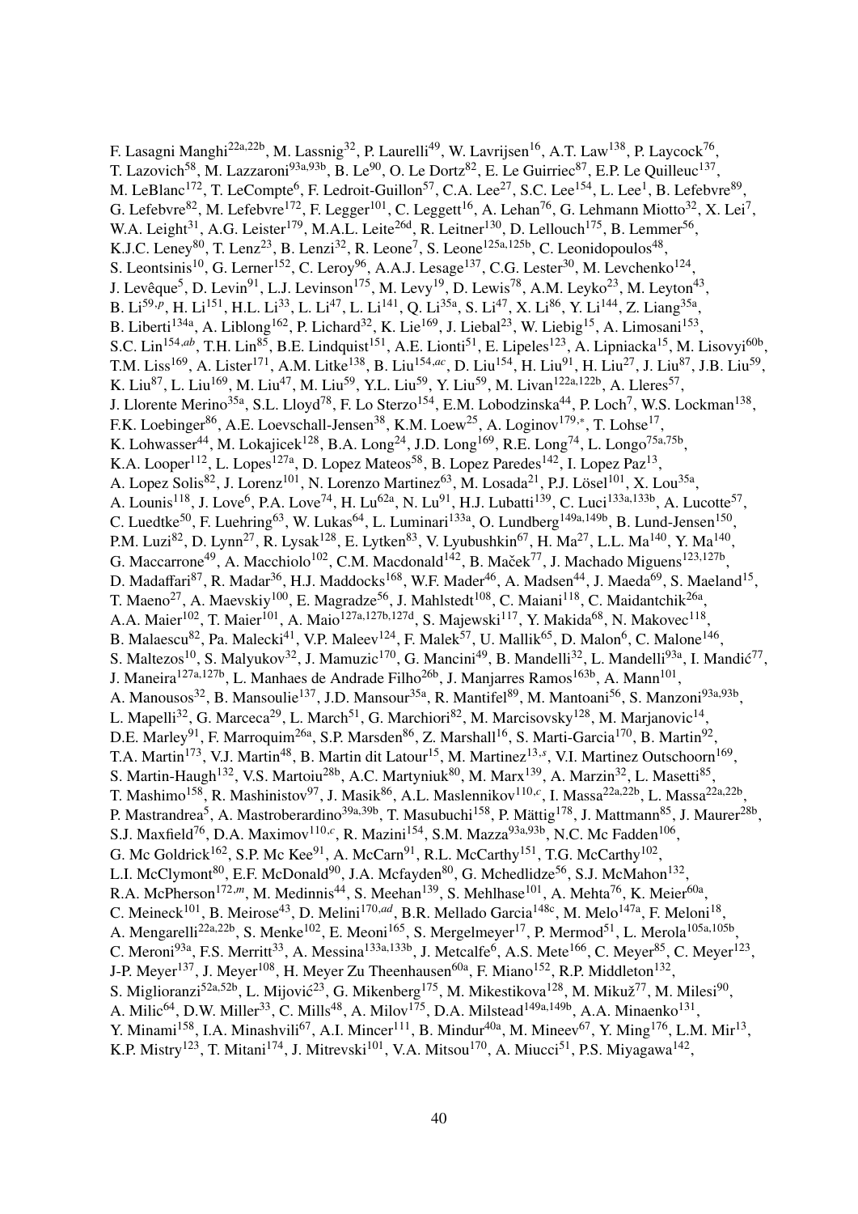F. Lasagni Manghi[22a,22b], M. Lassnig[32], P. Laurelli[49], W. Lavrijsen[16], A.T. Law[138], P. Laycock[76], T. Lazovich[58], M. Lazzaroni[93a,93b], B. Le[90], O. Le Dortz[82], E. Le Guirriec[87], E.P. Le Quilleuc[137], M. LeBlanc[172], T. LeCompte[6], F. Ledroit-Guillon[57], C.A. Lee[27], S.C. Lee[154], L. Lee[1], B. Lefebvre[89], G. Lefebvre[82], M. Lefebvre[172], F. Legger[101], C. Leggett[16], A. Lehan[76], G. Lehmann Miotto[32], X. Lei[7], W.A. Leight[31], A.G. Leister[179], M.A.L. Leite[26d], R. Leitner[130], D. Lellouch[175], B. Lemmer[56], K.J.C. Leney[80], T. Lenz[23], B. Lenzi[32], R. Leone[7], S. Leone[125a,125b], C. Leonidopoulos[48], S. Leontsinis[10], G. Lerner[152], C. Leroy[96], A.A.J. Lesage[137], C.G. Lester[30], M. Levchenko[124], J. Levêque[5], D. Levin[91], L.J. Levinson[175], M. Levy[19], D. Lewis[78], A.M. Leyko[23], M. Leyton[43], B. Li[59,p], H. Li[151], H.L. Li[33], L. Li[47], L. Li[141], Q. Li[35a], S. Li[47], X. Li[86], Y. Li[144], Z. Liang[35a], B. Liberti[134a], A. Liblong[162], P. Lichard[32], K. Lie[169], J. Liebal[23], W. Liebig[15], A. Limosani[153], S.C. Lin[154,ab], T.H. Lin[85], B.E. Lindquist[151], A.E. Lionti[51], E. Lipeles[123], A. Lipniacka[15], M. Lisovyi[60b], T.M. Liss[169], A. Lister[171], A.M. Litke[138], B. Liu[154,ac], D. Liu[154], H. Liu[91], H. Liu[27], J. Liu[87], J.B. Liu[59], K. Liu[87], L. Liu[169], M. Liu[47], M. Liu[59], Y.L. Liu[59], Y. Liu[59], M. Livan[122a,122b], A. Lleres[57], J. Llorente Merino[35a], S.L. Lloyd[78], F. Lo Sterzo[154], E.M. Lobodzinska[44], P. Loch[7], W.S. Lockman[138], F.K. Loebinger[86], A.E. Loevschall-Jensen[38], K.M. Loew[25], A. Loginov[179,*], T. Lohse[17], K. Lohwasser[44], M. Lokajicek[128], B.A. Long[24], J.D. Long[169], R.E. Long[74], L. Longo[75a,75b], K.A. Looper[112], L. Lopes[127a], D. Lopez Mateos[58], B. Lopez Paredes[142], I. Lopez Paz[13], A. Lopez Solis[82], J. Lorenz[101], N. Lorenzo Martinez[63], M. Losada[21], P.J. Lösel[101], X. Lou[35a], A. Lounis[118], J. Love[6], P.A. Love[74], H. Lu[62a], N. Lu[91], H.J. Lubatti[139], C. Luci[133a,133b], A. Lucotte[57], C. Luedtke[50], F. Luehring[63], W. Lukas[64], L. Luminari[133a], O. Lundberg[149a,149b], B. Lund-Jensen[150], P.M. Luzi[82], D. Lynn[27], R. Lysak[128], E. Lytken[83], V. Lyubushkin[67], H. Ma[27], L.L. Ma[140], Y. Ma[140], G. Maccarrone[49], A. Macchiolo[102], C.M. Macdonald[142], B. Maček[77], J. Machado Miguens[123,127b], D. Madaffari[87], R. Madar[36], H.J. Maddocks[168], W.F. Mader[46], A. Madsen[44], J. Maeda[69], S. Maeland[15], T. Maeno[27], A. Maevskiy[100], E. Magradze[56], J. Mahlstedt[108], C. Maiani[118], C. Maidantchik[26a], A.A. Maier[102], T. Maier[101], A. Maio[127a,127b,127d], S. Majewski[117], Y. Makida[68], N. Makovec[118], B. Malaescu[82], Pa. Malecki[41], V.P. Maleev[124], F. Malek[57], U. Mallik[65], D. Malon[6], C. Malone[146], S. Maltezos[10], S. Malyukov[32], J. Mamuzic[170], G. Mancini[49], B. Mandelli[32], L. Mandelli[93a], I. Mandić[77], J. Maneira[127a,127b], L. Manhaes de Andrade Filho[26b], J. Manjarres Ramos[163b], A. Mann[101], A. Manousos[32], B. Mansoulie[137], J.D. Mansour[35a], R. Mantifel[89], M. Mantoani[56], S. Manzoni[93a,93b], L. Mapelli[32], G. Marceca[29], L. March[51], G. Marchiori[82], M. Marcisovsky[128], M. Marjanovic[14], D.E. Marley[91], F. Marroquim[26a], S.P. Marsden[86], Z. Marshall[16], S. Marti-Garcia[170], B. Martin[92], T.A. Martin[173], V.J. Martin[48], B. Martin dit Latour[15], M. Martinez[13,s], V.I. Martinez Outschoorn[169], S. Martin-Haugh[132], V.S. Martoiu[28b], A.C. Martyniuk[80], M. Marx[139], A. Marzin[32], L. Masetti[85], T. Mashimo[158], R. Mashinistov[97], J. Masik[86], A.L. Maslennikov[110,c], I. Massa[22a,22b], L. Massa[22a,22b], P. Mastrandrea[5], A. Mastroberardino[39a,39b], T. Masubuchi[158], P. Mättig[178], J. Mattmann[85], J. Maurer[28b], S.J. Maxfield[76], D.A. Maximov[110,c], R. Mazini[154], S.M. Mazza[93a,93b], N.C. Mc Fadden[106], G. Mc Goldrick[162], S.P. Mc Kee[91], A. McCarn[91], R.L. McCarthy[151], T.G. McCarthy[102], L.I. McClymont[80], E.F. McDonald[90], J.A. Mcfayden[80], G. Mchedlidze[56], S.J. McMahon[132], R.A. McPherson[172,m], M. Medinnis[44], S. Meehan[139], S. Mehlhase[101], A. Mehta[76], K. Meier[60a], C. Meineck[101], B. Meirose[43], D. Melini[170,ad], B.R. Mellado Garcia[148c], M. Melo[147a], F. Meloni[18], A. Mengarelli[22a,22b], S. Menke[102], E. Meoni[165], S. Mergelmeyer[17], P. Mermod[51], L. Merola[105a,105b], C. Meroni[93a], F.S. Merritt[33], A. Messina[133a,133b], J. Metcalfe[6], A.S. Mete[166], C. Meyer[85], C. Meyer[123], J-P. Meyer[137], J. Meyer[108], H. Meyer Zu Theenhausen[60a], F. Miano[152], R.P. Middleton[132], S. Miglioranzi[52a,52b], L. Mijović[23], G. Mikenberg[175], M. Mikestikova[128], M. Mikuž[77], M. Milesi[90], A. Milic[64], D.W. Miller[33], C. Mills[48], A. Milov[175], D.A. Milstead[149a,149b], A.A. Minaenko[131], Y. Minami[158], I.A. Minashvili[67], A.I. Mincer[111], B. Mindur[40a], M. Mineev[67], Y. Ming[176], L.M. Mir[13], K.P. Mistry[123], T. Mitani[174], J. Mitrevski[101], V.A. Mitsou[170], A. Miucci[51], P.S. Miyagawa[142],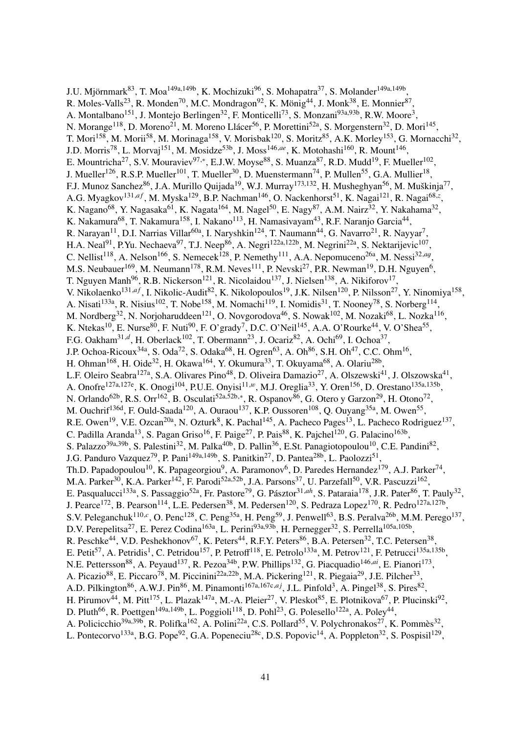J.U. Mjörnmark[83], T. Moa[149a,149b], K. Mochizuki[96], S. Mohapatra[37], S. Molander[149a,149b], R. Moles-Valls[23], R. Monden[70], M.C. Mondragon[92], K. Mönig[44], J. Monk[38], E. Monnier[87], A. Montalbano[151], J. Montejo Berlingen[32], F. Monticelli[73], S. Monzani[93a,93b], R.W. Moore[3], N. Morange[118], D. Moreno[21], M. Moreno Llácer[56], P. Morettini[52a], S. Morgenstern[32], D. Mori[145], T. Mori[158], M. Morii[58], M. Morinaga[158], V. Morisbak[120], S. Moritz[85], A.K. Morley[153], G. Mornacchi[32], J.D. Morris[78], L. Morvaj[151], M. Mosidze[53b], J. Moss[146,ae], K. Motohashi[160], R. Mount[146], E. Mountricha[27], S.V. Mouraviev[97,*], E.J.W. Moyse[88], S. Muanza[87], R.D. Mudd[19], F. Mueller[102], J. Mueller[126], R.S.P. Mueller[101], T. Mueller[30], D. Muenstermann[74], P. Mullen[55], G.A. Mullier[18], F.J. Munoz Sanchez[86], J.A. Murillo Quijada[19], W.J. Murray[173,132], H. Musheghyan[56], M. Muškinja[77], A.G. Myagkov[131,af], M. Myska[129], B.P. Nachman[146], O. Nackenhorst[51], K. Nagai[121], R. Nagai[68,z], K. Nagano[68], Y. Nagasaka[61], K. Nagata[164], M. Nagel[50], E. Nagy[87], A.M. Nairz[32], Y. Nakahama[32], K. Nakamura[68], T. Nakamura[158], I. Nakano[113], H. Namasivayam[43], R.F. Naranjo Garcia[44], R. Narayan[11], D.I. Narrias Villar[60a], I. Naryshkin[124], T. Naumann[44], G. Navarro[21], R. Nayyar[7], H.A. Neal[91], P.Yu. Nechaeva[97], T.J. Neep[86], A. Negri[122a,122b], M. Negrini[22a], S. Nektarijevic[107], C. Nellist[118], A. Nelson[166], S. Nemecek[128], P. Nemethy[111], A.A. Nepomuceno[26a], M. Nessi[32,ag], M.S. Neubauer[169], M. Neumann[178], R.M. Neves[111], P. Nevski[27], P.R. Newman[19], D.H. Nguyen[6], T. Nguyen Manh[96], R.B. Nickerson[121], R. Nicolaidou[137], J. Nielsen[138], A. Nikiforov[17], V. Nikolaenko[131,af], I. Nikolic-Audit[82], K. Nikolopoulos[19], J.K. Nilsen[120], P. Nilsson[27], Y. Ninomiya[158], A. Nisati[133a], R. Nisius[102], T. Nobe[158], M. Nomachi[119], I. Nomidis[31], T. Nooney[78], S. Norberg[114], M. Nordberg[32], N. Norjoharuddeen[121], O. Novgorodova[46], S. Nowak[102], M. Nozaki[68], L. Nozka[116], K. Ntekas[10], E. Nurse[80], F. Nuti[90], F. O'grady[7], D.C. O'Neil[145], A.A. O'Rourke[44], V. O'Shea[55], F.G. Oakham[31,d], H. Oberlack[102], T. Obermann[23], J. Ocariz[82], A. Ochi[69], I. Ochoa[37], J.P. Ochoa-Ricoux[34a], S. Oda[72], S. Odaka[68], H. Ogren[63], A. Oh[86], S.H. Oh[47], C.C. Ohm[16], H. Ohman[168], H. Oide[32], H. Okawa[164], Y. Okumura[33], T. Okuyama[68], A. Olariu[28b], L.F. Oleiro Seabra[127a], S.A. Olivares Pino[48], D. Oliveira Damazio[27], A. Olszewski[41], J. Olszowska[41], A. Onofre[127a,127e], K. Onogi[104], P.U.E. Onyisi[11,w], M.J. Oreglia[33], Y. Oren[156], D. Orestano[135a,135b], N. Orlando[62b], R.S. Orr[162], B. Osculati[52a,52b,*], R. Ospanov[86], G. Otero y Garzon[29], H. Otono[72], M. Ouchrif[136d], F. Ould-Saada[120], A. Ouraou[137], K.P. Oussoren[108], Q. Ouyang[35a], M. Owen[55], R.E. Owen[19], V.E. Ozcan[20a], N. Ozturk[8], K. Pachal[145], A. Pacheco Pages[13], L. Pacheco Rodriguez[137], C. Padilla Aranda[13], S. Pagan Griso[16], F. Paige[27], P. Pais[88], K. Pajchel[120], G. Palacino[163b], S. Palazzo[39a,39b], S. Palestini[32], M. Palka[40b], D. Pallin[36], E.St. Panagiotopoulou[10], C.E. Pandini[82], J.G. Panduro Vazquez[79], P. Pani[149a,149b], S. Panitkin[27], D. Pantea[28b], L. Paolozzi[51], Th.D. Papadopoulou[10], K. Papageorgiou[9], A. Paramonov[6], D. Paredes Hernandez[179], A.J. Parker[74], M.A. Parker[30], K.A. Parker[142], F. Parodi[52a,52b], J.A. Parsons[37], U. Parzefall[50], V.R. Pascuzzi[162], E. Pasqualucci[133a], S. Passaggio[52a], Fr. Pastore[79], G. Pásztor[31,ah], S. Pataraia[178], J.R. Pater[86], T. Pauly[32], J. Pearce[172], B. Pearson[114], L.E. Pedersen[38], M. Pedersen[120], S. Pedraza Lopez[170], R. Pedro[127a,127b], S.V. Peleganchuk[110,c], O. Penc[128], C. Peng[35a], H. Peng[59], J. Penwell[63], B.S. Peralva[26b], M.M. Perego[137], D.V. Perepelitsa[27], E. Perez Codina[163a], L. Perini[93a,93b], H. Pernegger[32], S. Perrella[105a,105b], R. Peschke[44], V.D. Peshekhonov[67], K. Peters[44], R.F.Y. Peters[86], B.A. Petersen[32], T.C. Petersen[38], E. Petit[57], A. Petridis[1], C. Petridou[157], P. Petroff[118], E. Petrolo[133a], M. Petrov[121], F. Petrucci[135a,135b], N.E. Pettersson[88], A. Peyaud[137], R. Pezoa[34b], P.W. Phillips[132], G. Piacquadio[146,ai], E. Pianori[173], A. Picazio[88], E. Piccaro[78], M. Piccinini[22a,22b], M.A. Pickering[121], R. Piegaia[29], J.E. Pilcher[33], A.D. Pilkington[86], A.W.J. Pin[86], M. Pinamonti[167a,167c,aj], J.L. Pinfold[3], A. Pingel[38], S. Pires[82], H. Pirumov[44], M. Pitt[175], L. Plazak[147a], M.-A. Pleier[27], V. Pleskot[85], E. Plotnikova[67], P. Plucinski[92], D. Pluth[66], R. Poettgen[149a,149b], L. Poggioli[118], D. Pohl[23], G. Polesello[122a], A. Poley[44], A. Policicchio[39a,39b], R. Polifka[162], A. Polini[22a], C.S. Pollard[55], V. Polychronakos[27], K. Pommès[32], L. Pontecorvo[133a], B.G. Pope[92], G.A. Popeneciu[28c], D.S. Popovic[14], A. Poppleton[32], S. Pospisil[129],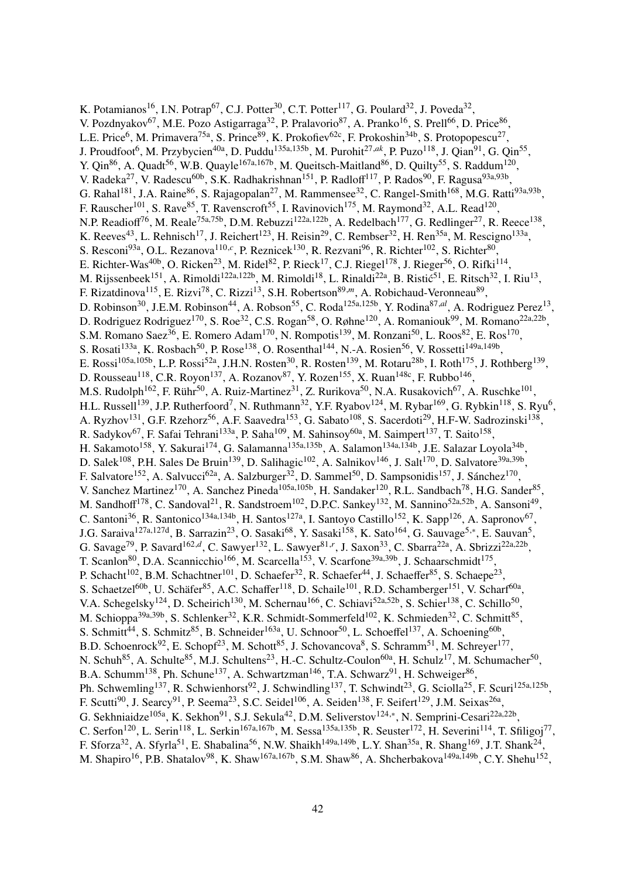K. Potamianos[16], I.N. Potrap[67], C.J. Potter[30], C.T. Potter[117], G. Poulard[32], J. Poveda[32], V. Pozdnyakov[67], M.E. Pozo Astigarraga[32], P. Pralavorio[87], A. Pranko[16], S. Prell[66], D. Price[86], L.E. Price[6], M. Primavera[75a], S. Prince[89], K. Prokofiev[62c], F. Prokoshin[34b], S. Protopopescu[27], J. Proudfoot[6], M. Przybycien[40a], D. Puddu[135a,135b], M. Purohit[27,ak], P. Puzo[118], J. Qian[91], G. Qin[55], Y. Qin[86], A. Quadt[56], W.B. Quayle[167a,167b], M. Queitsch-Maitland[86], D. Quilty[55], S. Raddum[120], V. Radeka[27], V. Radescu[60b], S.K. Radhakrishnan[151], P. Radloff[117], P. Rados[90], F. Ragusa[93a,93b], G. Rahal[181], J.A. Raine[86], S. Rajagopalan[27], M. Rammensee[32], C. Rangel-Smith[168], M.G. Ratti[93a,93b], F. Rauscher[101], S. Rave[85], T. Ravenscroft[55], I. Ravinovich[175], M. Raymond[32], A.L. Read[120], N.P. Readioff[76], M. Reale[75a,75b], D.M. Rebuzzi[122a,122b], A. Redelbach[177], G. Redlinger[27], R. Reece[138], K. Reeves[43], L. Rehnisch[17], J. Reichert[123], H. Reisin[29], C. Rembser[32], H. Ren[35a], M. Rescigno[133a], S. Resconi[93a], O.L. Rezanova[110,c], P. Reznicek[130], R. Rezvani[96], R. Richter[102], S. Richter[80], E. Richter-Was[40b], O. Ricken[23], M. Ridel[82], P. Rieck[17], C.J. Riegel[178], J. Rieger[56], O. Rifki[114], M. Rijssenbeek[151], A. Rimoldi[122a,122b], M. Rimoldi[18], L. Rinaldi[22a], B. Ristić[51], E. Ritsch[32], I. Riu[13], F. Rizatdinova[115], E. Rizvi[78], C. Rizzi[13], S.H. Robertson[89,m], A. Robichaud-Veronneau[89], D. Robinson[30], J.E.M. Robinson[44], A. Robson[55], C. Roda[125a,125b], Y. Rodina[87,al], A. Rodriguez Perez[13], D. Rodriguez Rodriguez[170], S. Roe[32], C.S. Rogan[58], O. Røhne[120], A. Romaniouk[99], M. Romano[22a,22b], S.M. Romano Saez[36], E. Romero Adam[170], N. Rompotis[139], M. Ronzani[50], L. Roos[82], E. Ros[170], S. Rosati[133a], K. Rosbach[50], P. Rose[138], O. Rosenthal[144], N.-A. Rosien[56], V. Rossetti[149a,149b], E. Rossi[105a,105b], L.P. Rossi[52a], J.H.N. Rosten[30], R. Rosten[139], M. Rotaru[28b], I. Roth[175], J. Rothberg[139], D. Rousseau[118], C.R. Royon[137], A. Rozanov[87], Y. Rozen[155], X. Ruan[148c], F. Rubbo[146], M.S. Rudolph[162], F. Rühr[50], A. Ruiz-Martinez[31], Z. Rurikova[50], N.A. Rusakovich[67], A. Ruschke[101], H.L. Russell[139], J.P. Rutherfoord[7], N. Ruthmann[32], Y.F. Ryabov[124], M. Rybar[169], G. Rybkin[118], S. Ryu[6], A. Ryzhov[131], G.F. Rzehorz[56], A.F. Saavedra[153], G. Sabato[108], S. Sacerdoti[29], H.F-W. Sadrozinski[138], R. Sadykov[67], F. Safai Tehrani[133a], P. Saha[109], M. Sahinsoy[60a], M. Saimpert[137], T. Saito[158], H. Sakamoto[158], Y. Sakurai[174], G. Salamanna[135a,135b], A. Salamon[134a,134b], J.E. Salazar Loyola[34b], D. Salek[108], P.H. Sales De Bruin[139], D. Salihagic[102], A. Salnikov[146], J. Salt[170], D. Salvatore[39a,39b], F. Salvatore[152], A. Salvucci[62a], A. Salzburger[32], D. Sammel[50], D. Sampsonidis[157], J. Sánchez[170], V. Sanchez Martinez[170], A. Sanchez Pineda[105a,105b], H. Sandaker[120], R.L. Sandbach[78], H.G. Sander[85], M. Sandhoff[178], C. Sandoval[21], R. Sandstroem[102], D.P.C. Sankey[132], M. Sannino[52a,52b], A. Sansoni[49], C. Santoni[36], R. Santonico[134a,134b], H. Santos[127a], I. Santoyo Castillo[152], K. Sapp[126], A. Sapronov[67], J.G. Saraiva[127a,127d], B. Sarrazin[23], O. Sasaki[68], Y. Sasaki[158], K. Sato[164], G. Sauvage[5,*], E. Sauvan[5], G. Savage[79], P. Savard[162,d], C. Sawyer[132], L. Sawyer[81,r], J. Saxon[33], C. Sbarra[22a], A. Sbrizzi[22a,22b], T. Scanlon[80], D.A. Scannicchio[166], M. Scarcella[153], V. Scarfone[39a,39b], J. Schaarschmidt[175], P. Schacht[102], B.M. Schachtner[101], D. Schaefer[32], R. Schaefer[44], J. Schaeffer[85], S. Schaepe[23], S. Schaetzel[60b], U. Schäfer[85], A.C. Schaffer[118], D. Schaile[101], R.D. Schamberger[151], V. Scharf[60a], V.A. Schegelsky[124], D. Scheirich[130], M. Schernau[166], C. Schiavi[52a,52b], S. Schier[138], C. Schillo[50], M. Schioppa[39a,39b], S. Schlenker[32], K.R. Schmidt-Sommerfeld[102], K. Schmieden[32], C. Schmitt[85], S. Schmitt[44], S. Schmitz[85], B. Schneider[163a], U. Schnoor[50], L. Schoeffel[137], A. Schoening[60b], B.D. Schoenrock[92], E. Schopf[23], M. Schott[85], J. Schovancova[8], S. Schramm[51], M. Schreyer[177], N. Schuh[85], A. Schulte[85], M.J. Schultens[23], H.-C. Schultz-Coulon[60a], H. Schulz[17], M. Schumacher[50], B.A. Schumm[138], Ph. Schune[137], A. Schwartzman[146], T.A. Schwarz[91], H. Schweiger[86], Ph. Schwemling[137], R. Schwienhorst[92], J. Schwindling[137], T. Schwindt[23], G. Sciolla[25], F. Scuri[125a,125b], F. Scutti[90], J. Searcy[91], P. Seema[23], S.C. Seidel[106], A. Seiden[138], F. Seifert[129], J.M. Seixas[26a], G. Sekhniaidze[105a], K. Sekhon[91], S.J. Sekula[42], D.M. Seliverstov[124,*], N. Semprini-Cesari[22a,22b], C. Serfon[120], L. Serin[118], L. Serkin[167a,167b], M. Sessa[135a,135b], R. Seuster[172], H. Severini[114], T. Sfiligoj[77], F. Sforza[32], A. Sfyrla[51], E. Shabalina[56], N.W. Shaikh[149a,149b], L.Y. Shan[35a], R. Shang[169], J.T. Shank[24], M. Shapiro[16], P.B. Shatalov[98], K. Shaw[167a,167b], S.M. Shaw[86], A. Shcherbakova[149a,149b], C.Y. Shehu[152],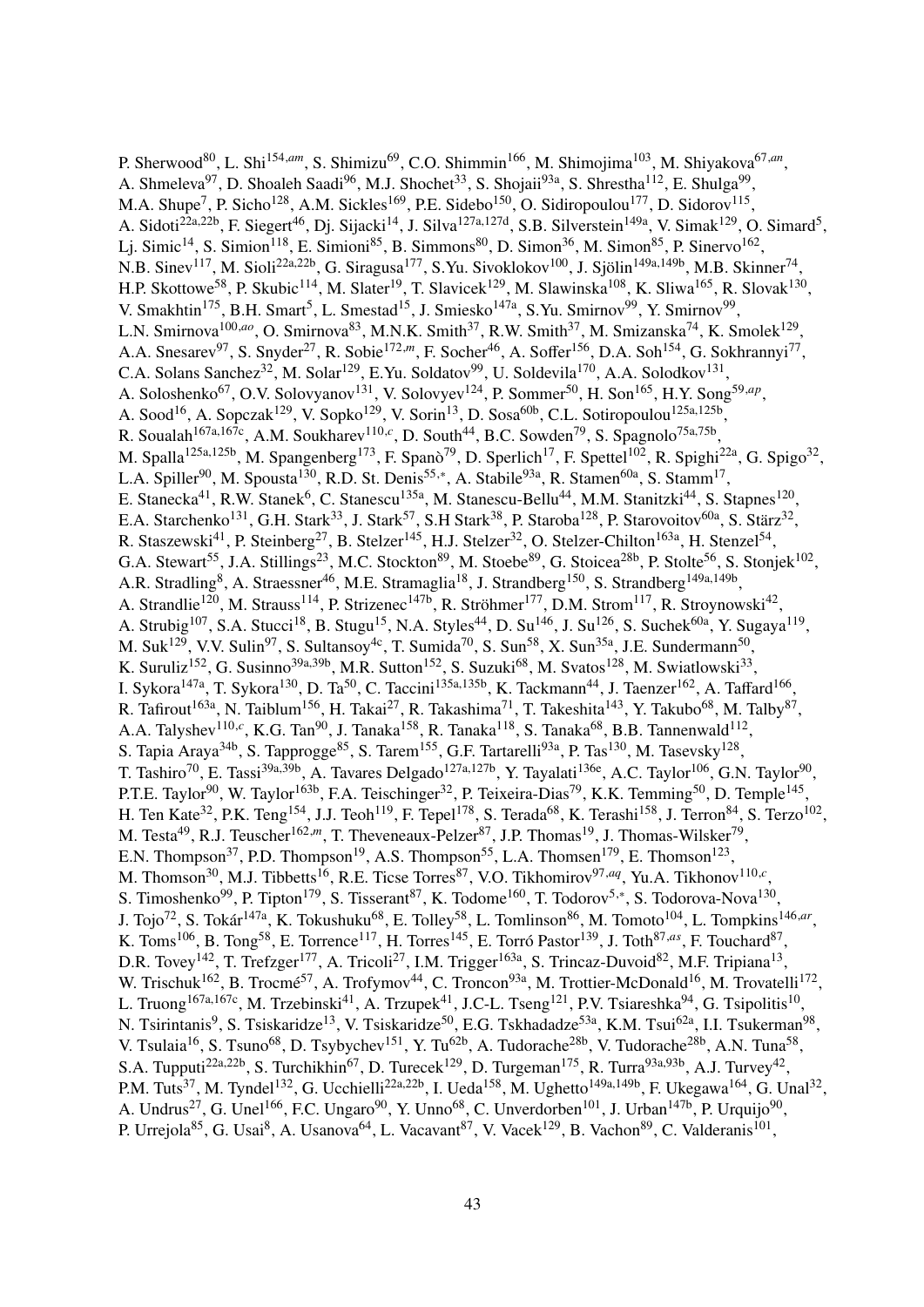P. Sherwood[80], L. Shi[154,am], S. Shimizu[69], C.O. Shimmin[166], M. Shimojima[103], M. Shiyakova[67,an], A. Shmeleva[97], D. Shoaleh Saadi[96], M.J. Shochet[33], S. Shojaii[93a], S. Shrestha[112], E. Shulga[99], M.A. Shupe[7], P. Sicho[128], A.M. Sickles[169], P.E. Sidebo[150], O. Sidiropoulou[177], D. Sidorov[115], A. Sidoti[22a,22b], F. Siegert[46], Dj. Sijacki[14], J. Silva[127a,127d], S.B. Silverstein[149a], V. Simak[129], O. Simard[5], Lj. Simic[14], S. Simion[118], E. Simioni[85], B. Simmons[80], D. Simon[36], M. Simon[85], P. Sinervo[162], N.B. Sinev[117], M. Sioli[22a,22b], G. Siragusa[177], S.Yu. Sivoklokov[100], J. Sjölin[149a,149b], M.B. Skinner[74], H.P. Skottowe[58], P. Skubic[114], M. Slater[19], T. Slavicek[129], M. Slawinska[108], K. Sliwa[165], R. Slovak[130], V. Smakhtin[175], B.H. Smart[5], L. Smestad[15], J. Smiesko[147a], S.Yu. Smirnov[99], Y. Smirnov[99], L.N. Smirnova[100,ao], O. Smirnova[83], M.N.K. Smith[37], R.W. Smith[37], M. Smizanska[74], K. Smolek[129], A.A. Snesarev[97], S. Snyder[27], R. Sobie[172,m], F. Socher[46], A. Soffer[156], D.A. Soh[154], G. Sokhrannyi[77], C.A. Solans Sanchez[32], M. Solar[129], E.Yu. Soldatov[99], U. Soldevila[170], A.A. Solodkov[131], A. Soloshenko[67], O.V. Solovyanov[131], V. Solovyev[124], P. Sommer[50], H. Son[165], H.Y. Song[59,ap], A. Sood[16], A. Sopczak[129], V. Sopko[129], V. Sorin[13], D. Sosa[60b], C.L. Sotiropoulou[125a,125b], R. Soualah[167a,167c], A.M. Soukharev[110,c], D. South[44], B.C. Sowden[79], S. Spagnolo[75a,75b], M. Spalla[125a,125b], M. Spangenberg[173], F. Spanò[79], D. Sperlich[17], F. Spettel[102], R. Spighi[22a], G. Spigo[32], L.A. Spiller[90], M. Spousta[130], R.D. St. Denis[55,*], A. Stabile[93a], R. Stamen[60a], S. Stamm[17], E. Stanecka[41], R.W. Stanek[6], C. Stanescu[135a], M. Stanescu-Bellu[44], M.M. Stanitzki[44], S. Stapnes[120], E.A. Starchenko[131], G.H. Stark[33], J. Stark[57], S.H Stark[38], P. Staroba[128], P. Starovoitov[60a], S. Stärz[32], R. Staszewski[41], P. Steinberg[27], B. Stelzer[145], H.J. Stelzer[32], O. Stelzer-Chilton[163a], H. Stenzel[54], G.A. Stewart[55], J.A. Stillings[23], M.C. Stockton[89], M. Stoebe[89], G. Stoicea[28b], P. Stolte[56], S. Stonjek[102], A.R. Stradling[8], A. Straessner[46], M.E. Stramaglia[18], J. Strandberg[150], S. Strandberg[149a,149b], A. Strandlie[120], M. Strauss[114], P. Strizenec[147b], R. Ströhmer[177], D.M. Strom[117], R. Stroynowski[42], A. Strubig[107], S.A. Stucci[18], B. Stugu[15], N.A. Styles[44], D. Su[146], J. Su[126], S. Suchek[60a], Y. Sugaya[119], M. Suk[129], V.V. Sulin[97], S. Sultansoy[4c], T. Sumida[70], S. Sun[58], X. Sun[35a], J.E. Sundermann[50], K. Suruliz[152], G. Susinno[39a,39b], M.R. Sutton[152], S. Suzuki[68], M. Svatos[128], M. Swiatlowski[33], I. Sykora[147a], T. Sykora[130], D. Ta[50], C. Taccini[135a,135b], K. Tackmann[44], J. Taenzer[162], A. Taffard[166], R. Tafirout[163a], N. Taiblum[156], H. Takai[27], R. Takashima[71], T. Takeshita[143], Y. Takubo[68], M. Talby[87], A.A. Talyshev[110,c], K.G. Tan[90], J. Tanaka[158], R. Tanaka[118], S. Tanaka[68], B.B. Tannenwald[112], S. Tapia Araya[34b], S. Tapprogge[85], S. Tarem[155], G.F. Tartarelli[93a], P. Tas[130], M. Tasevsky[128], T. Tashiro[70], E. Tassi[39a,39b], A. Tavares Delgado[127a,127b], Y. Tayalati[136e], A.C. Taylor[106], G.N. Taylor[90], P.T.E. Taylor[90], W. Taylor[163b], F.A. Teischinger[32], P. Teixeira-Dias[79], K.K. Temming[50], D. Temple[145], H. Ten Kate[32], P.K. Teng[154], J.J. Teoh[119], F. Tepel[178], S. Terada[68], K. Terashi[158], J. Terron[84], S. Terzo[102], M. Testa[49], R.J. Teuscher[162,m], T. Theveneaux-Pelzer[87], J.P. Thomas[19], J. Thomas-Wilsker[79], E.N. Thompson[37], P.D. Thompson[19], A.S. Thompson[55], L.A. Thomsen[179], E. Thomson[123], M. Thomson[30], M.J. Tibbetts[16], R.E. Ticse Torres[87], V.O. Tikhomirov[97,aq], Yu.A. Tikhonov[110,c], S. Timoshenko[99], P. Tipton[179], S. Tisserant[87], K. Todome[160], T. Todorov[5,*], S. Todorova-Nova[130], J. Tojo[72], S. Tokár[147a], K. Tokushuku[68], E. Tolley[58], L. Tomlinson[86], M. Tomoto[104], L. Tompkins[146,ar], K. Toms[106], B. Tong[58], E. Torrence[117], H. Torres[145], E. Torró Pastor[139], J. Toth[87,as], F. Touchard[87], D.R. Tovey[142], T. Trefzger[177], A. Tricoli[27], I.M. Trigger[163a], S. Trincaz-Duvoid[82], M.F. Tripiana[13], W. Trischuk[162], B. Trocmé[57], A. Trofymov[44], C. Troncon[93a], M. Trottier-McDonald[16], M. Trovatelli[172], L. Truong[167a,167c], M. Trzebinski[41], A. Trzupek[41], J.C-L. Tseng[121], P.V. Tsiareshka[94], G. Tsipolitis[10], N. Tsirintanis[9], S. Tsiskaridze[13], V. Tsiskaridze[50], E.G. Tskhadadze[53a], K.M. Tsui[62a], I.I. Tsukerman[98], V. Tsulaia[16], S. Tsuno[68], D. Tsybychev[151], Y. Tu[62b], A. Tudorache[28b], V. Tudorache[28b], A.N. Tuna[58], S.A. Tupputi[22a,22b], S. Turchikhin[67], D. Turecek[129], D. Turgeman[175], R. Turra[93a,93b], A.J. Turvey[42], P.M. Tuts[37], M. Tyndel[132], G. Ucchielli[22a,22b], I. Ueda[158], M. Ughetto[149a,149b], F. Ukegawa[164], G. Unal[32], A. Undrus[27], G. Unel[166], F.C. Ungaro[90], Y. Unno[68], C. Unverdorben[101], J. Urban[147b], P. Urquijo[90], P. Urrejola[85], G. Usai[8], A. Usanova[64], L. Vacavant[87], V. Vacek[129], B. Vachon[89], C. Valderanis[101],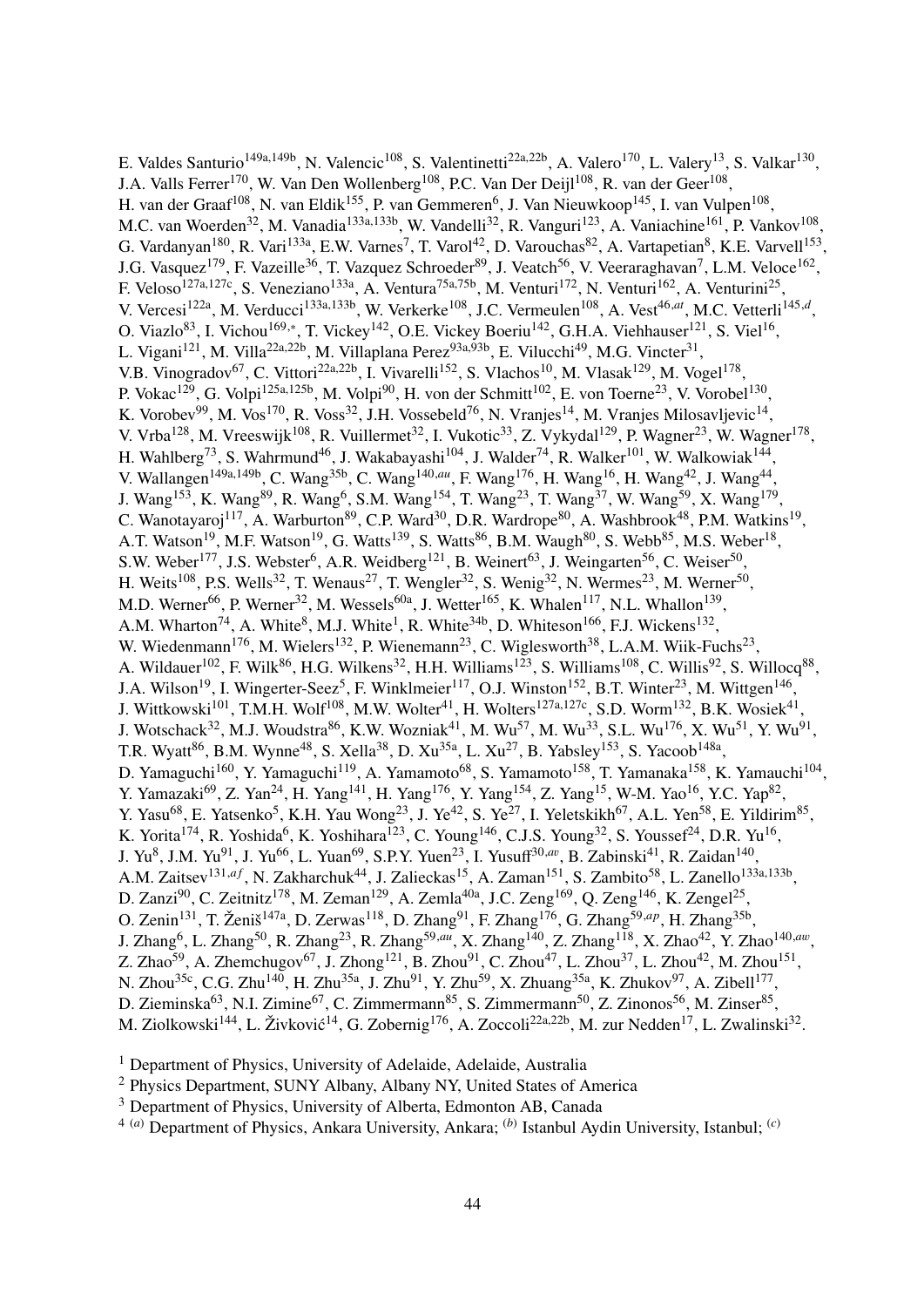E. Valdes Santurio[149a,149b], N. Valencic[108], S. Valentinetti[22a,22b], A. Valero[170], L. Valery[13], S. Valkar[130], J.A. Valls Ferrer[170], W. Van Den Wollenberg[108], P.C. Van Der Deijl[108], R. van der Geer[108], H. van der Graaf[108], N. van Eldik[155], P. van Gemmeren[6], J. Van Nieuwkoop[145], I. van Vulpen[108], M.C. van Woerden[32], M. Vanadia[133a,133b], W. Vandelli[32], R. Vanguri[123], A. Vaniachine[161], P. Vankov[108], G. Vardanyan[180], R. Vari[133a], E.W. Varnes[7], T. Varol[42], D. Varouchas[82], A. Vartapetian[8], K.E. Varvell[153], J.G. Vasquez[179], F. Vazeille[36], T. Vazquez Schroeder[89], J. Veatch[56], V. Veeraraghavan[7], L.M. Veloce[162], F. Veloso[127a,127c], S. Veneziano[133a], A. Ventura[75a,75b], M. Venturi[172], N. Venturi[162], A. Venturini[25], V. Vercesi[122a], M. Verducci[133a,133b], W. Verkerke[108], J.C. Vermeulen[108], A. Vest[46,at], M.C. Vetterli[145,d], O. Viazlo[83], I. Vichou[169,*], T. Vickey[142], O.E. Vickey Boeriu[142], G.H.A. Viehhauser[121], S. Viel[16], L. Vigani[121], M. Villa[22a,22b], M. Villaplana Perez[93a,93b], E. Vilucchi[49], M.G. Vincter[31], V.B. Vinogradov[67], C. Vittori[22a,22b], I. Vivarelli[152], S. Vlachos[10], M. Vlasak[129], M. Vogel[178], P. Vokac[129], G. Volpi[125a,125b], M. Volpi[90], H. von der Schmitt[102], E. von Toerne[23], V. Vorobel[130], K. Vorobev[99], M. Vos[170], R. Voss[32], J.H. Vossebeld[76], N. Vranjes[14], M. Vranjes Milosavljevic[14], V. Vrba[128], M. Vreeswijk[108], R. Vuillermet[32], I. Vukotic[33], Z. Vykydal[129], P. Wagner[23], W. Wagner[178], H. Wahlberg[73], S. Wahrmund[46], J. Wakabayashi[104], J. Walder[74], R. Walker[101], W. Walkowiak[144], V. Wallangen[149a,149b], C. Wang[35b], C. Wang[140,au], F. Wang[176], H. Wang[16], H. Wang[42], J. Wang[44], J. Wang[153], K. Wang[89], R. Wang[6], S.M. Wang[154], T. Wang[23], T. Wang[37], W. Wang[59], X. Wang[179], C. Wanotayaroj[117], A. Warburton[89], C.P. Ward[30], D.R. Wardrope[80], A. Washbrook[48], P.M. Watkins[19], A.T. Watson[19], M.F. Watson[19], G. Watts[139], S. Watts[86], B.M. Waugh[80], S. Webb[85], M.S. Weber[18], S.W. Weber[177], J.S. Webster[6], A.R. Weidberg[121], B. Weinert[63], J. Weingarten[56], C. Weiser[50], H. Weits[108], P.S. Wells[32], T. Wenaus[27], T. Wengler[32], S. Wenig[32], N. Wermes[23], M. Werner[50], M.D. Werner[66], P. Werner[32], M. Wessels[60a], J. Wetter[165], K. Whalen[117], N.L. Whallon[139], A.M. Wharton[74], A. White[8], M.J. White[1], R. White[34b], D. Whiteson[166], F.J. Wickens[132], W. Wiedenmann[176], M. Wielers[132], P. Wienemann[23], C. Wiglesworth[38], L.A.M. Wiik-Fuchs[23], A. Wildauer[102], F. Wilk[86], H.G. Wilkens[32], H.H. Williams[123], S. Williams[108], C. Willis[92], S. Willocq[88], J.A. Wilson[19], I. Wingerter-Seez[5], F. Winklmeier[117], O.J. Winston[152], B.T. Winter[23], M. Wittgen[146], J. Wittkowski[101], T.M.H. Wolf[108], M.W. Wolter[41], H. Wolters[127a,127c], S.D. Worm[132], B.K. Wosiek[41], J. Wotschack[32], M.J. Woudstra[86], K.W. Wozniak[41], M. Wu[57], M. Wu[33], S.L. Wu[176], X. Wu[51], Y. Wu[91], T.R. Wyatt[86], B.M. Wynne[48], S. Xella[38], D. Xu[35a], L. Xu[27], B. Yabsley[153], S. Yacoob[148a], D. Yamaguchi[160], Y. Yamaguchi[119], A. Yamamoto[68], S. Yamamoto[158], T. Yamanaka[158], K. Yamauchi[104], Y. Yamazaki[69], Z. Yan[24], H. Yang[141], H. Yang[176], Y. Yang[154], Z. Yang[15], W-M. Yao[16], Y.C. Yap[82], Y. Yasu[68], E. Yatsenko[5], K.H. Yau Wong[23], J. Ye[42], S. Ye[27], I. Yeletskikh[67], A.L. Yen[58], E. Yildirim[85], K. Yorita[174], R. Yoshida[6], K. Yoshihara[123], C. Young[146], C.J.S. Young[32], S. Youssef[24], D.R. Yu[16], J. Yu[8], J.M. Yu[91], J. Yu[66], L. Yuan[69], S.P.Y. Yuen[23], I. Yusuff[30,av], B. Zabinski[41], R. Zaidan[140], A.M. Zaitsev[131,af], N. Zakharchuk[44], J. Zalieckas[15], A. Zaman[151], S. Zambito[58], L. Zanello[133a,133b], D. Zanzi[90], C. Zeitnitz[178], M. Zeman[129], A. Zemla[40a], J.C. Zeng[169], Q. Zeng[146], K. Zengel[25], O. Zenin[131], T. Ženiš[147a], D. Zerwas[118], D. Zhang[91], F. Zhang[176], G. Zhang[59,ap], H. Zhang[35b], J. Zhang[6], L. Zhang[50], R. Zhang[23], R. Zhang[59,au], X. Zhang[140], Z. Zhang[118], X. Zhao[42], Y. Zhao[140,aw], Z. Zhao[59], A. Zhemchugov[67], J. Zhong[121], B. Zhou[91], C. Zhou[47], L. Zhou[37], L. Zhou[42], M. Zhou[151], N. Zhou[35c], C.G. Zhu[140], H. Zhu[35a], J. Zhu[91], Y. Zhu[59], X. Zhuang[35a], K. Zhukov[97], A. Zibell[177], D. Zieminska[63], N.I. Zimine[67], C. Zimmermann[85], S. Zimmermann[50], Z. Zinonos[56], M. Zinser[85], M. Ziolkowski[144], L. Živković[14], G. Zobernig[176], A. Zoccoli[22a,22b], M. zur Nedden[17], L. Zwalinski[32].

[1] Department of Physics, University of Adelaide, Adelaide, Australia

[2] Physics Department, SUNY Albany, Albany NY, United States of America

[3] Department of Physics, University of Alberta, Edmonton AB, Canada

[4] [(a)] Department of Physics, Ankara University, Ankara; [(b)] Istanbul Aydin University, Istanbul; [(c)]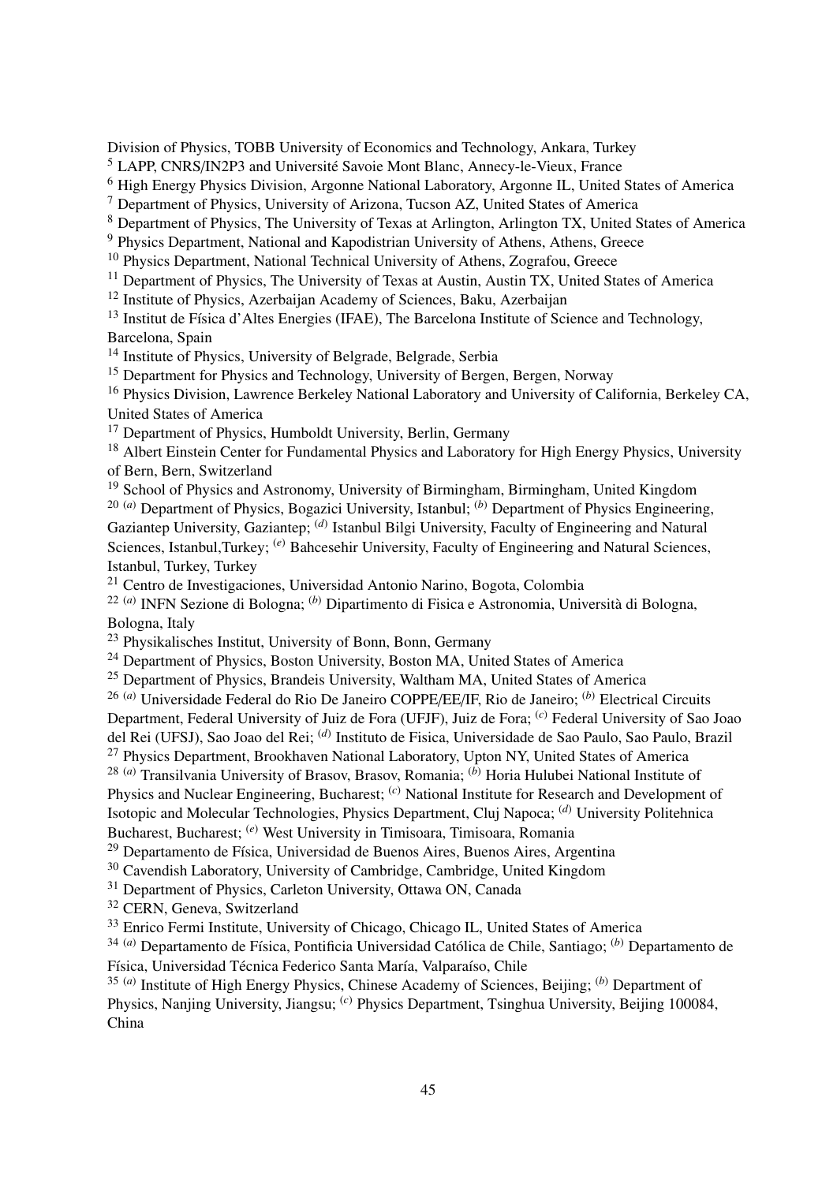Division of Physics, TOBB University of Economics and Technology, Ankara, Turkey

[5] LAPP, CNRS/IN2P3 and Université Savoie Mont Blanc, Annecy-le-Vieux, France

[6] High Energy Physics Division, Argonne National Laboratory, Argonne IL, United States of America

[7] Department of Physics, University of Arizona, Tucson AZ, United States of America

[8] Department of Physics, The University of Texas at Arlington, Arlington TX, United States of America

[9] Physics Department, National and Kapodistrian University of Athens, Athens, Greece

[10] Physics Department, National Technical University of Athens, Zografou, Greece

[11] Department of Physics, The University of Texas at Austin, Austin TX, United States of America

[12] Institute of Physics, Azerbaijan Academy of Sciences, Baku, Azerbaijan

[13] Institut de Física d'Altes Energies (IFAE), The Barcelona Institute of Science and Technology, Barcelona, Spain

[14] Institute of Physics, University of Belgrade, Belgrade, Serbia

[15] Department for Physics and Technology, University of Bergen, Bergen, Norway

[16] Physics Division, Lawrence Berkeley National Laboratory and University of California, Berkeley CA, United States of America

[17] Department of Physics, Humboldt University, Berlin, Germany

[18] Albert Einstein Center for Fundamental Physics and Laboratory for High Energy Physics, University of Bern, Bern, Switzerland

[19] School of Physics and Astronomy, University of Birmingham, Birmingham, United Kingdom

[20] [(a)] Department of Physics, Bogazici University, Istanbul; [(b)] Department of Physics Engineering, Gaziantep University, Gaziantep; [(d)] Istanbul Bilgi University, Faculty of Engineering and Natural Sciences, Istanbul,Turkey; [(e)] Bahcesehir University, Faculty of Engineering and Natural Sciences, Istanbul, Turkey, Turkey

[21] Centro de Investigaciones, Universidad Antonio Narino, Bogota, Colombia

[22] [(a)] INFN Sezione di Bologna; [(b)] Dipartimento di Fisica e Astronomia, Università di Bologna, Bologna, Italy

[23] Physikalisches Institut, University of Bonn, Bonn, Germany

[24] Department of Physics, Boston University, Boston MA, United States of America

[25] Department of Physics, Brandeis University, Waltham MA, United States of America

[26] [(a)] Universidade Federal do Rio De Janeiro COPPE/EE/IF, Rio de Janeiro; [(b)] Electrical Circuits Department, Federal University of Juiz de Fora (UFJF), Juiz de Fora; [(c)] Federal University of Sao Joao del Rei (UFSJ), Sao Joao del Rei; [(d)] Instituto de Fisica, Universidade de Sao Paulo, Sao Paulo, Brazil

[27] Physics Department, Brookhaven National Laboratory, Upton NY, United States of America

[28] [(a)] Transilvania University of Brasov, Brasov, Romania; [(b)] Horia Hulubei National Institute of Physics and Nuclear Engineering, Bucharest; [(c)] National Institute for Research and Development of Isotopic and Molecular Technologies, Physics Department, Cluj Napoca; [(d)] University Politehnica Bucharest, Bucharest; [(e)] West University in Timisoara, Timisoara, Romania

[29] Departamento de Física, Universidad de Buenos Aires, Buenos Aires, Argentina

[30] Cavendish Laboratory, University of Cambridge, Cambridge, United Kingdom

[31] Department of Physics, Carleton University, Ottawa ON, Canada

[32] CERN, Geneva, Switzerland

[33] Enrico Fermi Institute, University of Chicago, Chicago IL, United States of America

[34] [(a)] Departamento de Física, Pontificia Universidad Católica de Chile, Santiago; [(b)] Departamento de Física, Universidad Técnica Federico Santa María, Valparaíso, Chile

[35] [(a)] Institute of High Energy Physics, Chinese Academy of Sciences, Beijing; [(b)] Department of Physics, Nanjing University, Jiangsu; [(c)] Physics Department, Tsinghua University, Beijing 100084, China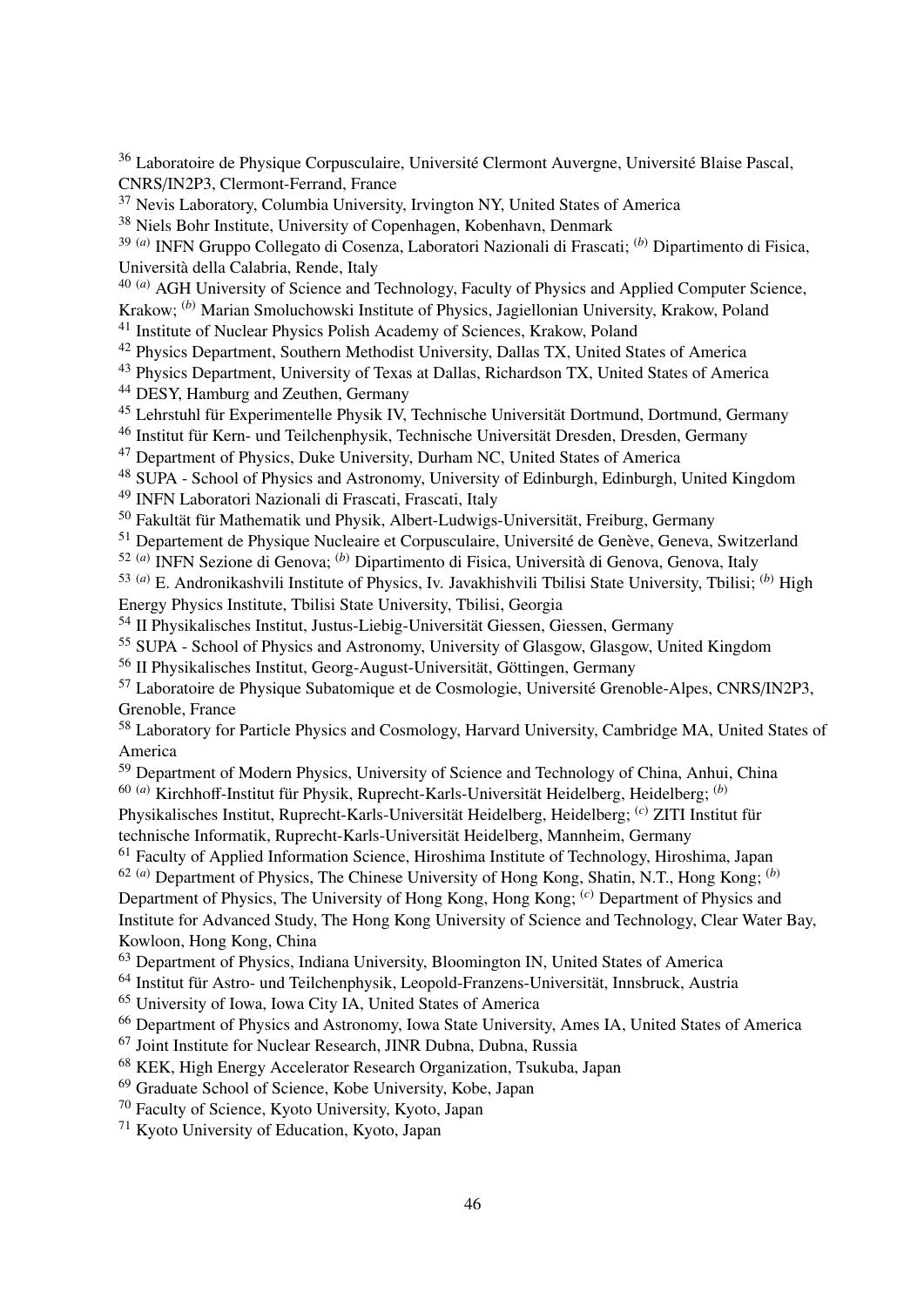[36] Laboratoire de Physique Corpusculaire, Université Clermont Auvergne, Université Blaise Pascal, CNRS/IN2P3, Clermont-Ferrand, France

[37] Nevis Laboratory, Columbia University, Irvington NY, United States of America

[38] Niels Bohr Institute, University of Copenhagen, Kobenhavn, Denmark

[39] [(a)] INFN Gruppo Collegato di Cosenza, Laboratori Nazionali di Frascati; [(b)] Dipartimento di Fisica, Università della Calabria, Rende, Italy

[40] [(a)] AGH University of Science and Technology, Faculty of Physics and Applied Computer Science, Krakow; [(b)] Marian Smoluchowski Institute of Physics, Jagiellonian University, Krakow, Poland

[41] Institute of Nuclear Physics Polish Academy of Sciences, Krakow, Poland

[42] Physics Department, Southern Methodist University, Dallas TX, United States of America

[43] Physics Department, University of Texas at Dallas, Richardson TX, United States of America

[44] DESY, Hamburg and Zeuthen, Germany

[45] Lehrstuhl für Experimentelle Physik IV, Technische Universität Dortmund, Dortmund, Germany

[46] Institut für Kern- und Teilchenphysik, Technische Universität Dresden, Dresden, Germany

[47] Department of Physics, Duke University, Durham NC, United States of America

[48] SUPA - School of Physics and Astronomy, University of Edinburgh, Edinburgh, United Kingdom

[49] INFN Laboratori Nazionali di Frascati, Frascati, Italy

[50] Fakultät für Mathematik und Physik, Albert-Ludwigs-Universität, Freiburg, Germany

[51] Departement de Physique Nucleaire et Corpusculaire, Université de Genève, Geneva, Switzerland

[52] [(a)] INFN Sezione di Genova; [(b)] Dipartimento di Fisica, Università di Genova, Genova, Italy

[53] [(a)] E. Andronikashvili Institute of Physics, Iv. Javakhishvili Tbilisi State University, Tbilisi; [(b)] High Energy Physics Institute, Tbilisi State University, Tbilisi, Georgia

[54] II Physikalisches Institut, Justus-Liebig-Universität Giessen, Giessen, Germany

[55] SUPA - School of Physics and Astronomy, University of Glasgow, Glasgow, United Kingdom

[56] II Physikalisches Institut, Georg-August-Universität, Göttingen, Germany

[57] Laboratoire de Physique Subatomique et de Cosmologie, Université Grenoble-Alpes, CNRS/IN2P3, Grenoble, France

[58] Laboratory for Particle Physics and Cosmology, Harvard University, Cambridge MA, United States of America

[59] Department of Modern Physics, University of Science and Technology of China, Anhui, China

[60] [(a)] Kirchhoff-Institut für Physik, Ruprecht-Karls-Universität Heidelberg, Heidelberg; [(b)] Physikalisches Institut, Ruprecht-Karls-Universität Heidelberg, Heidelberg; [(c)] ZITI Institut für technische Informatik, Ruprecht-Karls-Universität Heidelberg, Mannheim, Germany

[61] Faculty of Applied Information Science, Hiroshima Institute of Technology, Hiroshima, Japan

[62] [(a)] Department of Physics, The Chinese University of Hong Kong, Shatin, N.T., Hong Kong; [(b)] Department of Physics, The University of Hong Kong, Hong Kong; [(c)] Department of Physics and Institute for Advanced Study, The Hong Kong University of Science and Technology, Clear Water Bay, Kowloon, Hong Kong, China

[63] Department of Physics, Indiana University, Bloomington IN, United States of America

[64] Institut für Astro- und Teilchenphysik, Leopold-Franzens-Universität, Innsbruck, Austria

[65] University of Iowa, Iowa City IA, United States of America

[66] Department of Physics and Astronomy, Iowa State University, Ames IA, United States of America

[67] Joint Institute for Nuclear Research, JINR Dubna, Dubna, Russia

[68] KEK, High Energy Accelerator Research Organization, Tsukuba, Japan

[69] Graduate School of Science, Kobe University, Kobe, Japan

[70] Faculty of Science, Kyoto University, Kyoto, Japan

[71] Kyoto University of Education, Kyoto, Japan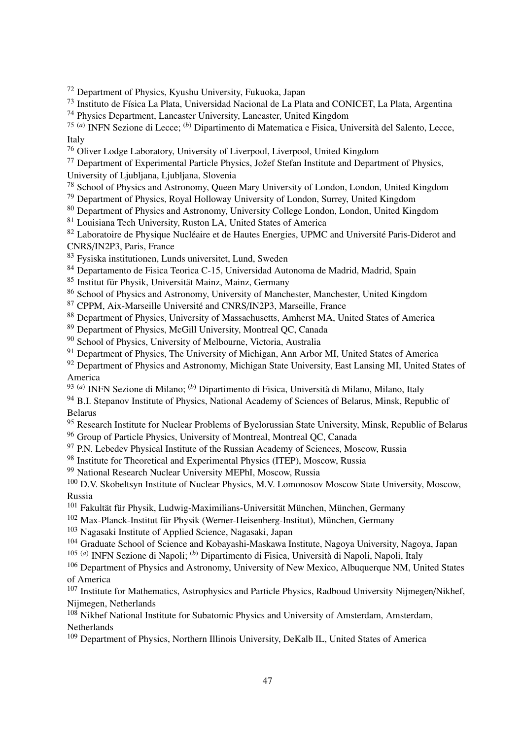[72] Department of Physics, Kyushu University, Fukuoka, Japan
[73] Instituto de Física La Plata, Universidad Nacional de La Plata and CONICET, La Plata, Argentina
[74] Physics Department, Lancaster University, Lancaster, United Kingdom
[75] [(a)] INFN Sezione di Lecce; [(b)] Dipartimento di Matematica e Fisica, Università del Salento, Lecce, Italy
[76] Oliver Lodge Laboratory, University of Liverpool, Liverpool, United Kingdom
[77] Department of Experimental Particle Physics, Jožef Stefan Institute and Department of Physics, University of Ljubljana, Ljubljana, Slovenia
[78] School of Physics and Astronomy, Queen Mary University of London, London, United Kingdom
[79] Department of Physics, Royal Holloway University of London, Surrey, United Kingdom
[80] Department of Physics and Astronomy, University College London, London, United Kingdom
[81] Louisiana Tech University, Ruston LA, United States of America
[82] Laboratoire de Physique Nucléaire et de Hautes Energies, UPMC and Université Paris-Diderot and CNRS/IN2P3, Paris, France
[83] Fysiska institutionen, Lunds universitet, Lund, Sweden
[84] Departamento de Fisica Teorica C-15, Universidad Autonoma de Madrid, Madrid, Spain
[85] Institut für Physik, Universität Mainz, Mainz, Germany
[86] School of Physics and Astronomy, University of Manchester, Manchester, United Kingdom
[87] CPPM, Aix-Marseille Université and CNRS/IN2P3, Marseille, France
[88] Department of Physics, University of Massachusetts, Amherst MA, United States of America
[89] Department of Physics, McGill University, Montreal QC, Canada
[90] School of Physics, University of Melbourne, Victoria, Australia
[91] Department of Physics, The University of Michigan, Ann Arbor MI, United States of America
[92] Department of Physics and Astronomy, Michigan State University, East Lansing MI, United States of America
[93] [(a)] INFN Sezione di Milano; [(b)] Dipartimento di Fisica, Università di Milano, Milano, Italy
[94] B.I. Stepanov Institute of Physics, National Academy of Sciences of Belarus, Minsk, Republic of Belarus
[95] Research Institute for Nuclear Problems of Byelorussian State University, Minsk, Republic of Belarus
[96] Group of Particle Physics, University of Montreal, Montreal QC, Canada
[97] P.N. Lebedev Physical Institute of the Russian Academy of Sciences, Moscow, Russia
[98] Institute for Theoretical and Experimental Physics (ITEP), Moscow, Russia
[99] National Research Nuclear University MEPhI, Moscow, Russia
[100] D.V. Skobeltsyn Institute of Nuclear Physics, M.V. Lomonosov Moscow State University, Moscow, Russia
[101] Fakultät für Physik, Ludwig-Maximilians-Universität München, München, Germany
[102] Max-Planck-Institut für Physik (Werner-Heisenberg-Institut), München, Germany
[103] Nagasaki Institute of Applied Science, Nagasaki, Japan
[104] Graduate School of Science and Kobayashi-Maskawa Institute, Nagoya University, Nagoya, Japan
[105] [(a)] INFN Sezione di Napoli; [(b)] Dipartimento di Fisica, Università di Napoli, Napoli, Italy
[106] Department of Physics and Astronomy, University of New Mexico, Albuquerque NM, United States of America
[107] Institute for Mathematics, Astrophysics and Particle Physics, Radboud University Nijmegen/Nikhef, Nijmegen, Netherlands
[108] Nikhef National Institute for Subatomic Physics and University of Amsterdam, Amsterdam, Netherlands
[109] Department of Physics, Northern Illinois University, DeKalb IL, United States of America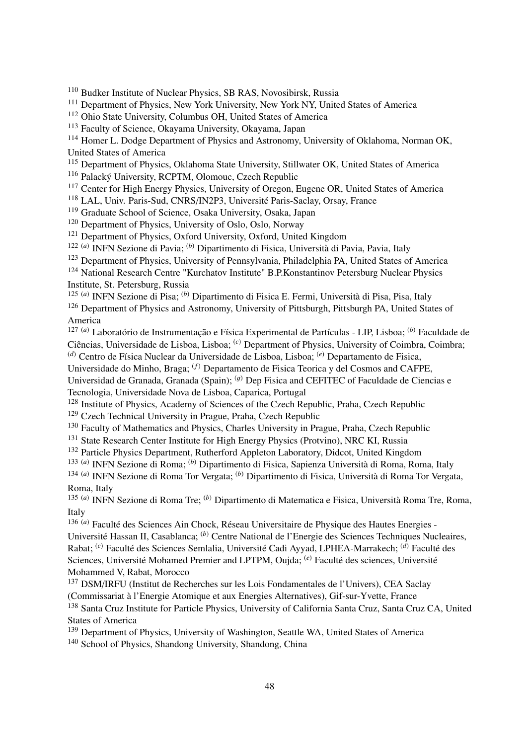[110] Budker Institute of Nuclear Physics, SB RAS, Novosibirsk, Russia
[111] Department of Physics, New York University, New York NY, United States of America
[112] Ohio State University, Columbus OH, United States of America
[113] Faculty of Science, Okayama University, Okayama, Japan
[114] Homer L. Dodge Department of Physics and Astronomy, University of Oklahoma, Norman OK, United States of America
[115] Department of Physics, Oklahoma State University, Stillwater OK, United States of America
[116] Palacký University, RCPTM, Olomouc, Czech Republic
[117] Center for High Energy Physics, University of Oregon, Eugene OR, United States of America
[118] LAL, Univ. Paris-Sud, CNRS/IN2P3, Université Paris-Saclay, Orsay, France
[119] Graduate School of Science, Osaka University, Osaka, Japan
[120] Department of Physics, University of Oslo, Oslo, Norway
[121] Department of Physics, Oxford University, Oxford, United Kingdom
[122] [(a)] INFN Sezione di Pavia; [(b)] Dipartimento di Fisica, Università di Pavia, Pavia, Italy
[123] Department of Physics, University of Pennsylvania, Philadelphia PA, United States of America
[124] National Research Centre "Kurchatov Institute" B.P.Konstantinov Petersburg Nuclear Physics Institute, St. Petersburg, Russia
[125] [(a)] INFN Sezione di Pisa; [(b)] Dipartimento di Fisica E. Fermi, Università di Pisa, Pisa, Italy
[126] Department of Physics and Astronomy, University of Pittsburgh, Pittsburgh PA, United States of America
[127] [(a)] Laboratório de Instrumentação e Física Experimental de Partículas - LIP, Lisboa; [(b)] Faculdade de Ciências, Universidade de Lisboa, Lisboa; [(c)] Department of Physics, University of Coimbra, Coimbra; [(d)] Centro de Física Nuclear da Universidade de Lisboa, Lisboa; [(e)] Departamento de Fisica, Universidade do Minho, Braga; [(f)] Departamento de Fisica Teorica y del Cosmos and CAFPE, Universidad de Granada, Granada (Spain); [(g)] Dep Fisica and CEFITEC of Faculdade de Ciencias e Tecnologia, Universidade Nova de Lisboa, Caparica, Portugal
[128] Institute of Physics, Academy of Sciences of the Czech Republic, Praha, Czech Republic
[129] Czech Technical University in Prague, Praha, Czech Republic
[130] Faculty of Mathematics and Physics, Charles University in Prague, Praha, Czech Republic
[131] State Research Center Institute for High Energy Physics (Protvino), NRC KI, Russia
[132] Particle Physics Department, Rutherford Appleton Laboratory, Didcot, United Kingdom
[133] [(a)] INFN Sezione di Roma; [(b)] Dipartimento di Fisica, Sapienza Università di Roma, Roma, Italy
[134] [(a)] INFN Sezione di Roma Tor Vergata; [(b)] Dipartimento di Fisica, Università di Roma Tor Vergata, Roma, Italy
[135] [(a)] INFN Sezione di Roma Tre; [(b)] Dipartimento di Matematica e Fisica, Università Roma Tre, Roma, Italy
[136] [(a)] Faculté des Sciences Ain Chock, Réseau Universitaire de Physique des Hautes Energies - Université Hassan II, Casablanca; [(b)] Centre National de l'Energie des Sciences Techniques Nucleaires, Rabat; [(c)] Faculté des Sciences Semlalia, Université Cadi Ayyad, LPHEA-Marrakech; [(d)] Faculté des Sciences, Université Mohamed Premier and LPTPM, Oujda; [(e)] Faculté des sciences, Université Mohammed V, Rabat, Morocco
[137] DSM/IRFU (Institut de Recherches sur les Lois Fondamentales de l'Univers), CEA Saclay (Commissariat à l'Energie Atomique et aux Energies Alternatives), Gif-sur-Yvette, France
[138] Santa Cruz Institute for Particle Physics, University of California Santa Cruz, Santa Cruz CA, United States of America
[139] Department of Physics, University of Washington, Seattle WA, United States of America
[140] School of Physics, Shandong University, Shandong, China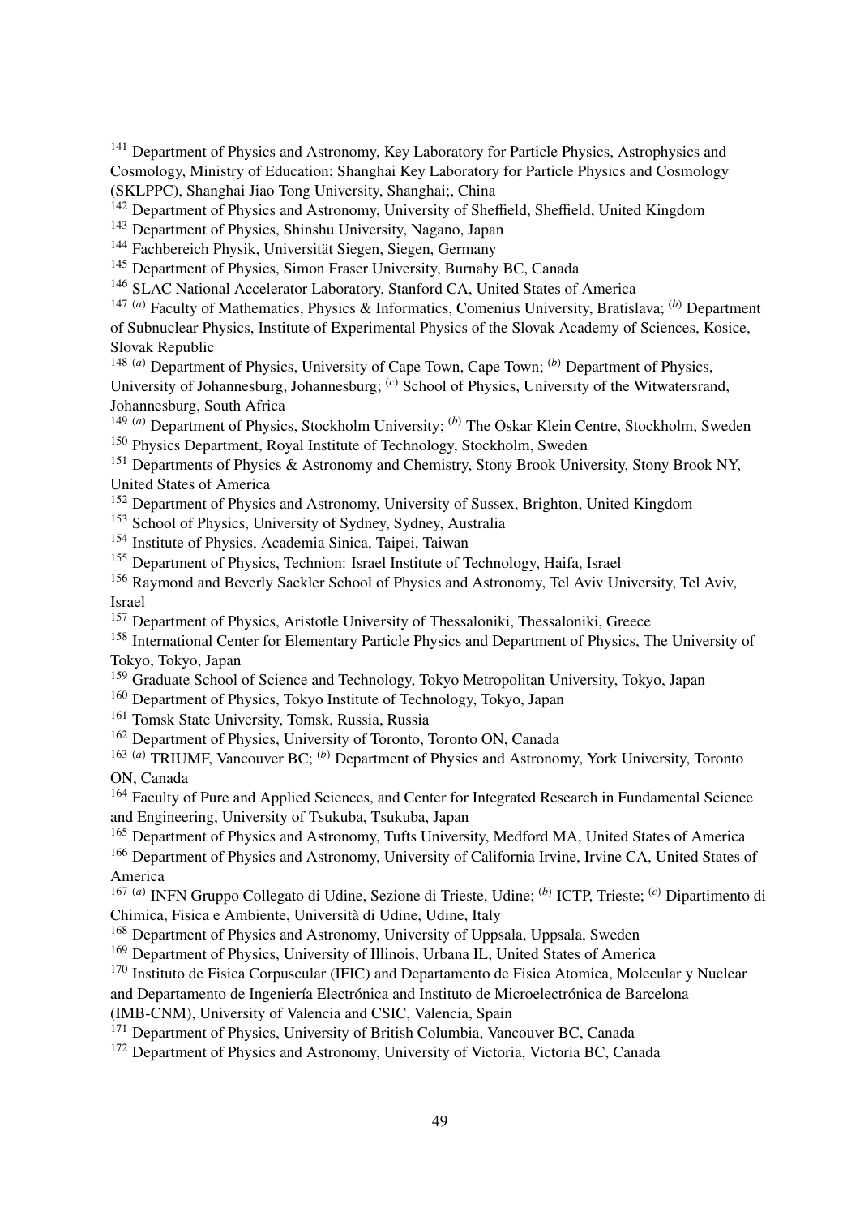[141] Department of Physics and Astronomy, Key Laboratory for Particle Physics, Astrophysics and Cosmology, Ministry of Education; Shanghai Key Laboratory for Particle Physics and Cosmology (SKLPPC), Shanghai Jiao Tong University, Shanghai;, China

[142] Department of Physics and Astronomy, University of Sheffield, Sheffield, United Kingdom

[143] Department of Physics, Shinshu University, Nagano, Japan

[144] Fachbereich Physik, Universität Siegen, Siegen, Germany

[145] Department of Physics, Simon Fraser University, Burnaby BC, Canada

[146] SLAC National Accelerator Laboratory, Stanford CA, United States of America

[147] [(a)] Faculty of Mathematics, Physics & Informatics, Comenius University, Bratislava; [(b)] Department of Subnuclear Physics, Institute of Experimental Physics of the Slovak Academy of Sciences, Kosice, Slovak Republic

[148] [(a)] Department of Physics, University of Cape Town, Cape Town; [(b)] Department of Physics, University of Johannesburg, Johannesburg; [(c)] School of Physics, University of the Witwatersrand, Johannesburg, South Africa

[149] [(a)] Department of Physics, Stockholm University; [(b)] The Oskar Klein Centre, Stockholm, Sweden

[150] Physics Department, Royal Institute of Technology, Stockholm, Sweden

[151] Departments of Physics & Astronomy and Chemistry, Stony Brook University, Stony Brook NY, United States of America

[152] Department of Physics and Astronomy, University of Sussex, Brighton, United Kingdom

[153] School of Physics, University of Sydney, Sydney, Australia

[154] Institute of Physics, Academia Sinica, Taipei, Taiwan

[155] Department of Physics, Technion: Israel Institute of Technology, Haifa, Israel

[156] Raymond and Beverly Sackler School of Physics and Astronomy, Tel Aviv University, Tel Aviv, Israel

[157] Department of Physics, Aristotle University of Thessaloniki, Thessaloniki, Greece

[158] International Center for Elementary Particle Physics and Department of Physics, The University of Tokyo, Tokyo, Japan

[159] Graduate School of Science and Technology, Tokyo Metropolitan University, Tokyo, Japan

[160] Department of Physics, Tokyo Institute of Technology, Tokyo, Japan

[161] Tomsk State University, Tomsk, Russia, Russia

[162] Department of Physics, University of Toronto, Toronto ON, Canada

[163] [(a)] TRIUMF, Vancouver BC; [(b)] Department of Physics and Astronomy, York University, Toronto ON, Canada

[164] Faculty of Pure and Applied Sciences, and Center for Integrated Research in Fundamental Science and Engineering, University of Tsukuba, Tsukuba, Japan

[165] Department of Physics and Astronomy, Tufts University, Medford MA, United States of America

[166] Department of Physics and Astronomy, University of California Irvine, Irvine CA, United States of America

[167] [(a)] INFN Gruppo Collegato di Udine, Sezione di Trieste, Udine; [(b)] ICTP, Trieste; [(c)] Dipartimento di Chimica, Fisica e Ambiente, Università di Udine, Udine, Italy

[168] Department of Physics and Astronomy, University of Uppsala, Uppsala, Sweden

[169] Department of Physics, University of Illinois, Urbana IL, United States of America

[170] Instituto de Fisica Corpuscular (IFIC) and Departamento de Fisica Atomica, Molecular y Nuclear and Departamento de Ingeniería Electrónica and Instituto de Microelectrónica de Barcelona (IMB-CNM), University of Valencia and CSIC, Valencia, Spain

[171] Department of Physics, University of British Columbia, Vancouver BC, Canada

[172] Department of Physics and Astronomy, University of Victoria, Victoria BC, Canada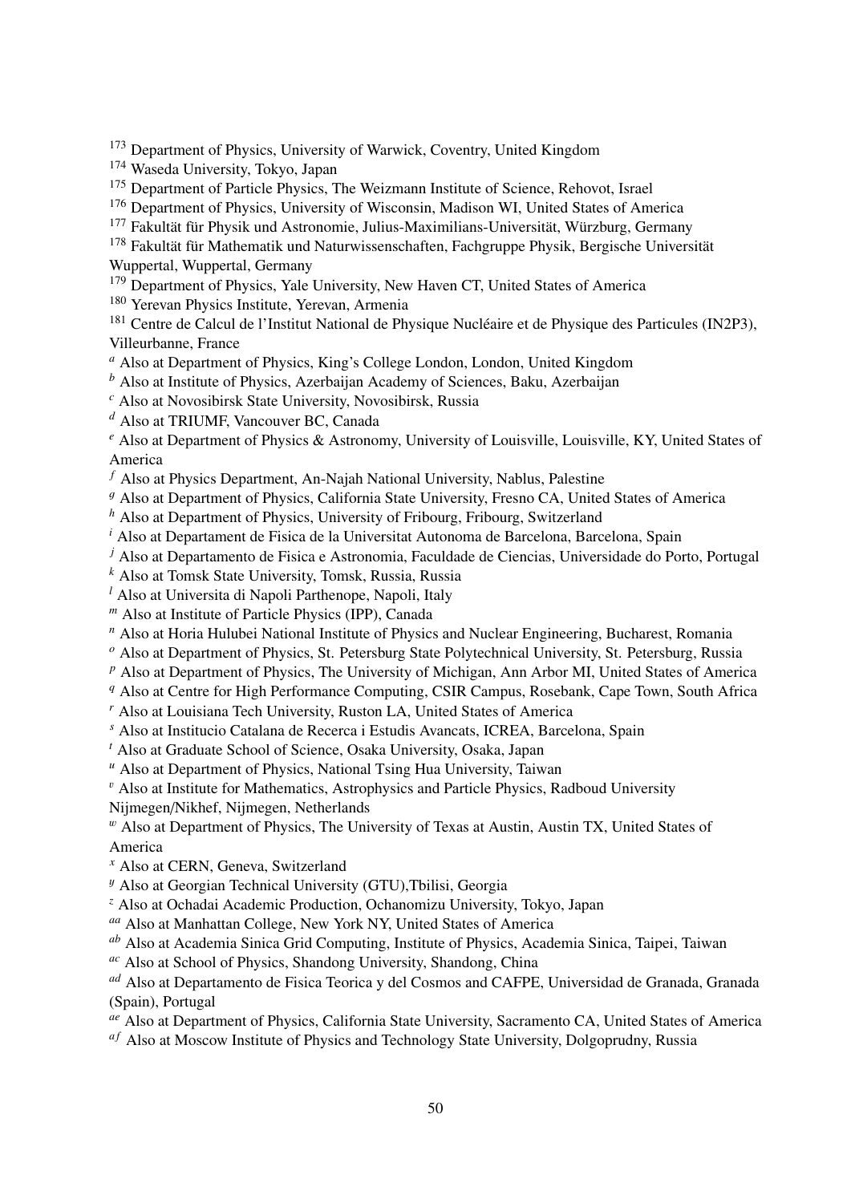[173] Department of Physics, University of Warwick, Coventry, United Kingdom
[174] Waseda University, Tokyo, Japan
[175] Department of Particle Physics, The Weizmann Institute of Science, Rehovot, Israel
[176] Department of Physics, University of Wisconsin, Madison WI, United States of America
[177] Fakultät für Physik und Astronomie, Julius-Maximilians-Universität, Würzburg, Germany
[178] Fakultät für Mathematik und Naturwissenschaften, Fachgruppe Physik, Bergische Universität Wuppertal, Wuppertal, Germany
[179] Department of Physics, Yale University, New Haven CT, United States of America
[180] Yerevan Physics Institute, Yerevan, Armenia
[181] Centre de Calcul de l'Institut National de Physique Nucléaire et de Physique des Particules (IN2P3), Villeurbanne, France
[a] Also at Department of Physics, King's College London, London, United Kingdom
[b] Also at Institute of Physics, Azerbaijan Academy of Sciences, Baku, Azerbaijan
[c] Also at Novosibirsk State University, Novosibirsk, Russia
[d] Also at TRIUMF, Vancouver BC, Canada
[e] Also at Department of Physics & Astronomy, University of Louisville, Louisville, KY, United States of America
[f] Also at Physics Department, An-Najah National University, Nablus, Palestine
[g] Also at Department of Physics, California State University, Fresno CA, United States of America
[h] Also at Department of Physics, University of Fribourg, Fribourg, Switzerland
[i] Also at Departament de Fisica de la Universitat Autonoma de Barcelona, Barcelona, Spain
[j] Also at Departamento de Fisica e Astronomia, Faculdade de Ciencias, Universidade do Porto, Portugal
[k] Also at Tomsk State University, Tomsk, Russia, Russia
[l] Also at Universita di Napoli Parthenope, Napoli, Italy
[m] Also at Institute of Particle Physics (IPP), Canada
[n] Also at Horia Hulubei National Institute of Physics and Nuclear Engineering, Bucharest, Romania
[o] Also at Department of Physics, St. Petersburg State Polytechnical University, St. Petersburg, Russia
[p] Also at Department of Physics, The University of Michigan, Ann Arbor MI, United States of America
[q] Also at Centre for High Performance Computing, CSIR Campus, Rosebank, Cape Town, South Africa
[r] Also at Louisiana Tech University, Ruston LA, United States of America
[s] Also at Institucio Catalana de Recerca i Estudis Avancats, ICREA, Barcelona, Spain
[t] Also at Graduate School of Science, Osaka University, Osaka, Japan
[u] Also at Department of Physics, National Tsing Hua University, Taiwan
[v] Also at Institute for Mathematics, Astrophysics and Particle Physics, Radboud University Nijmegen/Nikhef, Nijmegen, Netherlands
[w] Also at Department of Physics, The University of Texas at Austin, Austin TX, United States of America
[x] Also at CERN, Geneva, Switzerland
[y] Also at Georgian Technical University (GTU),Tbilisi, Georgia
[z] Also at Ochadai Academic Production, Ochanomizu University, Tokyo, Japan
[aa] Also at Manhattan College, New York NY, United States of America
[ab] Also at Academia Sinica Grid Computing, Institute of Physics, Academia Sinica, Taipei, Taiwan
[ac] Also at School of Physics, Shandong University, Shandong, China
[ad] Also at Departamento de Fisica Teorica y del Cosmos and CAFPE, Universidad de Granada, Granada (Spain), Portugal
[ae] Also at Department of Physics, California State University, Sacramento CA, United States of America
[af] Also at Moscow Institute of Physics and Technology State University, Dolgoprudny, Russia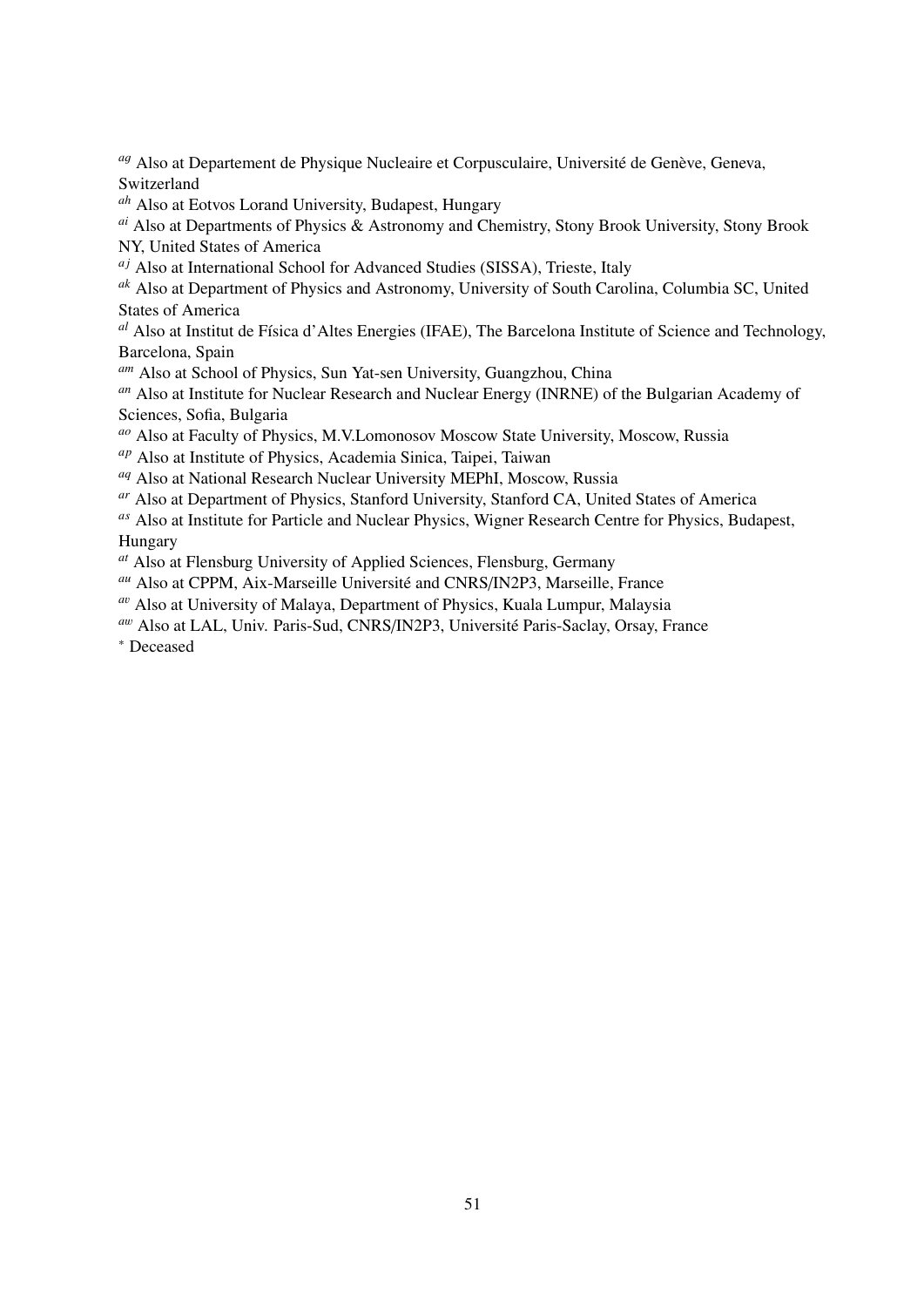[ag] Also at Departement de Physique Nucleaire et Corpusculaire, Université de Genève, Geneva, Switzerland

[ah] Also at Eotvos Lorand University, Budapest, Hungary

[ai] Also at Departments of Physics & Astronomy and Chemistry, Stony Brook University, Stony Brook NY, United States of America

[aj] Also at International School for Advanced Studies (SISSA), Trieste, Italy

[ak] Also at Department of Physics and Astronomy, University of South Carolina, Columbia SC, United States of America

[al] Also at Institut de Física d'Altes Energies (IFAE), The Barcelona Institute of Science and Technology, Barcelona, Spain

[am] Also at School of Physics, Sun Yat-sen University, Guangzhou, China

[an] Also at Institute for Nuclear Research and Nuclear Energy (INRNE) of the Bulgarian Academy of Sciences, Sofia, Bulgaria

[ao] Also at Faculty of Physics, M.V.Lomonosov Moscow State University, Moscow, Russia

[ap] Also at Institute of Physics, Academia Sinica, Taipei, Taiwan

[aq] Also at National Research Nuclear University MEPhI, Moscow, Russia

[ar] Also at Department of Physics, Stanford University, Stanford CA, United States of America

[as] Also at Institute for Particle and Nuclear Physics, Wigner Research Centre for Physics, Budapest, Hungary

[at] Also at Flensburg University of Applied Sciences, Flensburg, Germany

[au] Also at CPPM, Aix-Marseille Université and CNRS/IN2P3, Marseille, France

[av] Also at University of Malaya, Department of Physics, Kuala Lumpur, Malaysia

[aw] Also at LAL, Univ. Paris-Sud, CNRS/IN2P3, Université Paris-Saclay, Orsay, France

[*] Deceased